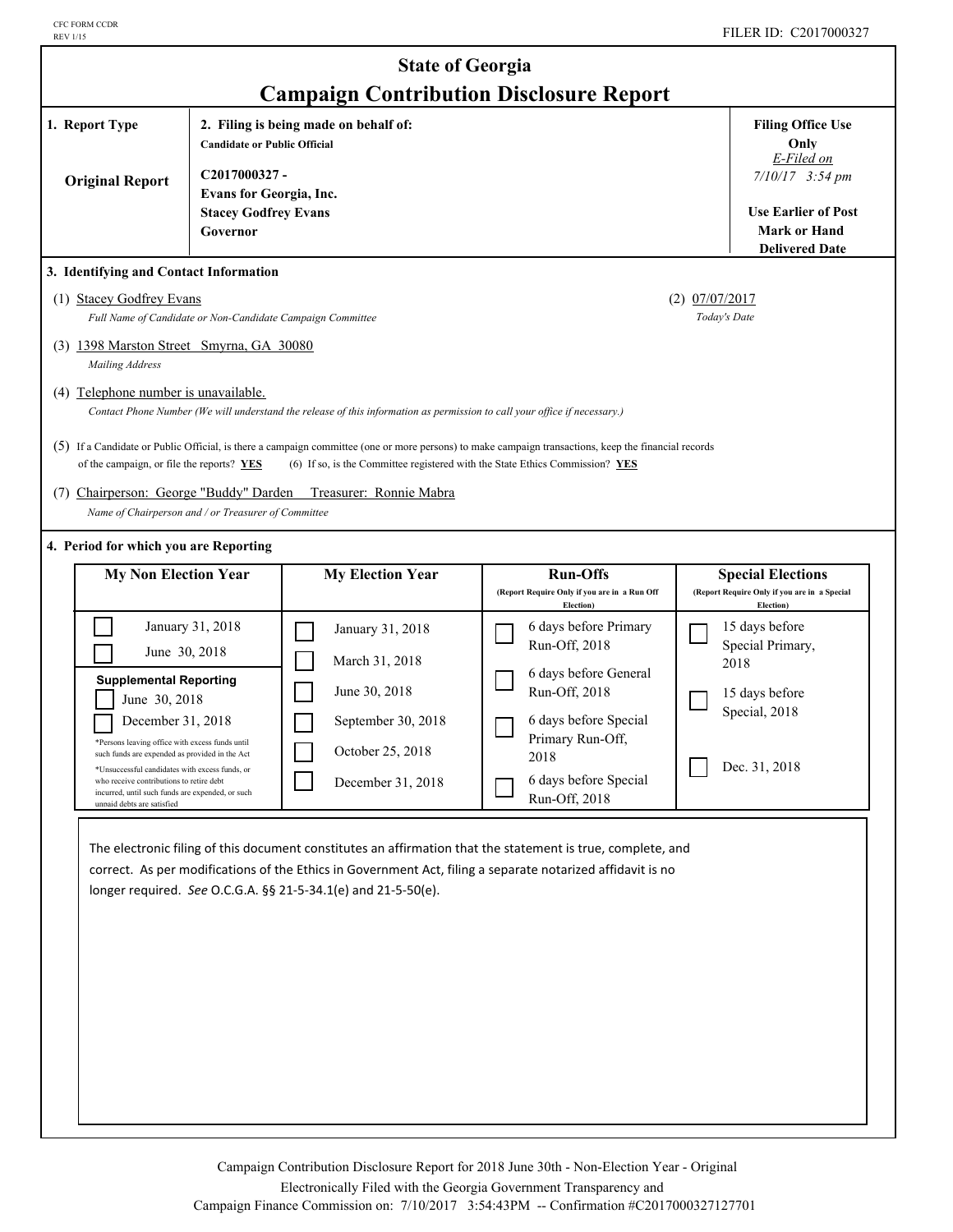CFC FORM CCDR
REV 1/15

FILER ID: C2017000327

# State of Georgia
## Campaign Contribution Disclosure Report

| 1. Report Type | 2. Filing is being made on behalf of: | Filing Office Use Only |
|---|---|---|
| Original Report | **Candidate or Public Official**<br>C2017000327 -<br>Evans for Georgia, Inc.<br>Stacey Godfrey Evans<br>Governor | *E-Filed on*<br>*7/10/17 3:54 pm*<br><br>Use Earlier of Post Mark or Hand Delivered Date |

### 3. Identifying and Contact Information

(1) Stacey Godfrey Evans
*Full Name of Candidate or Non-Candidate Campaign Committee*

(2) 07/07/2017
*Today's Date*

(3) 1398 Marston Street Smyrna, GA 30080
*Mailing Address*

(4) Telephone number is unavailable.
*Contact Phone Number (We will understand the release of this information as permission to call your office if necessary.)*

(5) If a Candidate or Public Official, is there a campaign committee (one or more persons) to make campaign transactions, keep the financial records of the campaign, or file the reports? **YES** (6) If so, is the Committee registered with the State Ethics Commission? **YES**

(7) Chairperson: George "Buddy" Darden Treasurer: Ronnie Mabra
*Name of Chairperson and / or Treasurer of Committee*

### 4. Period for which you are Reporting

| My Non Election Year | My Election Year | Run-Offs (Report Require Only if you are in a Run Off Election) | Special Elections (Report Require Only if you are in a Special Election) |
|---|---|---|---|
| ☐ January 31, 2018 | ☐ January 31, 2018 | ☐ 6 days before Primary Run-Off, 2018 | ☐ 15 days before Special Primary, 2018 |
| ☐ June 30, 2018 | ☐ March 31, 2018 | ☐ 6 days before General Run-Off, 2018 | ☐ 15 days before Special, 2018 |
| **Supplemental Reporting** | ☐ June 30, 2018 | ☐ 6 days before Special Primary Run-Off, 2018 | ☐ Dec. 31, 2018 |
| ☐ June 30, 2018 | ☐ September 30, 2018 | ☐ 6 days before Special Run-Off, 2018 | |
| ☐ December 31, 2018 | ☐ October 25, 2018 | | |
| *Persons leaving office with excess funds until such funds are expended as provided in the Act<br>*Unsuccessful candidates with excess funds, or who receive contributions to retire debt incurred, until such funds are expended, or such unpaid debts are satisfied | ☐ December 31, 2018 | | |

The electronic filing of this document constitutes an affirmation that the statement is true, complete, and correct. As per modifications of the Ethics in Government Act, filing a separate notarized affidavit is no longer required. *See* O.C.G.A. §§ 21-5-34.1(e) and 21-5-50(e).

Campaign Contribution Disclosure Report for 2018 June 30th - Non-Election Year - Original
Electronically Filed with the Georgia Government Transparency and
Campaign Finance Commission on: 7/10/2017 3:54:43PM -- Confirmation #C2017000327127701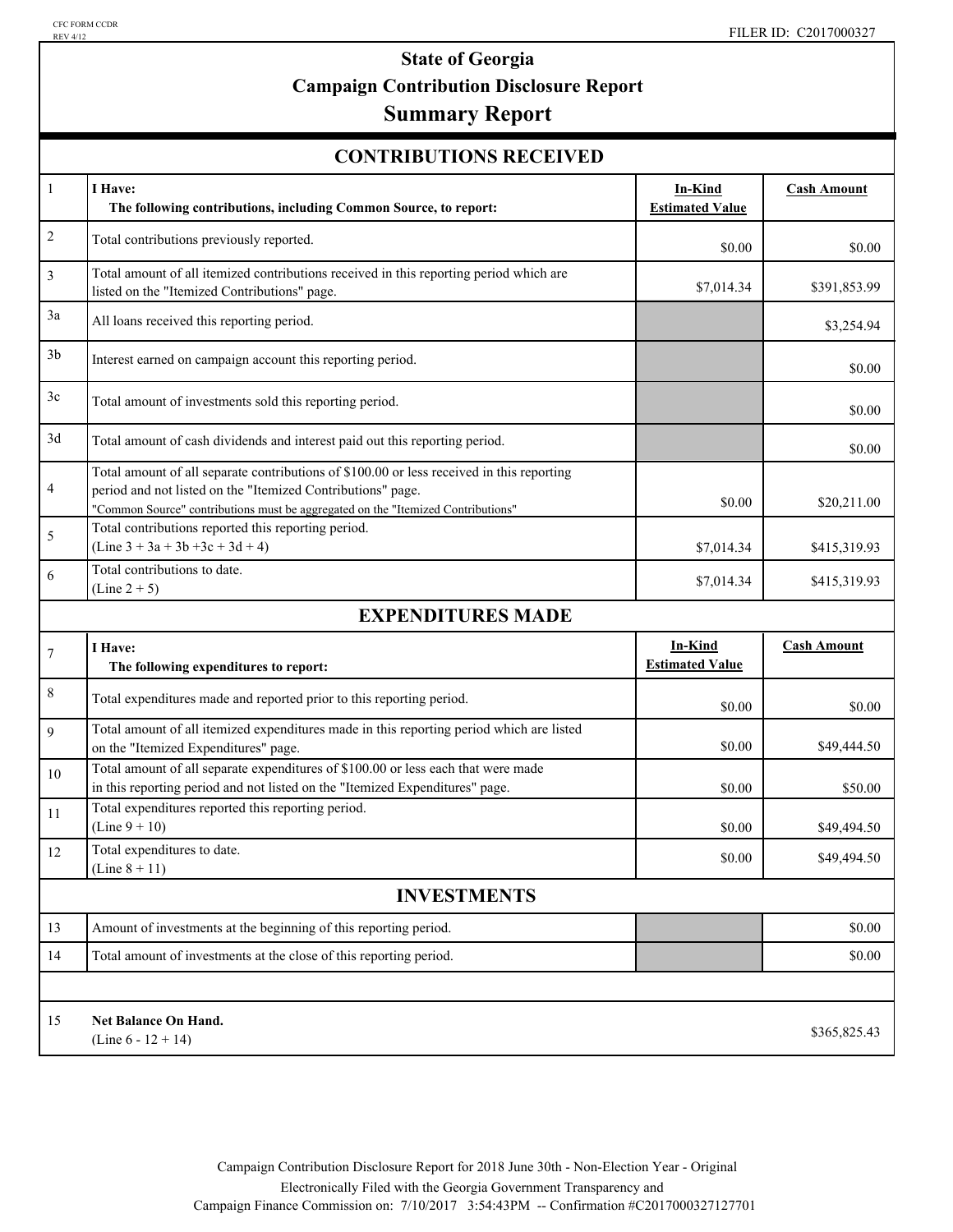CFC FORM CCDR
REV 4/12

FILER ID: C2017000327

# State of Georgia
## Campaign Contribution Disclosure Report
## Summary Report

### CONTRIBUTIONS RECEIVED

| | | In-Kind Estimated Value | Cash Amount |
|---|---|---|---|
| 1 | **I Have:** **The following contributions, including Common Source, to report:** | | |
| 2 | Total contributions previously reported. | $0.00 | $0.00 |
| 3 | Total amount of all itemized contributions received in this reporting period which are listed on the "Itemized Contributions" page. | $7,014.34 | $391,853.99 |
| 3a | All loans received this reporting period. | | $3,254.94 |
| 3b | Interest earned on campaign account this reporting period. | | $0.00 |
| 3c | Total amount of investments sold this reporting period. | | $0.00 |
| 3d | Total amount of cash dividends and interest paid out this reporting period. | | $0.00 |
| 4 | Total amount of all separate contributions of $100.00 or less received in this reporting period and not listed on the "Itemized Contributions" page. "Common Source" contributions must be aggregated on the "Itemized Contributions" | $0.00 | $20,211.00 |
| 5 | Total contributions reported this reporting period. (Line 3 + 3a + 3b +3c + 3d + 4) | $7,014.34 | $415,319.93 |
| 6 | Total contributions to date. (Line 2 + 5) | $7,014.34 | $415,319.93 |

### EXPENDITURES MADE

| | | In-Kind Estimated Value | Cash Amount |
|---|---|---|---|
| 7 | **I Have:** **The following expenditures to report:** | | |
| 8 | Total expenditures made and reported prior to this reporting period. | $0.00 | $0.00 |
| 9 | Total amount of all itemized expenditures made in this reporting period which are listed on the "Itemized Expenditures" page. | $0.00 | $49,444.50 |
| 10 | Total amount of all separate expenditures of $100.00 or less each that were made in this reporting period and not listed on the "Itemized Expenditures" page. | $0.00 | $50.00 |
| 11 | Total expenditures reported this reporting period. (Line 9 + 10) | $0.00 | $49,494.50 |
| 12 | Total expenditures to date. (Line 8 + 11) | $0.00 | $49,494.50 |

### INVESTMENTS

| | | | |
|---|---|---|---|
| 13 | Amount of investments at the beginning of this reporting period. | | $0.00 |
| 14 | Total amount of investments at the close of this reporting period. | | $0.00 |
| 15 | **Net Balance On Hand.** (Line 6 - 12 + 14) | | $365,825.43 |

Campaign Contribution Disclosure Report for 2018 June 30th - Non-Election Year - Original
Electronically Filed with the Georgia Government Transparency and
Campaign Finance Commission on: 7/10/2017 3:54:43PM -- Confirmation #C2017000327127701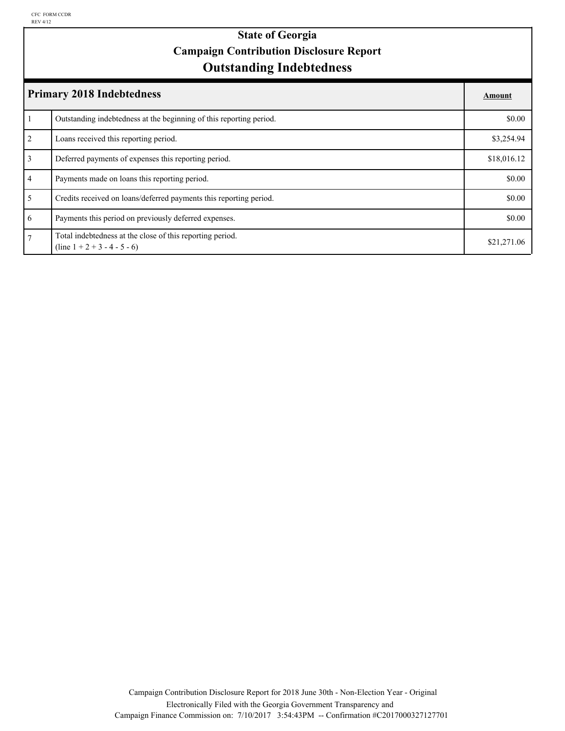CFC FORM CCDR
REV 4/12

# State of Georgia
# Campaign Contribution Disclosure Report
# Outstanding Indebtedness

| Primary 2018 Indebtedness | | Amount |
|---|---|---|
| 1 | Outstanding indebtedness at the beginning of this reporting period. | $0.00 |
| 2 | Loans received this reporting period. | $3,254.94 |
| 3 | Deferred payments of expenses this reporting period. | $18,016.12 |
| 4 | Payments made on loans this reporting period. | $0.00 |
| 5 | Credits received on loans/deferred payments this reporting period. | $0.00 |
| 6 | Payments this period on previously deferred expenses. | $0.00 |
| 7 | Total indebtedness at the close of this reporting period. (line 1 + 2 + 3 - 4 - 5 - 6) | $21,271.06 |

Campaign Contribution Disclosure Report for 2018 June 30th - Non-Election Year - Original
Electronically Filed with the Georgia Government Transparency and
Campaign Finance Commission on: 7/10/2017 3:54:43PM -- Confirmation #C2017000327127701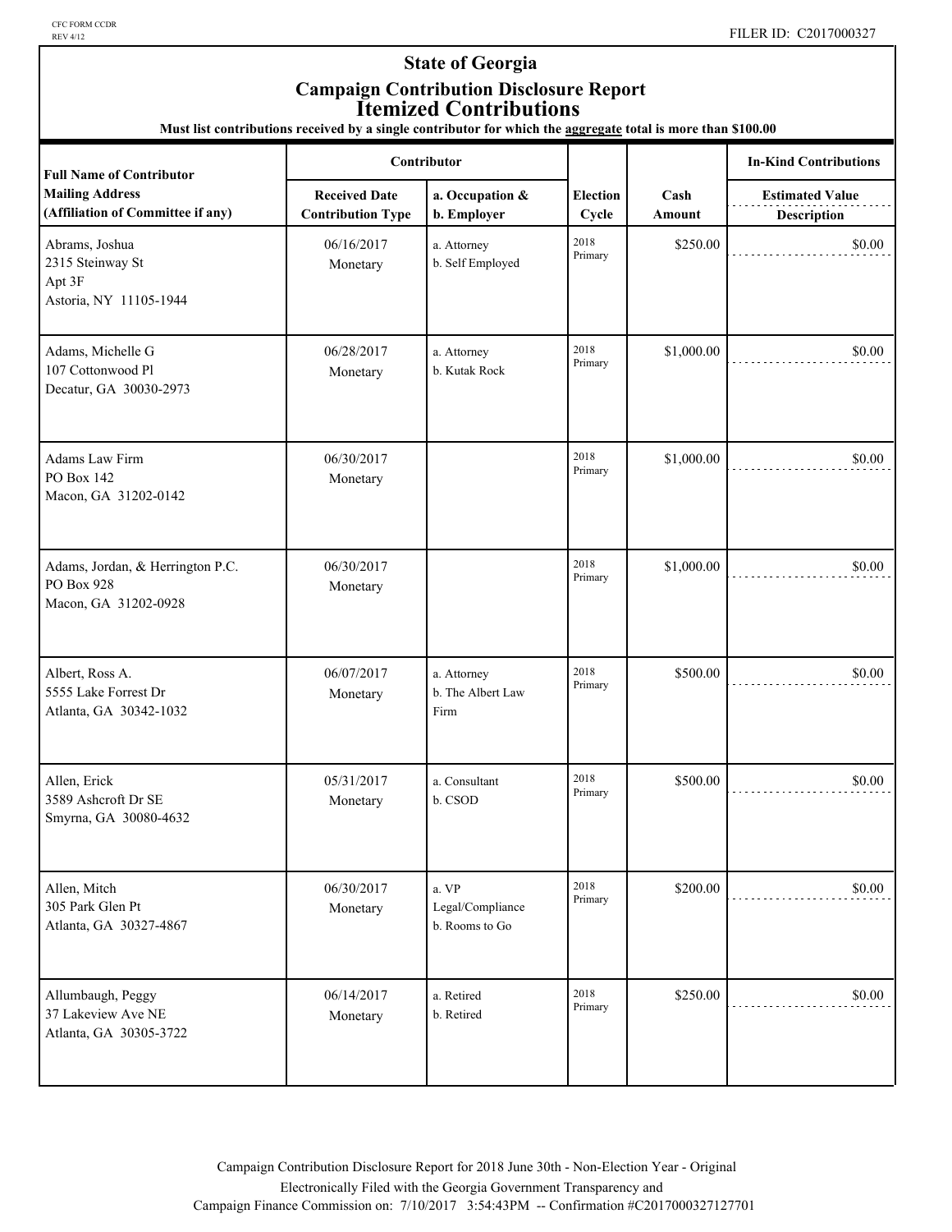CFC FORM CCDR
REV 4/12

FILER ID: C2017000327

# State of Georgia

## Campaign Contribution Disclosure Report

## Itemized Contributions

**Must list contributions received by a single contributor for which the aggregate total is more than $100.00**

| Full Name of Contributor<br>Mailing Address<br>(Affiliation of Committee if any) | Contributor<br>Received Date<br>Contribution Type | <br>a. Occupation &<br>b. Employer | Election Cycle | Cash Amount | In-Kind Contributions<br>Estimated Value<br>Description |
|---|---|---|---|---|---|
| Abrams, Joshua<br>2315 Steinway St<br>Apt 3F<br>Astoria, NY 11105-1944 | 06/16/2017<br>Monetary | a. Attorney<br>b. Self Employed | 2018 Primary | $250.00 | $0.00 |
| Adams, Michelle G<br>107 Cottonwood Pl<br>Decatur, GA 30030-2973 | 06/28/2017<br>Monetary | a. Attorney<br>b. Kutak Rock | 2018 Primary | $1,000.00 | $0.00 |
| Adams Law Firm<br>PO Box 142<br>Macon, GA 31202-0142 | 06/30/2017<br>Monetary | | 2018 Primary | $1,000.00 | $0.00 |
| Adams, Jordan, & Herrington P.C.<br>PO Box 928<br>Macon, GA 31202-0928 | 06/30/2017<br>Monetary | | 2018 Primary | $1,000.00 | $0.00 |
| Albert, Ross A.<br>5555 Lake Forrest Dr<br>Atlanta, GA 30342-1032 | 06/07/2017<br>Monetary | a. Attorney<br>b. The Albert Law Firm | 2018 Primary | $500.00 | $0.00 |
| Allen, Erick<br>3589 Ashcroft Dr SE<br>Smyrna, GA 30080-4632 | 05/31/2017<br>Monetary | a. Consultant<br>b. CSOD | 2018 Primary | $500.00 | $0.00 |
| Allen, Mitch<br>305 Park Glen Pt<br>Atlanta, GA 30327-4867 | 06/30/2017<br>Monetary | a. VP Legal/Compliance<br>b. Rooms to Go | 2018 Primary | $200.00 | $0.00 |
| Allumbaugh, Peggy<br>37 Lakeview Ave NE<br>Atlanta, GA 30305-3722 | 06/14/2017<br>Monetary | a. Retired<br>b. Retired | 2018 Primary | $250.00 | $0.00 |

Campaign Contribution Disclosure Report for 2018 June 30th - Non-Election Year - Original
Electronically Filed with the Georgia Government Transparency and
Campaign Finance Commission on: 7/10/2017 3:54:43PM -- Confirmation #C2017000327127701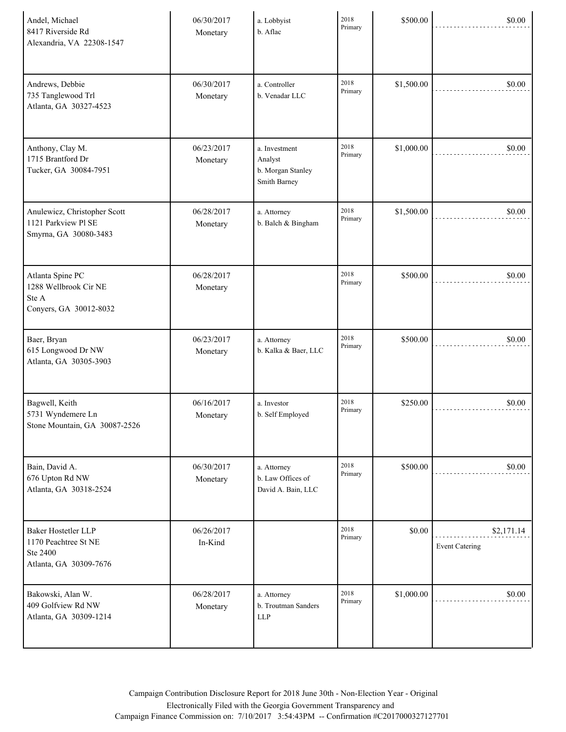| | | | | | |
|---|---|---|---|---|---|
| Andel, Michael<br>8417 Riverside Rd<br>Alexandria, VA 22308-1547 | 06/30/2017<br>Monetary | a. Lobbyist<br>b. Aflac | 2018 Primary | $500.00 | $0.00 |
| Andrews, Debbie<br>735 Tanglewood Trl<br>Atlanta, GA 30327-4523 | 06/30/2017<br>Monetary | a. Controller<br>b. Venadar LLC | 2018 Primary | $1,500.00 | $0.00 |
| Anthony, Clay M.<br>1715 Brantford Dr<br>Tucker, GA 30084-7951 | 06/23/2017<br>Monetary | a. Investment Analyst<br>b. Morgan Stanley Smith Barney | 2018 Primary | $1,000.00 | $0.00 |
| Anulewicz, Christopher Scott<br>1121 Parkview Pl SE<br>Smyrna, GA 30080-3483 | 06/28/2017<br>Monetary | a. Attorney<br>b. Balch & Bingham | 2018 Primary | $1,500.00 | $0.00 |
| Atlanta Spine PC<br>1288 Wellbrook Cir NE<br>Ste A<br>Conyers, GA 30012-8032 | 06/28/2017<br>Monetary | | 2018 Primary | $500.00 | $0.00 |
| Baer, Bryan<br>615 Longwood Dr NW<br>Atlanta, GA 30305-3903 | 06/23/2017<br>Monetary | a. Attorney<br>b. Kalka & Baer, LLC | 2018 Primary | $500.00 | $0.00 |
| Bagwell, Keith<br>5731 Wyndemere Ln<br>Stone Mountain, GA 30087-2526 | 06/16/2017<br>Monetary | a. Investor<br>b. Self Employed | 2018 Primary | $250.00 | $0.00 |
| Bain, David A.<br>676 Upton Rd NW<br>Atlanta, GA 30318-2524 | 06/30/2017<br>Monetary | a. Attorney<br>b. Law Offices of David A. Bain, LLC | 2018 Primary | $500.00 | $0.00 |
| Baker Hostetler LLP<br>1170 Peachtree St NE<br>Ste 2400<br>Atlanta, GA 30309-7676 | 06/26/2017<br>In-Kind | | 2018 Primary | $0.00 | $2,171.14<br>Event Catering |
| Bakowski, Alan W.<br>409 Golfview Rd NW<br>Atlanta, GA 30309-1214 | 06/28/2017<br>Monetary | a. Attorney<br>b. Troutman Sanders LLP | 2018 Primary | $1,000.00 | $0.00 |

Campaign Contribution Disclosure Report for 2018 June 30th - Non-Election Year - Original
Electronically Filed with the Georgia Government Transparency and Campaign Finance Commission on: 7/10/2017 3:54:43PM -- Confirmation #C2017000327127701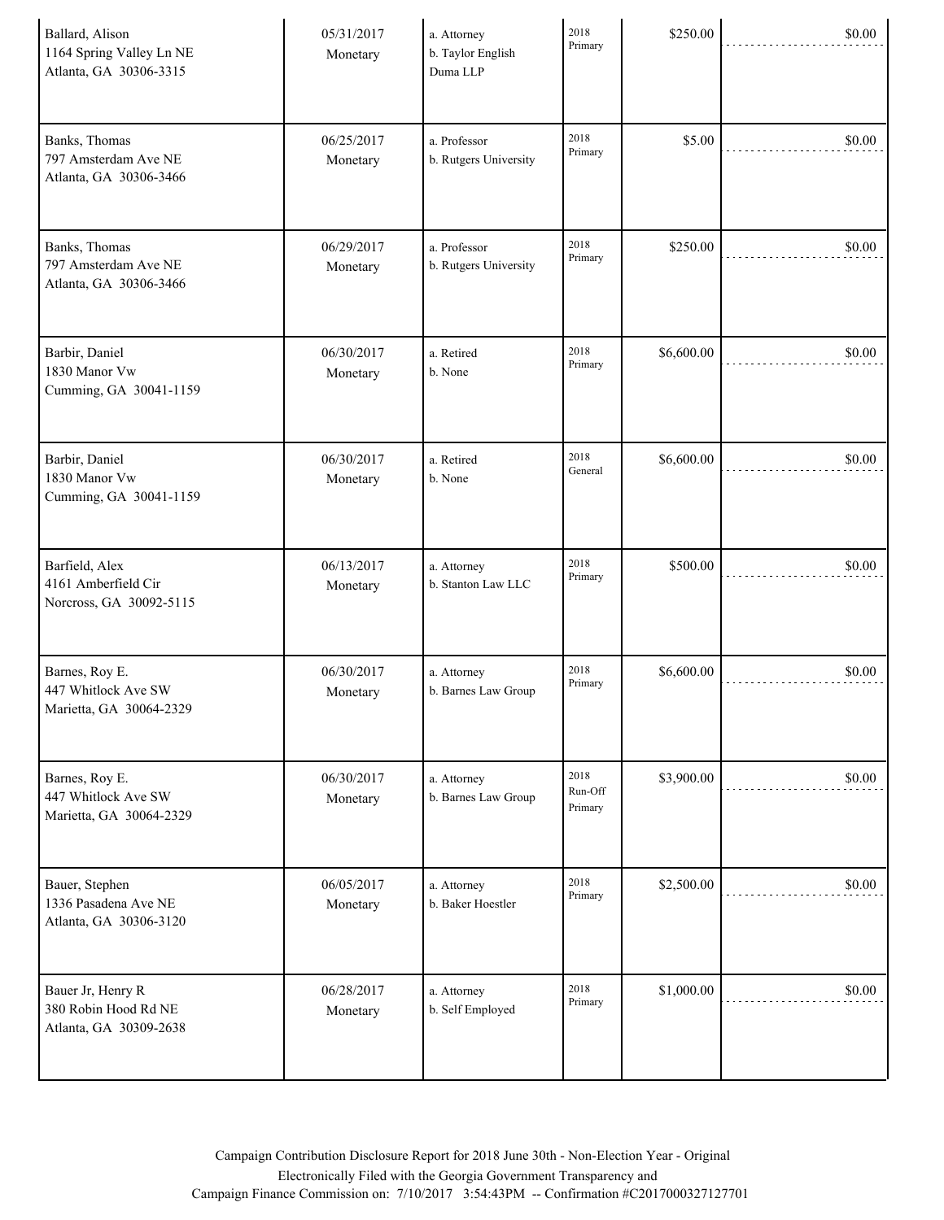| | | | | | |
|---|---|---|---|---|---|
| Ballard, Alison<br>1164 Spring Valley Ln NE<br>Atlanta, GA 30306-3315 | 05/31/2017<br>Monetary | a. Attorney<br>b. Taylor English Duma LLP | 2018 Primary | $250.00 | $0.00 |
| Banks, Thomas<br>797 Amsterdam Ave NE<br>Atlanta, GA 30306-3466 | 06/25/2017<br>Monetary | a. Professor<br>b. Rutgers University | 2018 Primary | $5.00 | $0.00 |
| Banks, Thomas<br>797 Amsterdam Ave NE<br>Atlanta, GA 30306-3466 | 06/29/2017<br>Monetary | a. Professor<br>b. Rutgers University | 2018 Primary | $250.00 | $0.00 |
| Barbir, Daniel<br>1830 Manor Vw<br>Cumming, GA 30041-1159 | 06/30/2017<br>Monetary | a. Retired<br>b. None | 2018 Primary | $6,600.00 | $0.00 |
| Barbir, Daniel<br>1830 Manor Vw<br>Cumming, GA 30041-1159 | 06/30/2017<br>Monetary | a. Retired<br>b. None | 2018 General | $6,600.00 | $0.00 |
| Barfield, Alex<br>4161 Amberfield Cir<br>Norcross, GA 30092-5115 | 06/13/2017<br>Monetary | a. Attorney<br>b. Stanton Law LLC | 2018 Primary | $500.00 | $0.00 |
| Barnes, Roy E.<br>447 Whitlock Ave SW<br>Marietta, GA 30064-2329 | 06/30/2017<br>Monetary | a. Attorney<br>b. Barnes Law Group | 2018 Primary | $6,600.00 | $0.00 |
| Barnes, Roy E.<br>447 Whitlock Ave SW<br>Marietta, GA 30064-2329 | 06/30/2017<br>Monetary | a. Attorney<br>b. Barnes Law Group | 2018 Run-Off Primary | $3,900.00 | $0.00 |
| Bauer, Stephen<br>1336 Pasadena Ave NE<br>Atlanta, GA 30306-3120 | 06/05/2017<br>Monetary | a. Attorney<br>b. Baker Hoestler | 2018 Primary | $2,500.00 | $0.00 |
| Bauer Jr, Henry R<br>380 Robin Hood Rd NE<br>Atlanta, GA 30309-2638 | 06/28/2017<br>Monetary | a. Attorney<br>b. Self Employed | 2018 Primary | $1,000.00 | $0.00 |

Campaign Contribution Disclosure Report for 2018 June 30th - Non-Election Year - Original
Electronically Filed with the Georgia Government Transparency and
Campaign Finance Commission on: 7/10/2017 3:54:43PM -- Confirmation #C2017000327127701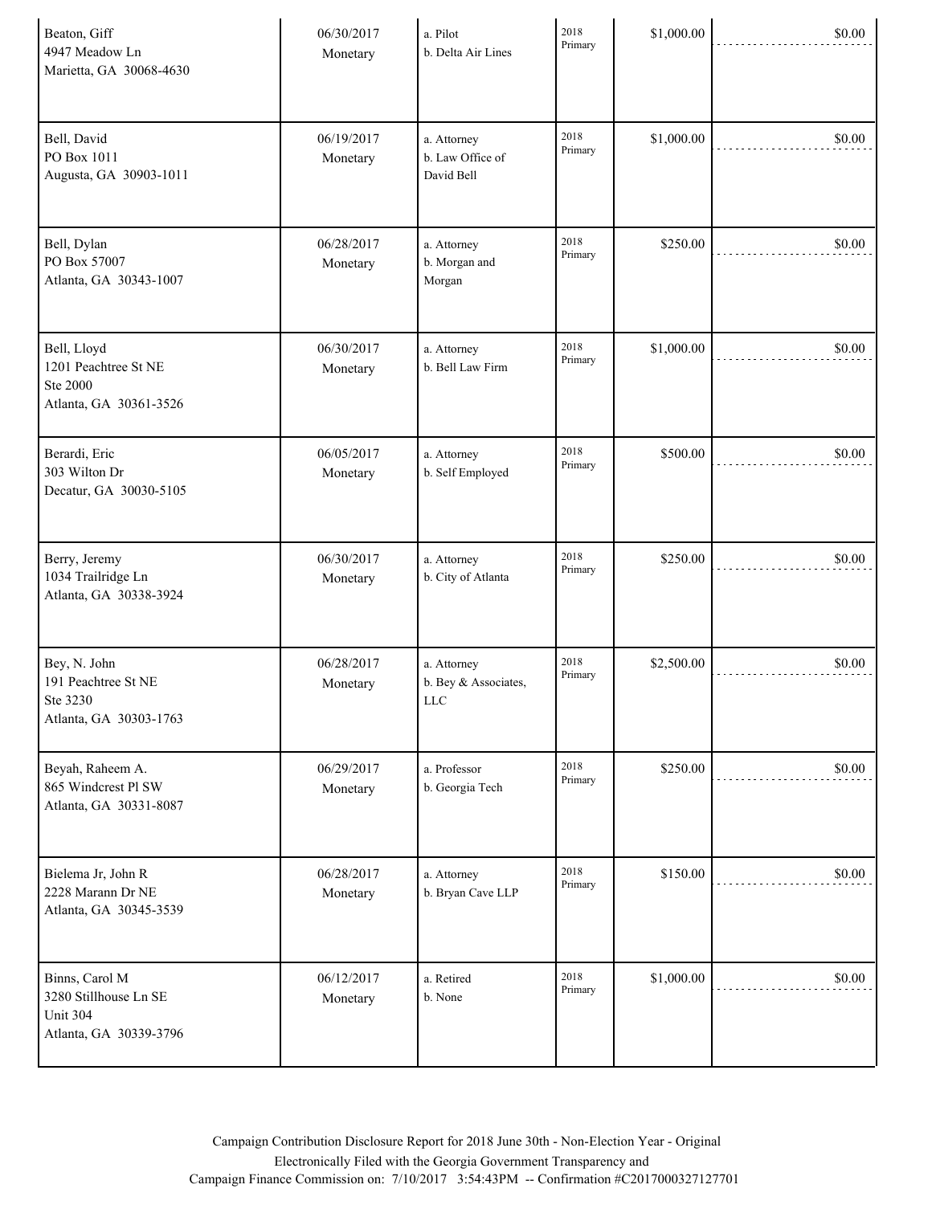| | | | | | |
|---|---|---|---|---|---|
| Beaton, Giff<br>4947 Meadow Ln<br>Marietta, GA 30068-4630 | 06/30/2017<br>Monetary | a. Pilot<br>b. Delta Air Lines | 2018<br>Primary | $1,000.00 | $0.00 |
| Bell, David<br>PO Box 1011<br>Augusta, GA 30903-1011 | 06/19/2017<br>Monetary | a. Attorney<br>b. Law Office of David Bell | 2018<br>Primary | $1,000.00 | $0.00 |
| Bell, Dylan<br>PO Box 57007<br>Atlanta, GA 30343-1007 | 06/28/2017<br>Monetary | a. Attorney<br>b. Morgan and Morgan | 2018<br>Primary | $250.00 | $0.00 |
| Bell, Lloyd<br>1201 Peachtree St NE<br>Ste 2000<br>Atlanta, GA 30361-3526 | 06/30/2017<br>Monetary | a. Attorney<br>b. Bell Law Firm | 2018<br>Primary | $1,000.00 | $0.00 |
| Berardi, Eric<br>303 Wilton Dr<br>Decatur, GA 30030-5105 | 06/05/2017<br>Monetary | a. Attorney<br>b. Self Employed | 2018<br>Primary | $500.00 | $0.00 |
| Berry, Jeremy<br>1034 Trailridge Ln<br>Atlanta, GA 30338-3924 | 06/30/2017<br>Monetary | a. Attorney<br>b. City of Atlanta | 2018<br>Primary | $250.00 | $0.00 |
| Bey, N. John<br>191 Peachtree St NE<br>Ste 3230<br>Atlanta, GA 30303-1763 | 06/28/2017<br>Monetary | a. Attorney<br>b. Bey & Associates, LLC | 2018<br>Primary | $2,500.00 | $0.00 |
| Beyah, Raheem A.<br>865 Windcrest Pl SW<br>Atlanta, GA 30331-8087 | 06/29/2017<br>Monetary | a. Professor<br>b. Georgia Tech | 2018<br>Primary | $250.00 | $0.00 |
| Bielema Jr, John R<br>2228 Marann Dr NE<br>Atlanta, GA 30345-3539 | 06/28/2017<br>Monetary | a. Attorney<br>b. Bryan Cave LLP | 2018<br>Primary | $150.00 | $0.00 |
| Binns, Carol M<br>3280 Stillhouse Ln SE<br>Unit 304<br>Atlanta, GA 30339-3796 | 06/12/2017<br>Monetary | a. Retired<br>b. None | 2018<br>Primary | $1,000.00 | $0.00 |

Campaign Contribution Disclosure Report for 2018 June 30th - Non-Election Year - Original
Electronically Filed with the Georgia Government Transparency and
Campaign Finance Commission on: 7/10/2017 3:54:43PM -- Confirmation #C2017000327127701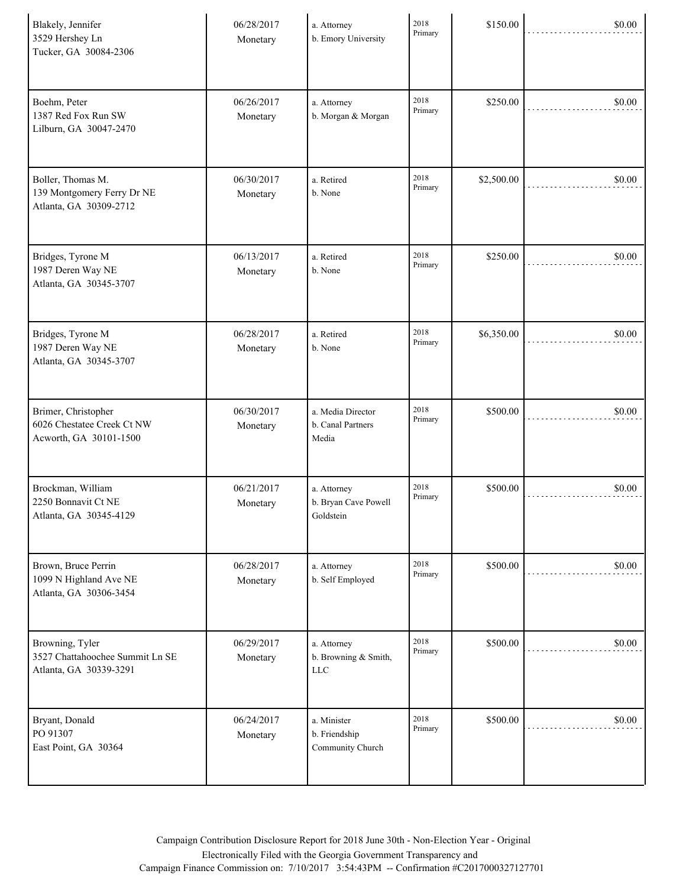| | | | | | |
|---|---|---|---|---|---|
| Blakely, Jennifer<br>3529 Hershey Ln<br>Tucker, GA 30084-2306 | 06/28/2017<br>Monetary | a. Attorney<br>b. Emory University | 2018 Primary | $150.00 | $0.00 |
| Boehm, Peter<br>1387 Red Fox Run SW<br>Lilburn, GA 30047-2470 | 06/26/2017<br>Monetary | a. Attorney<br>b. Morgan & Morgan | 2018 Primary | $250.00 | $0.00 |
| Boller, Thomas M.<br>139 Montgomery Ferry Dr NE<br>Atlanta, GA 30309-2712 | 06/30/2017<br>Monetary | a. Retired<br>b. None | 2018 Primary | $2,500.00 | $0.00 |
| Bridges, Tyrone M<br>1987 Deren Way NE<br>Atlanta, GA 30345-3707 | 06/13/2017<br>Monetary | a. Retired<br>b. None | 2018 Primary | $250.00 | $0.00 |
| Bridges, Tyrone M<br>1987 Deren Way NE<br>Atlanta, GA 30345-3707 | 06/28/2017<br>Monetary | a. Retired<br>b. None | 2018 Primary | $6,350.00 | $0.00 |
| Brimer, Christopher<br>6026 Chestatee Creek Ct NW<br>Acworth, GA 30101-1500 | 06/30/2017<br>Monetary | a. Media Director<br>b. Canal Partners Media | 2018 Primary | $500.00 | $0.00 |
| Brockman, William<br>2250 Bonnavit Ct NE<br>Atlanta, GA 30345-4129 | 06/21/2017<br>Monetary | a. Attorney<br>b. Bryan Cave Powell Goldstein | 2018 Primary | $500.00 | $0.00 |
| Brown, Bruce Perrin<br>1099 N Highland Ave NE<br>Atlanta, GA 30306-3454 | 06/28/2017<br>Monetary | a. Attorney<br>b. Self Employed | 2018 Primary | $500.00 | $0.00 |
| Browning, Tyler<br>3527 Chattahoochee Summit Ln SE<br>Atlanta, GA 30339-3291 | 06/29/2017<br>Monetary | a. Attorney<br>b. Browning & Smith, LLC | 2018 Primary | $500.00 | $0.00 |
| Bryant, Donald<br>PO 91307<br>East Point, GA 30364 | 06/24/2017<br>Monetary | a. Minister<br>b. Friendship Community Church | 2018 Primary | $500.00 | $0.00 |

Campaign Contribution Disclosure Report for 2018 June 30th - Non-Election Year - Original
Electronically Filed with the Georgia Government Transparency and
Campaign Finance Commission on: 7/10/2017 3:54:43PM -- Confirmation #C2017000327127701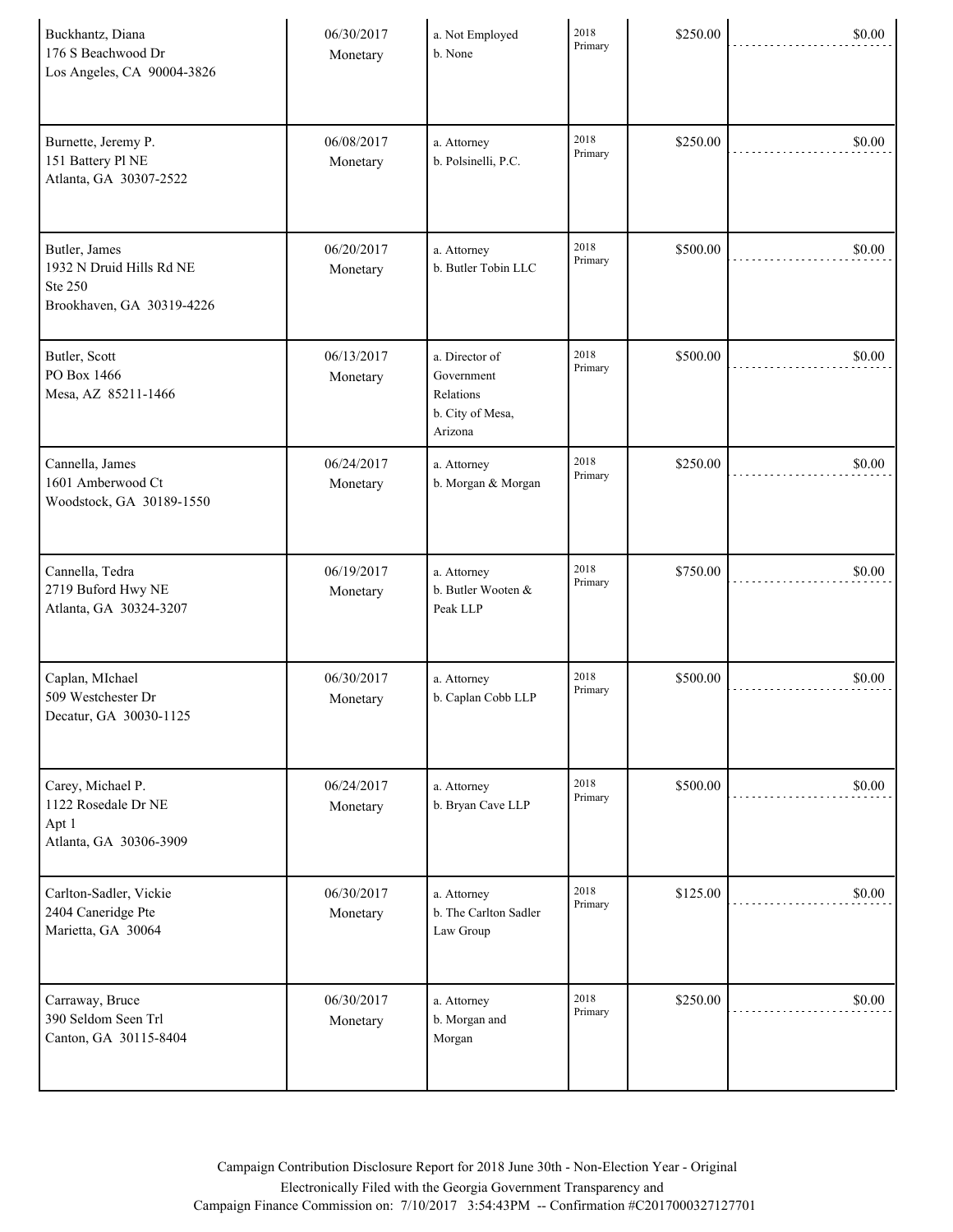| Contributor | Date / Type | Occupation / Employer | Election | Amount | |
|---|---|---|---|---|---|
| Buckhantz, Diana<br>176 S Beachwood Dr<br>Los Angeles, CA 90004-3826 | 06/30/2017<br>Monetary | a. Not Employed<br>b. None | 2018<br>Primary | $250.00 | $0.00 |
| Burnette, Jeremy P.<br>151 Battery Pl NE<br>Atlanta, GA 30307-2522 | 06/08/2017<br>Monetary | a. Attorney<br>b. Polsinelli, P.C. | 2018<br>Primary | $250.00 | $0.00 |
| Butler, James<br>1932 N Druid Hills Rd NE<br>Ste 250<br>Brookhaven, GA 30319-4226 | 06/20/2017<br>Monetary | a. Attorney<br>b. Butler Tobin LLC | 2018<br>Primary | $500.00 | $0.00 |
| Butler, Scott<br>PO Box 1466<br>Mesa, AZ 85211-1466 | 06/13/2017<br>Monetary | a. Director of Government Relations<br>b. City of Mesa, Arizona | 2018<br>Primary | $500.00 | $0.00 |
| Cannella, James<br>1601 Amberwood Ct<br>Woodstock, GA 30189-1550 | 06/24/2017<br>Monetary | a. Attorney<br>b. Morgan & Morgan | 2018<br>Primary | $250.00 | $0.00 |
| Cannella, Tedra<br>2719 Buford Hwy NE<br>Atlanta, GA 30324-3207 | 06/19/2017<br>Monetary | a. Attorney<br>b. Butler Wooten & Peak LLP | 2018<br>Primary | $750.00 | $0.00 |
| Caplan, MIchael<br>509 Westchester Dr<br>Decatur, GA 30030-1125 | 06/30/2017<br>Monetary | a. Attorney<br>b. Caplan Cobb LLP | 2018<br>Primary | $500.00 | $0.00 |
| Carey, Michael P.<br>1122 Rosedale Dr NE<br>Apt 1<br>Atlanta, GA 30306-3909 | 06/24/2017<br>Monetary | a. Attorney<br>b. Bryan Cave LLP | 2018<br>Primary | $500.00 | $0.00 |
| Carlton-Sadler, Vickie<br>2404 Caneridge Pte<br>Marietta, GA 30064 | 06/30/2017<br>Monetary | a. Attorney<br>b. The Carlton Sadler Law Group | 2018<br>Primary | $125.00 | $0.00 |
| Carraway, Bruce<br>390 Seldom Seen Trl<br>Canton, GA 30115-8404 | 06/30/2017<br>Monetary | a. Attorney<br>b. Morgan and Morgan | 2018<br>Primary | $250.00 | $0.00 |

Campaign Contribution Disclosure Report for 2018 June 30th - Non-Election Year - Original
Electronically Filed with the Georgia Government Transparency and
Campaign Finance Commission on: 7/10/2017 3:54:43PM -- Confirmation #C2017000327127701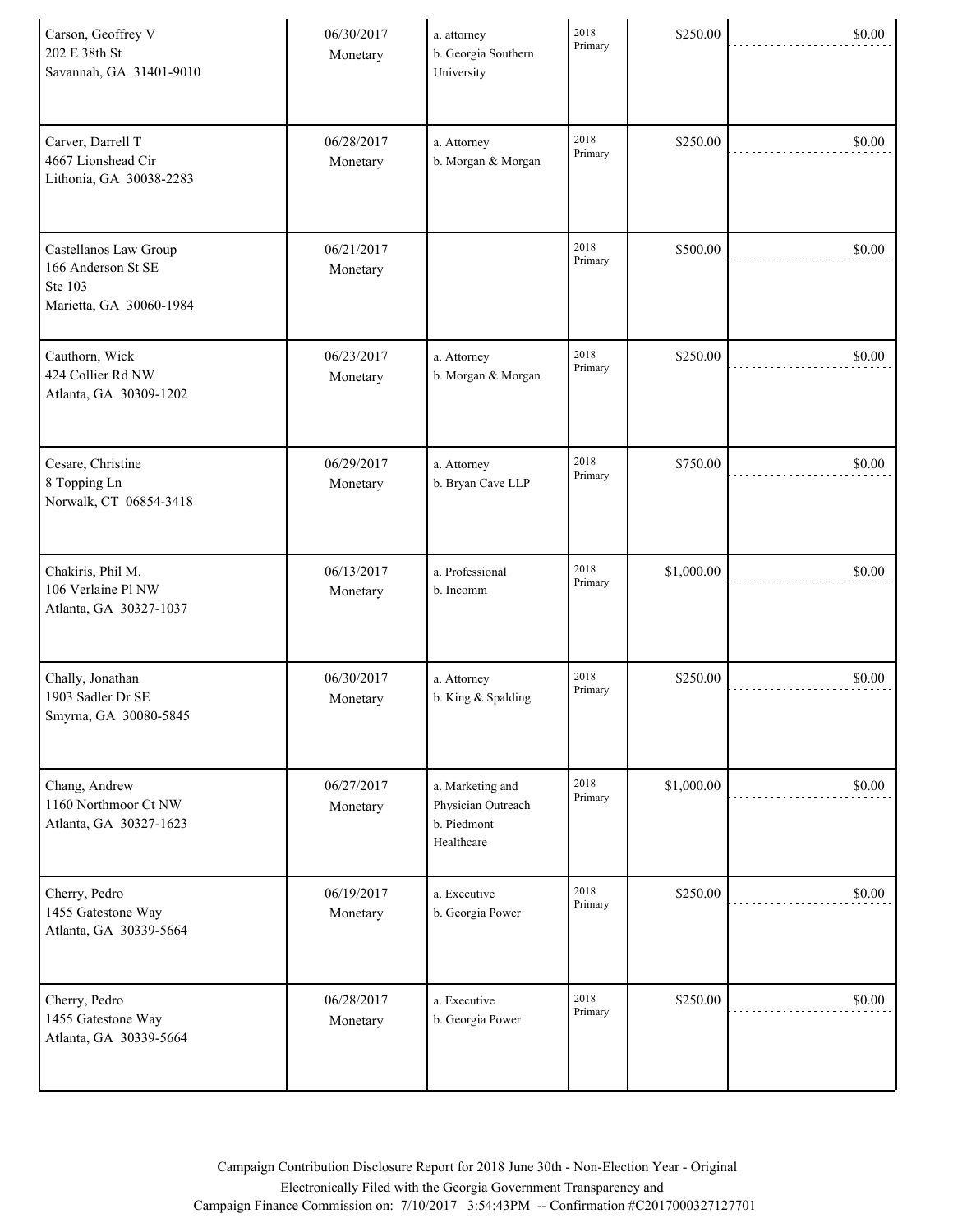| | | | | | |
|---|---|---|---|---|---|
| Carson, Geoffrey V<br>202 E 38th St<br>Savannah, GA 31401-9010 | 06/30/2017<br>Monetary | a. attorney<br>b. Georgia Southern University | 2018 Primary | $250.00 | $0.00 |
| Carver, Darrell T<br>4667 Lionshead Cir<br>Lithonia, GA 30038-2283 | 06/28/2017<br>Monetary | a. Attorney<br>b. Morgan & Morgan | 2018 Primary | $250.00 | $0.00 |
| Castellanos Law Group<br>166 Anderson St SE<br>Ste 103<br>Marietta, GA 30060-1984 | 06/21/2017<br>Monetary | | 2018 Primary | $500.00 | $0.00 |
| Cauthorn, Wick<br>424 Collier Rd NW<br>Atlanta, GA 30309-1202 | 06/23/2017<br>Monetary | a. Attorney<br>b. Morgan & Morgan | 2018 Primary | $250.00 | $0.00 |
| Cesare, Christine<br>8 Topping Ln<br>Norwalk, CT 06854-3418 | 06/29/2017<br>Monetary | a. Attorney<br>b. Bryan Cave LLP | 2018 Primary | $750.00 | $0.00 |
| Chakiris, Phil M.<br>106 Verlaine Pl NW<br>Atlanta, GA 30327-1037 | 06/13/2017<br>Monetary | a. Professional<br>b. Incomm | 2018 Primary | $1,000.00 | $0.00 |
| Chally, Jonathan<br>1903 Sadler Dr SE<br>Smyrna, GA 30080-5845 | 06/30/2017<br>Monetary | a. Attorney<br>b. King & Spalding | 2018 Primary | $250.00 | $0.00 |
| Chang, Andrew<br>1160 Northmoor Ct NW<br>Atlanta, GA 30327-1623 | 06/27/2017<br>Monetary | a. Marketing and Physician Outreach<br>b. Piedmont Healthcare | 2018 Primary | $1,000.00 | $0.00 |
| Cherry, Pedro<br>1455 Gatestone Way<br>Atlanta, GA 30339-5664 | 06/19/2017<br>Monetary | a. Executive<br>b. Georgia Power | 2018 Primary | $250.00 | $0.00 |
| Cherry, Pedro<br>1455 Gatestone Way<br>Atlanta, GA 30339-5664 | 06/28/2017<br>Monetary | a. Executive<br>b. Georgia Power | 2018 Primary | $250.00 | $0.00 |

Campaign Contribution Disclosure Report for 2018 June 30th - Non-Election Year - Original
Electronically Filed with the Georgia Government Transparency and
Campaign Finance Commission on: 7/10/2017 3:54:43PM -- Confirmation #C2017000327127701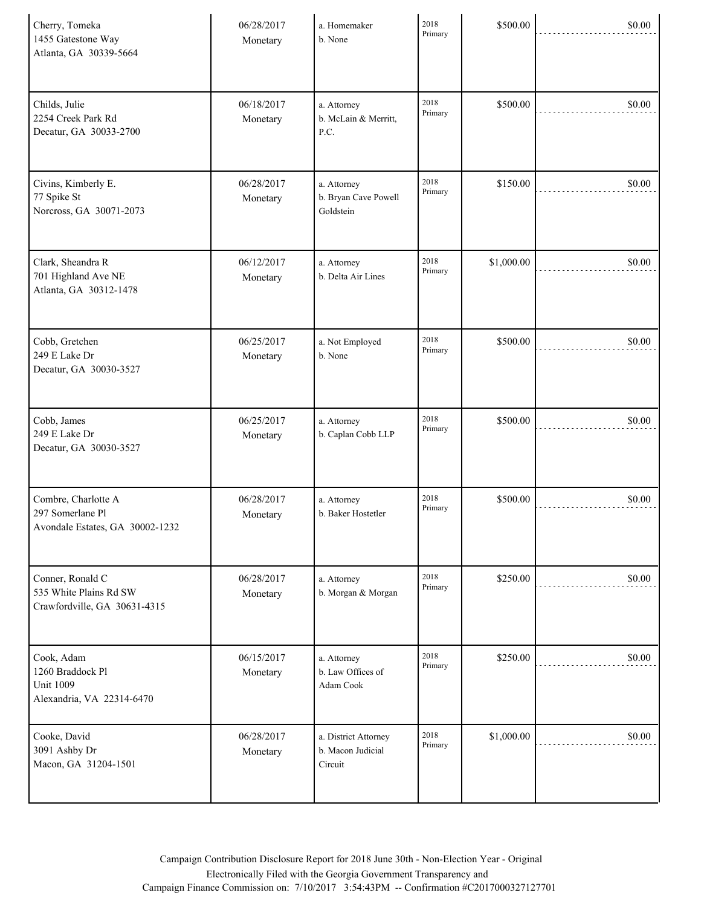| | | | | | |
|---|---|---|---|---|---|
| Cherry, Tomeka<br>1455 Gatestone Way<br>Atlanta, GA 30339-5664 | 06/28/2017<br>Monetary | a. Homemaker<br>b. None | 2018<br>Primary | $500.00 | $0.00 |
| Childs, Julie<br>2254 Creek Park Rd<br>Decatur, GA 30033-2700 | 06/18/2017<br>Monetary | a. Attorney<br>b. McLain & Merritt, P.C. | 2018<br>Primary | $500.00 | $0.00 |
| Civins, Kimberly E.<br>77 Spike St<br>Norcross, GA 30071-2073 | 06/28/2017<br>Monetary | a. Attorney<br>b. Bryan Cave Powell Goldstein | 2018<br>Primary | $150.00 | $0.00 |
| Clark, Sheandra R<br>701 Highland Ave NE<br>Atlanta, GA 30312-1478 | 06/12/2017<br>Monetary | a. Attorney<br>b. Delta Air Lines | 2018<br>Primary | $1,000.00 | $0.00 |
| Cobb, Gretchen<br>249 E Lake Dr<br>Decatur, GA 30030-3527 | 06/25/2017<br>Monetary | a. Not Employed<br>b. None | 2018<br>Primary | $500.00 | $0.00 |
| Cobb, James<br>249 E Lake Dr<br>Decatur, GA 30030-3527 | 06/25/2017<br>Monetary | a. Attorney<br>b. Caplan Cobb LLP | 2018<br>Primary | $500.00 | $0.00 |
| Combre, Charlotte A<br>297 Somerlane Pl<br>Avondale Estates, GA 30002-1232 | 06/28/2017<br>Monetary | a. Attorney<br>b. Baker Hostetler | 2018<br>Primary | $500.00 | $0.00 |
| Conner, Ronald C<br>535 White Plains Rd SW<br>Crawfordville, GA 30631-4315 | 06/28/2017<br>Monetary | a. Attorney<br>b. Morgan & Morgan | 2018<br>Primary | $250.00 | $0.00 |
| Cook, Adam<br>1260 Braddock Pl<br>Unit 1009<br>Alexandria, VA 22314-6470 | 06/15/2017<br>Monetary | a. Attorney<br>b. Law Offices of Adam Cook | 2018<br>Primary | $250.00 | $0.00 |
| Cooke, David<br>3091 Ashby Dr<br>Macon, GA 31204-1501 | 06/28/2017<br>Monetary | a. District Attorney<br>b. Macon Judicial Circuit | 2018<br>Primary | $1,000.00 | $0.00 |

Campaign Contribution Disclosure Report for 2018 June 30th - Non-Election Year - Original
Electronically Filed with the Georgia Government Transparency and
Campaign Finance Commission on: 7/10/2017 3:54:43PM -- Confirmation #C2017000327127701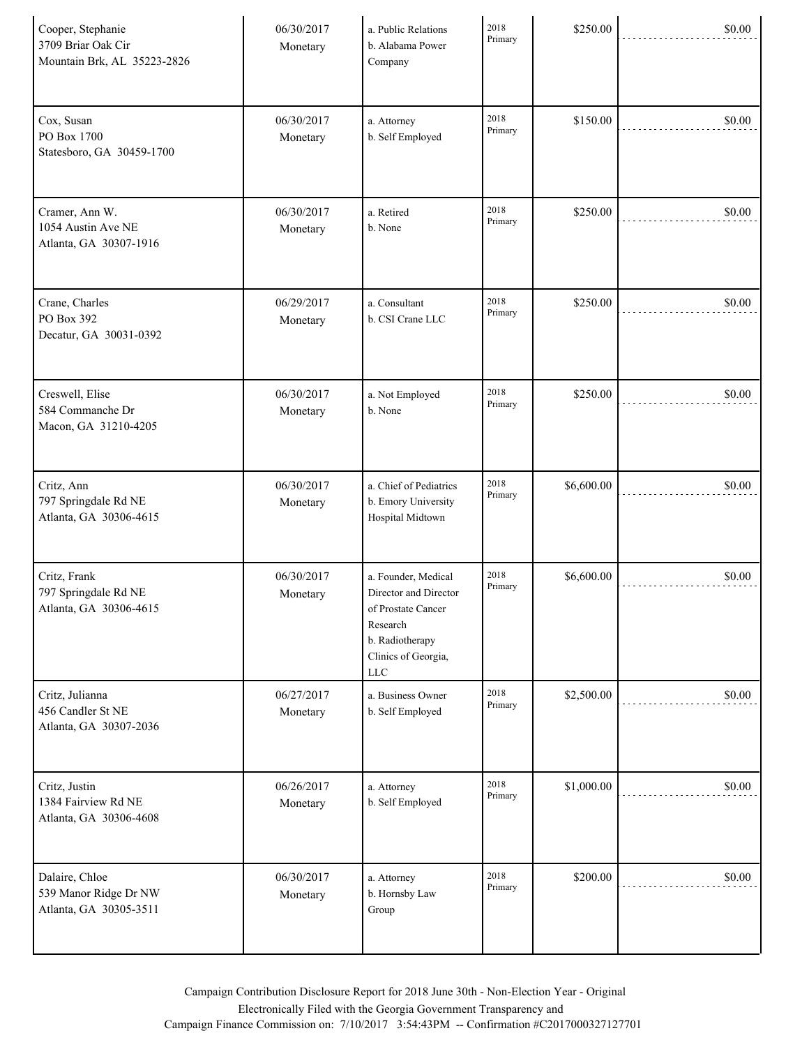| | | | | | |
|---|---|---|---|---|---|
| Cooper, Stephanie<br>3709 Briar Oak Cir<br>Mountain Brk, AL 35223-2826 | 06/30/2017<br>Monetary | a. Public Relations<br>b. Alabama Power Company | 2018 Primary | $250.00 | $0.00 |
| Cox, Susan<br>PO Box 1700<br>Statesboro, GA 30459-1700 | 06/30/2017<br>Monetary | a. Attorney<br>b. Self Employed | 2018 Primary | $150.00 | $0.00 |
| Cramer, Ann W.<br>1054 Austin Ave NE<br>Atlanta, GA 30307-1916 | 06/30/2017<br>Monetary | a. Retired<br>b. None | 2018 Primary | $250.00 | $0.00 |
| Crane, Charles<br>PO Box 392<br>Decatur, GA 30031-0392 | 06/29/2017<br>Monetary | a. Consultant<br>b. CSI Crane LLC | 2018 Primary | $250.00 | $0.00 |
| Creswell, Elise<br>584 Commanche Dr<br>Macon, GA 31210-4205 | 06/30/2017<br>Monetary | a. Not Employed<br>b. None | 2018 Primary | $250.00 | $0.00 |
| Critz, Ann<br>797 Springdale Rd NE<br>Atlanta, GA 30306-4615 | 06/30/2017<br>Monetary | a. Chief of Pediatrics<br>b. Emory University Hospital Midtown | 2018 Primary | $6,600.00 | $0.00 |
| Critz, Frank<br>797 Springdale Rd NE<br>Atlanta, GA 30306-4615 | 06/30/2017<br>Monetary | a. Founder, Medical Director and Director of Prostate Cancer Research<br>b. Radiotherapy Clinics of Georgia, LLC | 2018 Primary | $6,600.00 | $0.00 |
| Critz, Julianna<br>456 Candler St NE<br>Atlanta, GA 30307-2036 | 06/27/2017<br>Monetary | a. Business Owner<br>b. Self Employed | 2018 Primary | $2,500.00 | $0.00 |
| Critz, Justin<br>1384 Fairview Rd NE<br>Atlanta, GA 30306-4608 | 06/26/2017<br>Monetary | a. Attorney<br>b. Self Employed | 2018 Primary | $1,000.00 | $0.00 |
| Dalaire, Chloe<br>539 Manor Ridge Dr NW<br>Atlanta, GA 30305-3511 | 06/30/2017<br>Monetary | a. Attorney<br>b. Hornsby Law Group | 2018 Primary | $200.00 | $0.00 |

Campaign Contribution Disclosure Report for 2018 June 30th - Non-Election Year - Original
Electronically Filed with the Georgia Government Transparency and
Campaign Finance Commission on: 7/10/2017 3:54:43PM -- Confirmation #C2017000327127701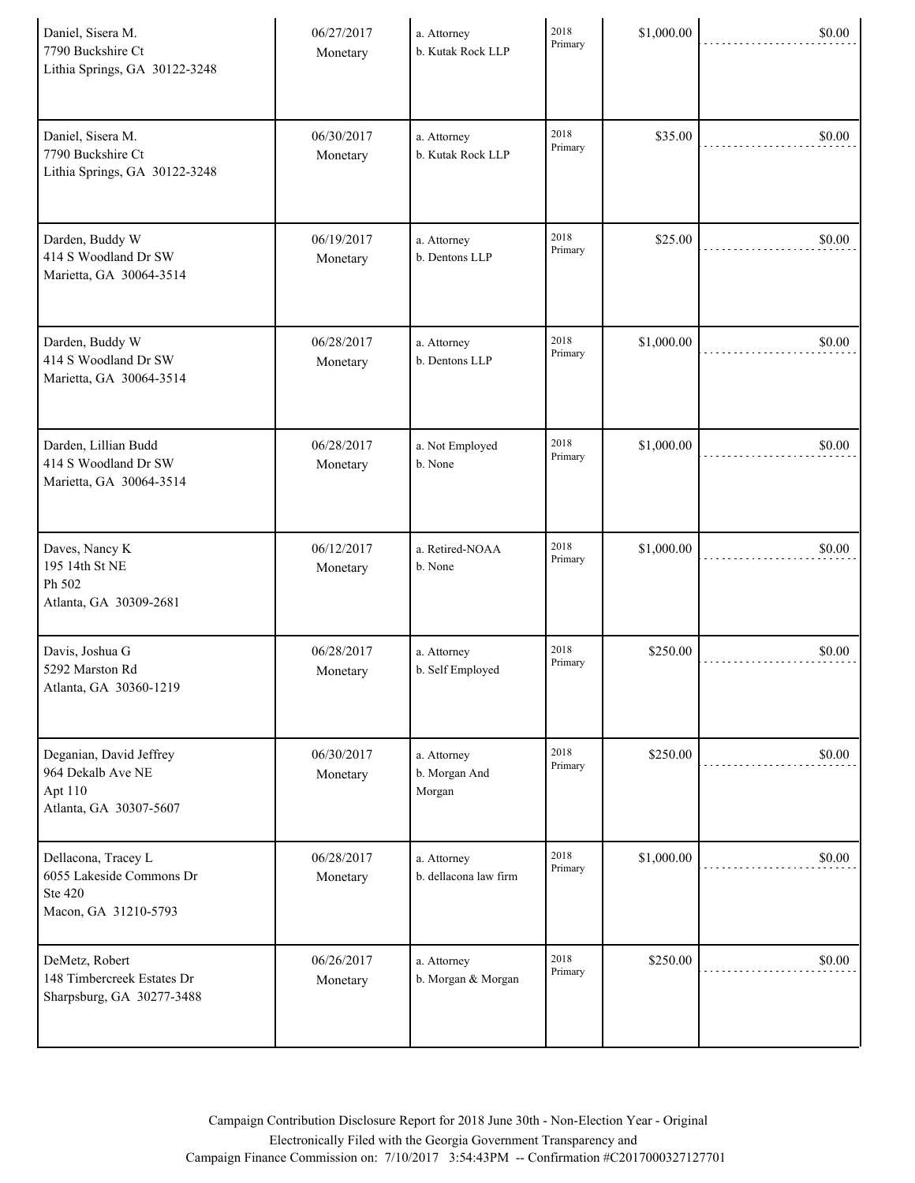| | | | | | |
|---|---|---|---|---|---|
| Daniel, Sisera M.<br>7790 Buckshire Ct<br>Lithia Springs, GA 30122-3248 | 06/27/2017<br>Monetary | a. Attorney<br>b. Kutak Rock LLP | 2018 Primary | $1,000.00 | $0.00 |
| Daniel, Sisera M.<br>7790 Buckshire Ct<br>Lithia Springs, GA 30122-3248 | 06/30/2017<br>Monetary | a. Attorney<br>b. Kutak Rock LLP | 2018 Primary | $35.00 | $0.00 |
| Darden, Buddy W<br>414 S Woodland Dr SW<br>Marietta, GA 30064-3514 | 06/19/2017<br>Monetary | a. Attorney<br>b. Dentons LLP | 2018 Primary | $25.00 | $0.00 |
| Darden, Buddy W<br>414 S Woodland Dr SW<br>Marietta, GA 30064-3514 | 06/28/2017<br>Monetary | a. Attorney<br>b. Dentons LLP | 2018 Primary | $1,000.00 | $0.00 |
| Darden, Lillian Budd<br>414 S Woodland Dr SW<br>Marietta, GA 30064-3514 | 06/28/2017<br>Monetary | a. Not Employed<br>b. None | 2018 Primary | $1,000.00 | $0.00 |
| Daves, Nancy K<br>195 14th St NE<br>Ph 502<br>Atlanta, GA 30309-2681 | 06/12/2017<br>Monetary | a. Retired-NOAA<br>b. None | 2018 Primary | $1,000.00 | $0.00 |
| Davis, Joshua G<br>5292 Marston Rd<br>Atlanta, GA 30360-1219 | 06/28/2017<br>Monetary | a. Attorney<br>b. Self Employed | 2018 Primary | $250.00 | $0.00 |
| Deganian, David Jeffrey<br>964 Dekalb Ave NE<br>Apt 110<br>Atlanta, GA 30307-5607 | 06/30/2017<br>Monetary | a. Attorney<br>b. Morgan And Morgan | 2018 Primary | $250.00 | $0.00 |
| Dellacona, Tracey L<br>6055 Lakeside Commons Dr<br>Ste 420<br>Macon, GA 31210-5793 | 06/28/2017<br>Monetary | a. Attorney<br>b. dellacona law firm | 2018 Primary | $1,000.00 | $0.00 |
| DeMetz, Robert<br>148 Timbercreek Estates Dr<br>Sharpsburg, GA 30277-3488 | 06/26/2017<br>Monetary | a. Attorney<br>b. Morgan & Morgan | 2018 Primary | $250.00 | $0.00 |

Campaign Contribution Disclosure Report for 2018 June 30th - Non-Election Year - Original
Electronically Filed with the Georgia Government Transparency and
Campaign Finance Commission on: 7/10/2017 3:54:43PM -- Confirmation #C2017000327127701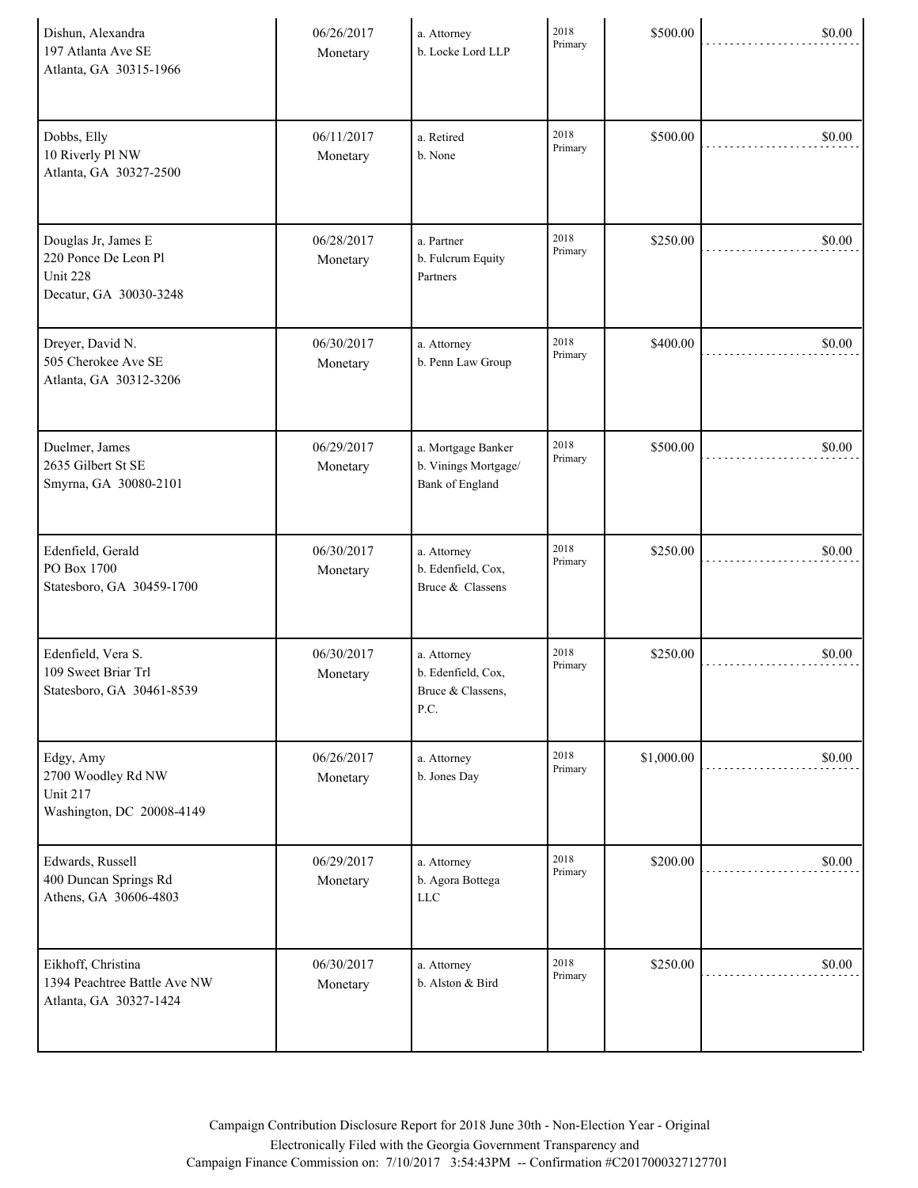| | | | | | |
|---|---|---|---|---|---|
| Dishun, Alexandra<br>197 Atlanta Ave SE<br>Atlanta, GA 30315-1966 | 06/26/2017<br>Monetary | a. Attorney<br>b. Locke Lord LLP | 2018 Primary | $500.00 | $0.00 |
| Dobbs, Elly<br>10 Riverly Pl NW<br>Atlanta, GA 30327-2500 | 06/11/2017<br>Monetary | a. Retired<br>b. None | 2018 Primary | $500.00 | $0.00 |
| Douglas Jr, James E<br>220 Ponce De Leon Pl<br>Unit 228<br>Decatur, GA 30030-3248 | 06/28/2017<br>Monetary | a. Partner<br>b. Fulcrum Equity Partners | 2018 Primary | $250.00 | $0.00 |
| Dreyer, David N.<br>505 Cherokee Ave SE<br>Atlanta, GA 30312-3206 | 06/30/2017<br>Monetary | a. Attorney<br>b. Penn Law Group | 2018 Primary | $400.00 | $0.00 |
| Duelmer, James<br>2635 Gilbert St SE<br>Smyrna, GA 30080-2101 | 06/29/2017<br>Monetary | a. Mortgage Banker<br>b. Vinings Mortgage/ Bank of England | 2018 Primary | $500.00 | $0.00 |
| Edenfield, Gerald<br>PO Box 1700<br>Statesboro, GA 30459-1700 | 06/30/2017<br>Monetary | a. Attorney<br>b. Edenfield, Cox, Bruce & Classens | 2018 Primary | $250.00 | $0.00 |
| Edenfield, Vera S.<br>109 Sweet Briar Trl<br>Statesboro, GA 30461-8539 | 06/30/2017<br>Monetary | a. Attorney<br>b. Edenfield, Cox, Bruce & Classens, P.C. | 2018 Primary | $250.00 | $0.00 |
| Edgy, Amy<br>2700 Woodley Rd NW<br>Unit 217<br>Washington, DC 20008-4149 | 06/26/2017<br>Monetary | a. Attorney<br>b. Jones Day | 2018 Primary | $1,000.00 | $0.00 |
| Edwards, Russell<br>400 Duncan Springs Rd<br>Athens, GA 30606-4803 | 06/29/2017<br>Monetary | a. Attorney<br>b. Agora Bottega LLC | 2018 Primary | $200.00 | $0.00 |
| Eikhoff, Christina<br>1394 Peachtree Battle Ave NW<br>Atlanta, GA 30327-1424 | 06/30/2017<br>Monetary | a. Attorney<br>b. Alston & Bird | 2018 Primary | $250.00 | $0.00 |

Campaign Contribution Disclosure Report for 2018 June 30th - Non-Election Year - Original
Electronically Filed with the Georgia Government Transparency and
Campaign Finance Commission on: 7/10/2017 3:54:43PM -- Confirmation #C2017000327127701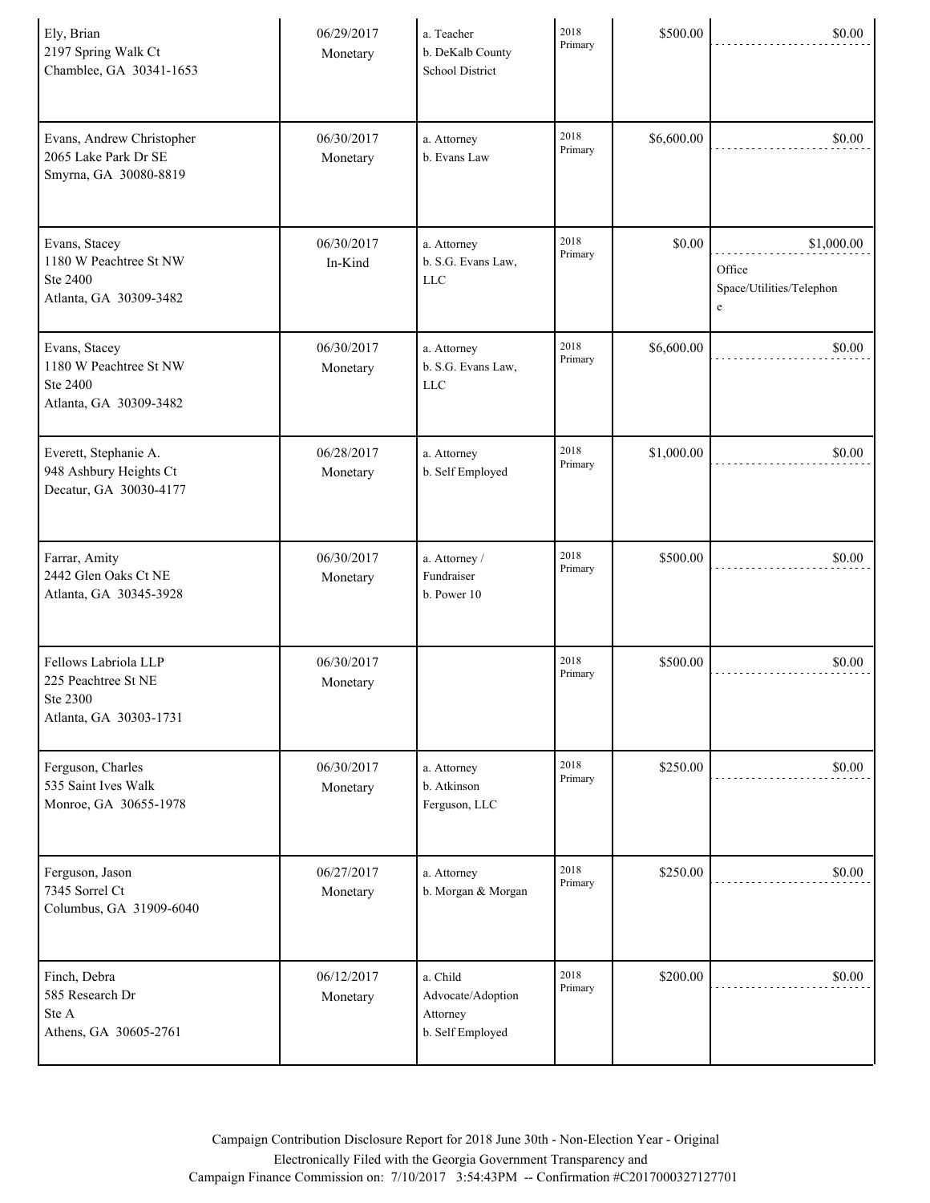| | | | | | |
|---|---|---|---|---|---|
| Ely, Brian<br>2197 Spring Walk Ct<br>Chamblee, GA 30341-1653 | 06/29/2017<br>Monetary | a. Teacher<br>b. DeKalb County School District | 2018 Primary | $500.00 | $0.00 |
| Evans, Andrew Christopher<br>2065 Lake Park Dr SE<br>Smyrna, GA 30080-8819 | 06/30/2017<br>Monetary | a. Attorney<br>b. Evans Law | 2018 Primary | $6,600.00 | $0.00 |
| Evans, Stacey<br>1180 W Peachtree St NW<br>Ste 2400<br>Atlanta, GA 30309-3482 | 06/30/2017<br>In-Kind | a. Attorney<br>b. S.G. Evans Law, LLC | 2018 Primary | $0.00 | $1,000.00<br>Office Space/Utilities/Telephone |
| Evans, Stacey<br>1180 W Peachtree St NW<br>Ste 2400<br>Atlanta, GA 30309-3482 | 06/30/2017<br>Monetary | a. Attorney<br>b. S.G. Evans Law, LLC | 2018 Primary | $6,600.00 | $0.00 |
| Everett, Stephanie A.<br>948 Ashbury Heights Ct<br>Decatur, GA 30030-4177 | 06/28/2017<br>Monetary | a. Attorney<br>b. Self Employed | 2018 Primary | $1,000.00 | $0.00 |
| Farrar, Amity<br>2442 Glen Oaks Ct NE<br>Atlanta, GA 30345-3928 | 06/30/2017<br>Monetary | a. Attorney / Fundraiser<br>b. Power 10 | 2018 Primary | $500.00 | $0.00 |
| Fellows Labriola LLP<br>225 Peachtree St NE<br>Ste 2300<br>Atlanta, GA 30303-1731 | 06/30/2017<br>Monetary | | 2018 Primary | $500.00 | $0.00 |
| Ferguson, Charles<br>535 Saint Ives Walk<br>Monroe, GA 30655-1978 | 06/30/2017<br>Monetary | a. Attorney<br>b. Atkinson Ferguson, LLC | 2018 Primary | $250.00 | $0.00 |
| Ferguson, Jason<br>7345 Sorrel Ct<br>Columbus, GA 31909-6040 | 06/27/2017<br>Monetary | a. Attorney<br>b. Morgan & Morgan | 2018 Primary | $250.00 | $0.00 |
| Finch, Debra<br>585 Research Dr<br>Ste A<br>Athens, GA 30605-2761 | 06/12/2017<br>Monetary | a. Child Advocate/Adoption Attorney<br>b. Self Employed | 2018 Primary | $200.00 | $0.00 |

Campaign Contribution Disclosure Report for 2018 June 30th - Non-Election Year - Original
Electronically Filed with the Georgia Government Transparency and Campaign Finance Commission on: 7/10/2017 3:54:43PM -- Confirmation #C2017000327127701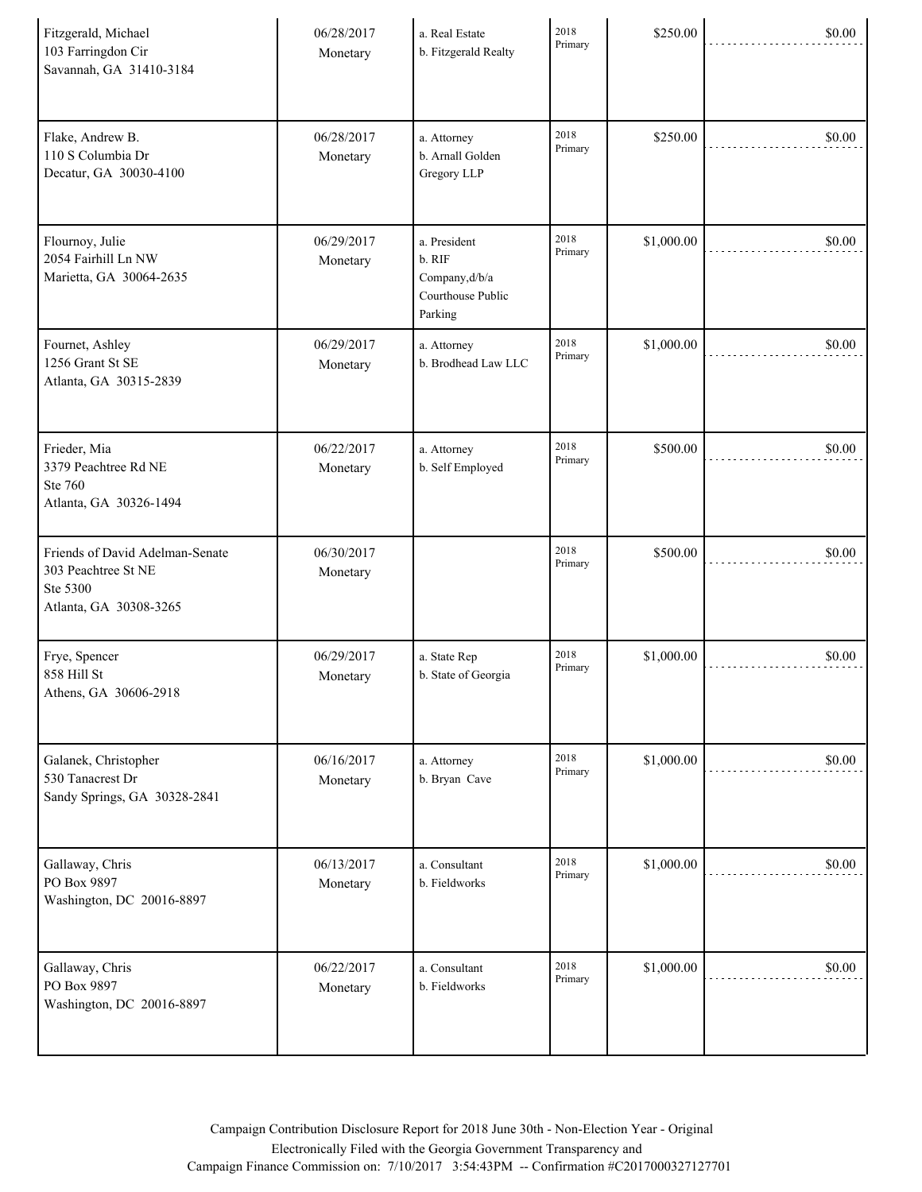| | | | | | |
|---|---|---|---|---|---|
| Fitzgerald, Michael<br>103 Farringdon Cir<br>Savannah, GA 31410-3184 | 06/28/2017<br>Monetary | a. Real Estate<br>b. Fitzgerald Realty | 2018 Primary | $250.00 | $0.00 |
| Flake, Andrew B.<br>110 S Columbia Dr<br>Decatur, GA 30030-4100 | 06/28/2017<br>Monetary | a. Attorney<br>b. Arnall Golden Gregory LLP | 2018 Primary | $250.00 | $0.00 |
| Flournoy, Julie<br>2054 Fairhill Ln NW<br>Marietta, GA 30064-2635 | 06/29/2017<br>Monetary | a. President<br>b. RIF Company,d/b/a Courthouse Public Parking | 2018 Primary | $1,000.00 | $0.00 |
| Fournet, Ashley<br>1256 Grant St SE<br>Atlanta, GA 30315-2839 | 06/29/2017<br>Monetary | a. Attorney<br>b. Brodhead Law LLC | 2018 Primary | $1,000.00 | $0.00 |
| Frieder, Mia<br>3379 Peachtree Rd NE<br>Ste 760<br>Atlanta, GA 30326-1494 | 06/22/2017<br>Monetary | a. Attorney<br>b. Self Employed | 2018 Primary | $500.00 | $0.00 |
| Friends of David Adelman-Senate<br>303 Peachtree St NE<br>Ste 5300<br>Atlanta, GA 30308-3265 | 06/30/2017<br>Monetary | | 2018 Primary | $500.00 | $0.00 |
| Frye, Spencer<br>858 Hill St<br>Athens, GA 30606-2918 | 06/29/2017<br>Monetary | a. State Rep<br>b. State of Georgia | 2018 Primary | $1,000.00 | $0.00 |
| Galanek, Christopher<br>530 Tanacrest Dr<br>Sandy Springs, GA 30328-2841 | 06/16/2017<br>Monetary | a. Attorney<br>b. Bryan Cave | 2018 Primary | $1,000.00 | $0.00 |
| Gallaway, Chris<br>PO Box 9897<br>Washington, DC 20016-8897 | 06/13/2017<br>Monetary | a. Consultant<br>b. Fieldworks | 2018 Primary | $1,000.00 | $0.00 |
| Gallaway, Chris<br>PO Box 9897<br>Washington, DC 20016-8897 | 06/22/2017<br>Monetary | a. Consultant<br>b. Fieldworks | 2018 Primary | $1,000.00 | $0.00 |

Campaign Contribution Disclosure Report for 2018 June 30th - Non-Election Year - Original
Electronically Filed with the Georgia Government Transparency and
Campaign Finance Commission on: 7/10/2017 3:54:43PM -- Confirmation #C2017000327127701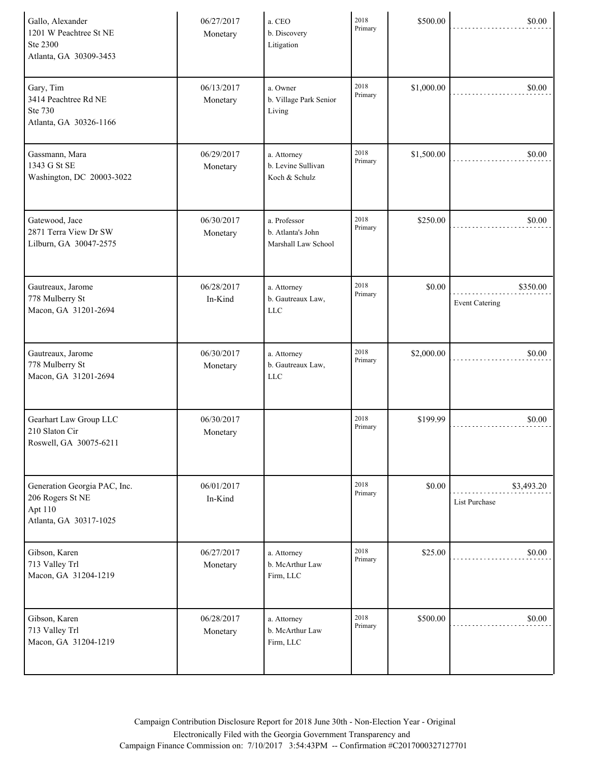| Name / Address | Date / Type | Occupation / Employer | Election | Amount | In-Kind |
|---|---|---|---|---|---|
| Gallo, Alexander<br>1201 W Peachtree St NE<br>Ste 2300<br>Atlanta, GA 30309-3453 | 06/27/2017<br>Monetary | a. CEO<br>b. Discovery Litigation | 2018 Primary | $500.00 | $0.00 |
| Gary, Tim<br>3414 Peachtree Rd NE<br>Ste 730<br>Atlanta, GA 30326-1166 | 06/13/2017<br>Monetary | a. Owner<br>b. Village Park Senior Living | 2018 Primary | $1,000.00 | $0.00 |
| Gassmann, Mara<br>1343 G St SE<br>Washington, DC 20003-3022 | 06/29/2017<br>Monetary | a. Attorney<br>b. Levine Sullivan Koch & Schulz | 2018 Primary | $1,500.00 | $0.00 |
| Gatewood, Jace<br>2871 Terra View Dr SW<br>Lilburn, GA 30047-2575 | 06/30/2017<br>Monetary | a. Professor<br>b. Atlanta's John Marshall Law School | 2018 Primary | $250.00 | $0.00 |
| Gautreaux, Jarome<br>778 Mulberry St<br>Macon, GA 31201-2694 | 06/28/2017<br>In-Kind | a. Attorney<br>b. Gautreaux Law, LLC | 2018 Primary | $0.00 | $350.00<br>Event Catering |
| Gautreaux, Jarome<br>778 Mulberry St<br>Macon, GA 31201-2694 | 06/30/2017<br>Monetary | a. Attorney<br>b. Gautreaux Law, LLC | 2018 Primary | $2,000.00 | $0.00 |
| Gearhart Law Group LLC<br>210 Slaton Cir<br>Roswell, GA 30075-6211 | 06/30/2017<br>Monetary | | 2018 Primary | $199.99 | $0.00 |
| Generation Georgia PAC, Inc.<br>206 Rogers St NE<br>Apt 110<br>Atlanta, GA 30317-1025 | 06/01/2017<br>In-Kind | | 2018 Primary | $0.00 | $3,493.20<br>List Purchase |
| Gibson, Karen<br>713 Valley Trl<br>Macon, GA 31204-1219 | 06/27/2017<br>Monetary | a. Attorney<br>b. McArthur Law Firm, LLC | 2018 Primary | $25.00 | $0.00 |
| Gibson, Karen<br>713 Valley Trl<br>Macon, GA 31204-1219 | 06/28/2017<br>Monetary | a. Attorney<br>b. McArthur Law Firm, LLC | 2018 Primary | $500.00 | $0.00 |

Campaign Contribution Disclosure Report for 2018 June 30th - Non-Election Year - Original
Electronically Filed with the Georgia Government Transparency and
Campaign Finance Commission on: 7/10/2017 3:54:43PM -- Confirmation #C2017000327127701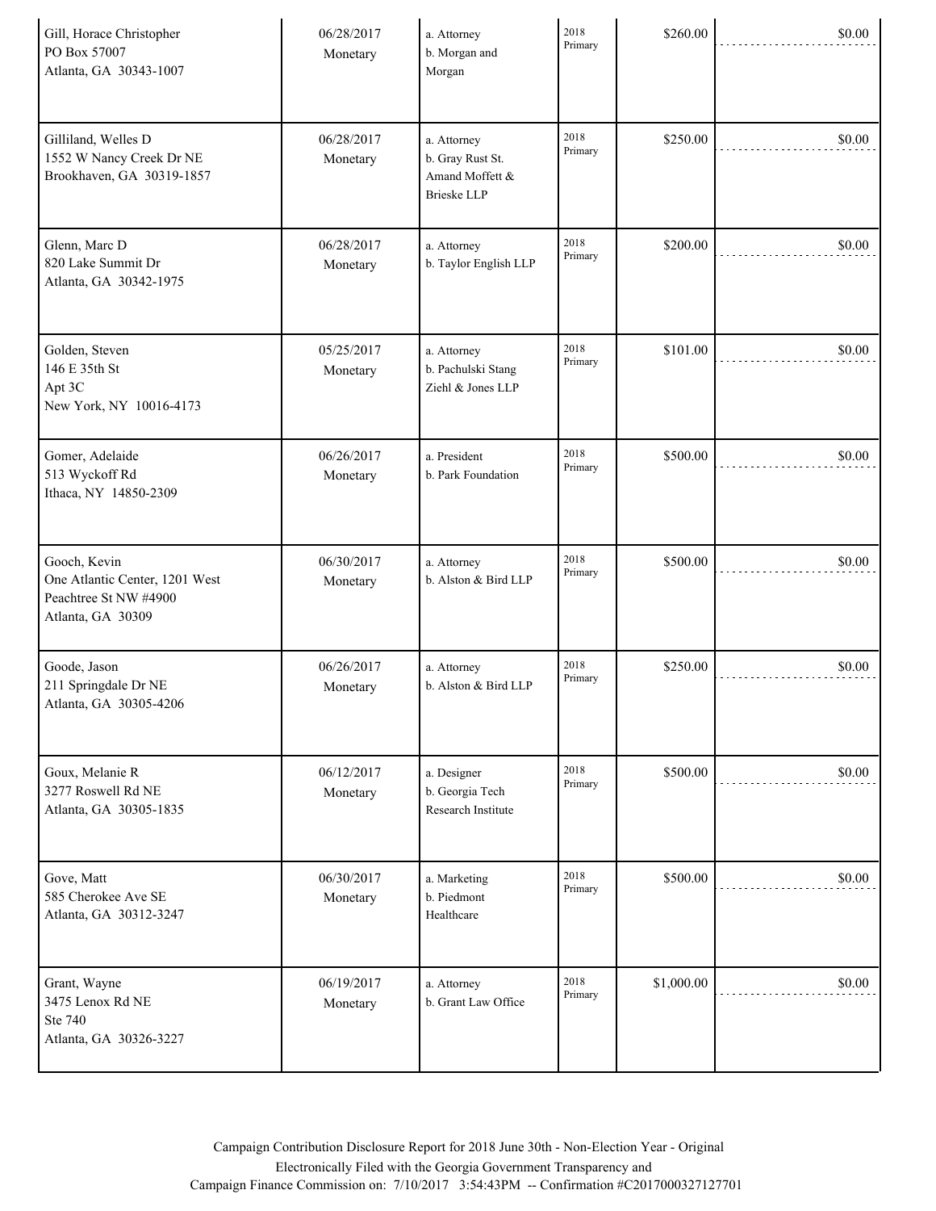| | | | | | |
|---|---|---|---|---|---|
| Gill, Horace Christopher<br>PO Box 57007<br>Atlanta, GA 30343-1007 | 06/28/2017<br>Monetary | a. Attorney<br>b. Morgan and Morgan | 2018 Primary | $260.00 | $0.00 |
| Gilliland, Welles D<br>1552 W Nancy Creek Dr NE<br>Brookhaven, GA 30319-1857 | 06/28/2017<br>Monetary | a. Attorney<br>b. Gray Rust St. Amand Moffett & Brieske LLP | 2018 Primary | $250.00 | $0.00 |
| Glenn, Marc D<br>820 Lake Summit Dr<br>Atlanta, GA 30342-1975 | 06/28/2017<br>Monetary | a. Attorney<br>b. Taylor English LLP | 2018 Primary | $200.00 | $0.00 |
| Golden, Steven<br>146 E 35th St<br>Apt 3C<br>New York, NY 10016-4173 | 05/25/2017<br>Monetary | a. Attorney<br>b. Pachulski Stang Ziehl & Jones LLP | 2018 Primary | $101.00 | $0.00 |
| Gomer, Adelaide<br>513 Wyckoff Rd<br>Ithaca, NY 14850-2309 | 06/26/2017<br>Monetary | a. President<br>b. Park Foundation | 2018 Primary | $500.00 | $0.00 |
| Gooch, Kevin<br>One Atlantic Center, 1201 West Peachtree St NW #4900<br>Atlanta, GA 30309 | 06/30/2017<br>Monetary | a. Attorney<br>b. Alston & Bird LLP | 2018 Primary | $500.00 | $0.00 |
| Goode, Jason<br>211 Springdale Dr NE<br>Atlanta, GA 30305-4206 | 06/26/2017<br>Monetary | a. Attorney<br>b. Alston & Bird LLP | 2018 Primary | $250.00 | $0.00 |
| Goux, Melanie R<br>3277 Roswell Rd NE<br>Atlanta, GA 30305-1835 | 06/12/2017<br>Monetary | a. Designer<br>b. Georgia Tech Research Institute | 2018 Primary | $500.00 | $0.00 |
| Gove, Matt<br>585 Cherokee Ave SE<br>Atlanta, GA 30312-3247 | 06/30/2017<br>Monetary | a. Marketing<br>b. Piedmont Healthcare | 2018 Primary | $500.00 | $0.00 |
| Grant, Wayne<br>3475 Lenox Rd NE<br>Ste 740<br>Atlanta, GA 30326-3227 | 06/19/2017<br>Monetary | a. Attorney<br>b. Grant Law Office | 2018 Primary | $1,000.00 | $0.00 |

Campaign Contribution Disclosure Report for 2018 June 30th - Non-Election Year - Original
Electronically Filed with the Georgia Government Transparency and
Campaign Finance Commission on: 7/10/2017 3:54:43PM -- Confirmation #C2017000327127701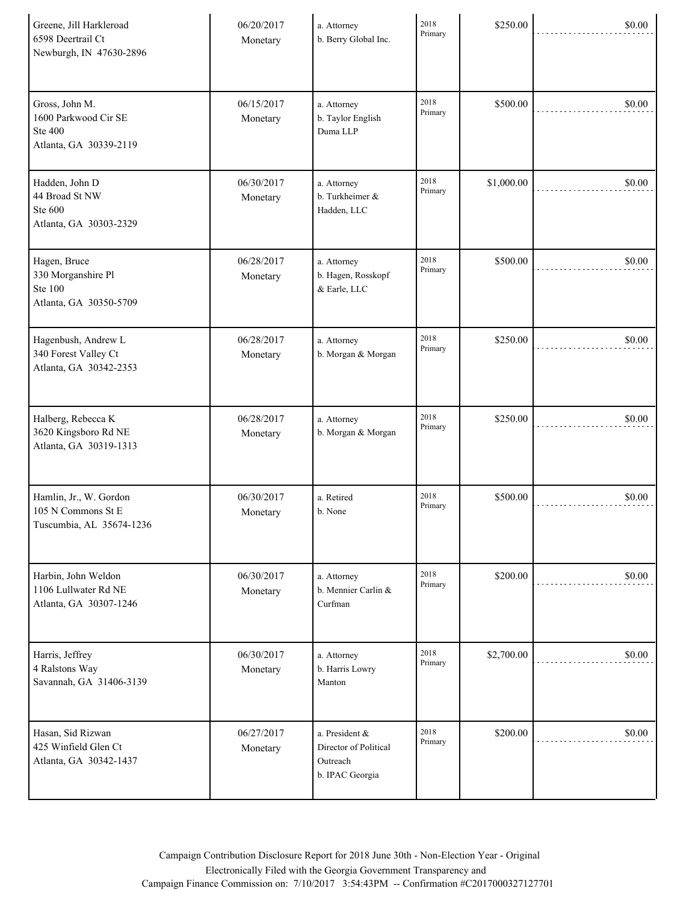| | | | | | |
|---|---|---|---|---|---|
| Greene, Jill Harkleroad<br>6598 Deertrail Ct<br>Newburgh, IN 47630-2896 | 06/20/2017<br>Monetary | a. Attorney<br>b. Berry Global Inc. | 2018 Primary | $250.00 | $0.00 |
| Gross, John M.<br>1600 Parkwood Cir SE<br>Ste 400<br>Atlanta, GA 30339-2119 | 06/15/2017<br>Monetary | a. Attorney<br>b. Taylor English Duma LLP | 2018 Primary | $500.00 | $0.00 |
| Hadden, John D<br>44 Broad St NW<br>Ste 600<br>Atlanta, GA 30303-2329 | 06/30/2017<br>Monetary | a. Attorney<br>b. Turkheimer & Hadden, LLC | 2018 Primary | $1,000.00 | $0.00 |
| Hagen, Bruce<br>330 Morganshire Pl<br>Ste 100<br>Atlanta, GA 30350-5709 | 06/28/2017<br>Monetary | a. Attorney<br>b. Hagen, Rosskopf & Earle, LLC | 2018 Primary | $500.00 | $0.00 |
| Hagenbush, Andrew L<br>340 Forest Valley Ct<br>Atlanta, GA 30342-2353 | 06/28/2017<br>Monetary | a. Attorney<br>b. Morgan & Morgan | 2018 Primary | $250.00 | $0.00 |
| Halberg, Rebecca K<br>3620 Kingsboro Rd NE<br>Atlanta, GA 30319-1313 | 06/28/2017<br>Monetary | a. Attorney<br>b. Morgan & Morgan | 2018 Primary | $250.00 | $0.00 |
| Hamlin, Jr., W. Gordon<br>105 N Commons St E<br>Tuscumbia, AL 35674-1236 | 06/30/2017<br>Monetary | a. Retired<br>b. None | 2018 Primary | $500.00 | $0.00 |
| Harbin, John Weldon<br>1106 Lullwater Rd NE<br>Atlanta, GA 30307-1246 | 06/30/2017<br>Monetary | a. Attorney<br>b. Mennier Carlin & Curfman | 2018 Primary | $200.00 | $0.00 |
| Harris, Jeffrey<br>4 Ralstons Way<br>Savannah, GA 31406-3139 | 06/30/2017<br>Monetary | a. Attorney<br>b. Harris Lowry Manton | 2018 Primary | $2,700.00 | $0.00 |
| Hasan, Sid Rizwan<br>425 Winfield Glen Ct<br>Atlanta, GA 30342-1437 | 06/27/2017<br>Monetary | a. President & Director of Political Outreach<br>b. IPAC Georgia | 2018 Primary | $200.00 | $0.00 |

Campaign Contribution Disclosure Report for 2018 June 30th - Non-Election Year - Original
Electronically Filed with the Georgia Government Transparency and
Campaign Finance Commission on: 7/10/2017 3:54:43PM -- Confirmation #C2017000327127701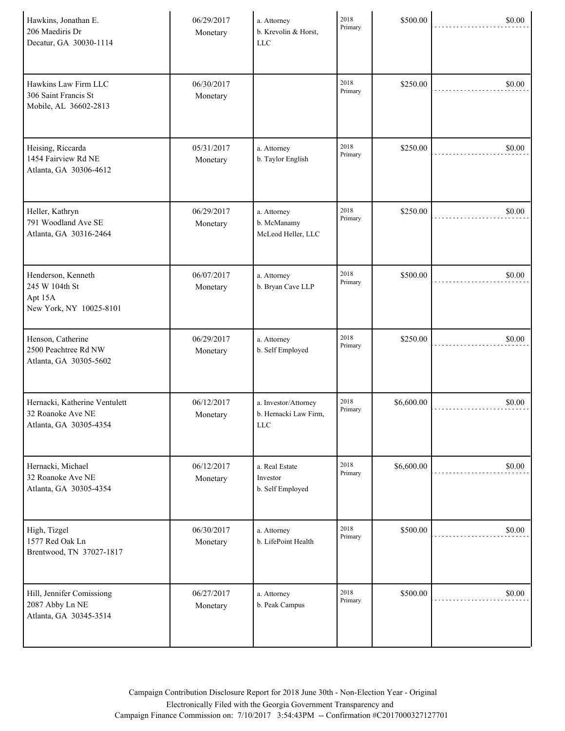| | | | | | |
|---|---|---|---|---|---|
| Hawkins, Jonathan E.<br>206 Maediris Dr<br>Decatur, GA 30030-1114 | 06/29/2017<br>Monetary | a. Attorney<br>b. Krevolin & Horst, LLC | 2018 Primary | $500.00 | $0.00 |
| Hawkins Law Firm LLC<br>306 Saint Francis St<br>Mobile, AL 36602-2813 | 06/30/2017<br>Monetary | | 2018 Primary | $250.00 | $0.00 |
| Heising, Riccarda<br>1454 Fairview Rd NE<br>Atlanta, GA 30306-4612 | 05/31/2017<br>Monetary | a. Attorney<br>b. Taylor English | 2018 Primary | $250.00 | $0.00 |
| Heller, Kathryn<br>791 Woodland Ave SE<br>Atlanta, GA 30316-2464 | 06/29/2017<br>Monetary | a. Attorney<br>b. McManamy McLeod Heller, LLC | 2018 Primary | $250.00 | $0.00 |
| Henderson, Kenneth<br>245 W 104th St<br>Apt 15A<br>New York, NY 10025-8101 | 06/07/2017<br>Monetary | a. Attorney<br>b. Bryan Cave LLP | 2018 Primary | $500.00 | $0.00 |
| Henson, Catherine<br>2500 Peachtree Rd NW<br>Atlanta, GA 30305-5602 | 06/29/2017<br>Monetary | a. Attorney<br>b. Self Employed | 2018 Primary | $250.00 | $0.00 |
| Hernacki, Katherine Ventulett<br>32 Roanoke Ave NE<br>Atlanta, GA 30305-4354 | 06/12/2017<br>Monetary | a. Investor/Attorney<br>b. Hernacki Law Firm, LLC | 2018 Primary | $6,600.00 | $0.00 |
| Hernacki, Michael<br>32 Roanoke Ave NE<br>Atlanta, GA 30305-4354 | 06/12/2017<br>Monetary | a. Real Estate Investor<br>b. Self Employed | 2018 Primary | $6,600.00 | $0.00 |
| High, Tizgel<br>1577 Red Oak Ln<br>Brentwood, TN 37027-1817 | 06/30/2017<br>Monetary | a. Attorney<br>b. LifePoint Health | 2018 Primary | $500.00 | $0.00 |
| Hill, Jennifer Comissiong<br>2087 Abby Ln NE<br>Atlanta, GA 30345-3514 | 06/27/2017<br>Monetary | a. Attorney<br>b. Peak Campus | 2018 Primary | $500.00 | $0.00 |

Campaign Contribution Disclosure Report for 2018 June 30th - Non-Election Year - Original
Electronically Filed with the Georgia Government Transparency and
Campaign Finance Commission on: 7/10/2017 3:54:43PM -- Confirmation #C2017000327127701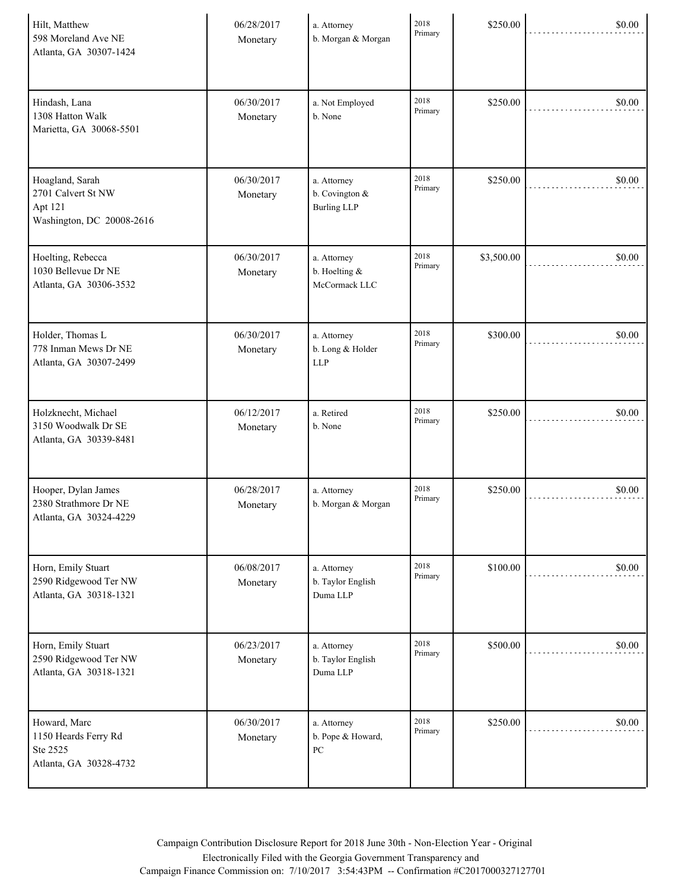| | | | | | |
|---|---|---|---|---|---|
| Hilt, Matthew<br>598 Moreland Ave NE<br>Atlanta, GA 30307-1424 | 06/28/2017<br>Monetary | a. Attorney<br>b. Morgan & Morgan | 2018 Primary | $250.00 | $0.00 |
| Hindash, Lana<br>1308 Hatton Walk<br>Marietta, GA 30068-5501 | 06/30/2017<br>Monetary | a. Not Employed<br>b. None | 2018 Primary | $250.00 | $0.00 |
| Hoagland, Sarah<br>2701 Calvert St NW<br>Apt 121<br>Washington, DC 20008-2616 | 06/30/2017<br>Monetary | a. Attorney<br>b. Covington & Burling LLP | 2018 Primary | $250.00 | $0.00 |
| Hoelting, Rebecca<br>1030 Bellevue Dr NE<br>Atlanta, GA 30306-3532 | 06/30/2017<br>Monetary | a. Attorney<br>b. Hoelting & McCormack LLC | 2018 Primary | $3,500.00 | $0.00 |
| Holder, Thomas L<br>778 Inman Mews Dr NE<br>Atlanta, GA 30307-2499 | 06/30/2017<br>Monetary | a. Attorney<br>b. Long & Holder LLP | 2018 Primary | $300.00 | $0.00 |
| Holzknecht, Michael<br>3150 Woodwalk Dr SE<br>Atlanta, GA 30339-8481 | 06/12/2017<br>Monetary | a. Retired<br>b. None | 2018 Primary | $250.00 | $0.00 |
| Hooper, Dylan James<br>2380 Strathmore Dr NE<br>Atlanta, GA 30324-4229 | 06/28/2017<br>Monetary | a. Attorney<br>b. Morgan & Morgan | 2018 Primary | $250.00 | $0.00 |
| Horn, Emily Stuart<br>2590 Ridgewood Ter NW<br>Atlanta, GA 30318-1321 | 06/08/2017<br>Monetary | a. Attorney<br>b. Taylor English Duma LLP | 2018 Primary | $100.00 | $0.00 |
| Horn, Emily Stuart<br>2590 Ridgewood Ter NW<br>Atlanta, GA 30318-1321 | 06/23/2017<br>Monetary | a. Attorney<br>b. Taylor English Duma LLP | 2018 Primary | $500.00 | $0.00 |
| Howard, Marc<br>1150 Heards Ferry Rd<br>Ste 2525<br>Atlanta, GA 30328-4732 | 06/30/2017<br>Monetary | a. Attorney<br>b. Pope & Howard, PC | 2018 Primary | $250.00 | $0.00 |

Campaign Contribution Disclosure Report for 2018 June 30th - Non-Election Year - Original
Electronically Filed with the Georgia Government Transparency and
Campaign Finance Commission on: 7/10/2017 3:54:43PM -- Confirmation #C2017000327127701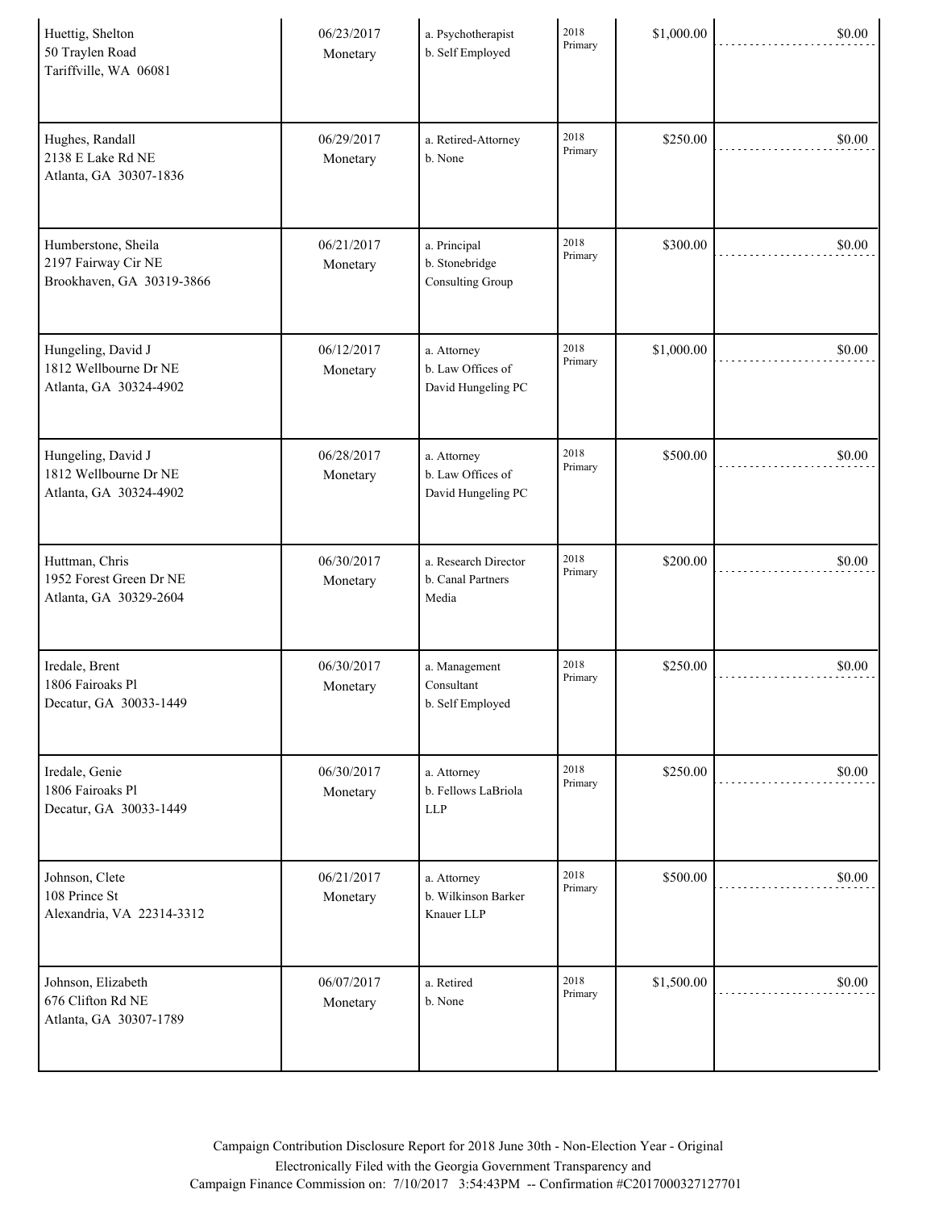| | | | | | |
|---|---|---|---|---|---|
| Huettig, Shelton<br>50 Traylen Road<br>Tariffville, WA 06081 | 06/23/2017<br>Monetary | a. Psychotherapist<br>b. Self Employed | 2018 Primary | $1,000.00 | $0.00 |
| Hughes, Randall<br>2138 E Lake Rd NE<br>Atlanta, GA 30307-1836 | 06/29/2017<br>Monetary | a. Retired-Attorney<br>b. None | 2018 Primary | $250.00 | $0.00 |
| Humberstone, Sheila<br>2197 Fairway Cir NE<br>Brookhaven, GA 30319-3866 | 06/21/2017<br>Monetary | a. Principal<br>b. Stonebridge Consulting Group | 2018 Primary | $300.00 | $0.00 |
| Hungeling, David J<br>1812 Wellbourne Dr NE<br>Atlanta, GA 30324-4902 | 06/12/2017<br>Monetary | a. Attorney<br>b. Law Offices of David Hungeling PC | 2018 Primary | $1,000.00 | $0.00 |
| Hungeling, David J<br>1812 Wellbourne Dr NE<br>Atlanta, GA 30324-4902 | 06/28/2017<br>Monetary | a. Attorney<br>b. Law Offices of David Hungeling PC | 2018 Primary | $500.00 | $0.00 |
| Huttman, Chris<br>1952 Forest Green Dr NE<br>Atlanta, GA 30329-2604 | 06/30/2017<br>Monetary | a. Research Director<br>b. Canal Partners Media | 2018 Primary | $200.00 | $0.00 |
| Iredale, Brent<br>1806 Fairoaks Pl<br>Decatur, GA 30033-1449 | 06/30/2017<br>Monetary | a. Management Consultant<br>b. Self Employed | 2018 Primary | $250.00 | $0.00 |
| Iredale, Genie<br>1806 Fairoaks Pl<br>Decatur, GA 30033-1449 | 06/30/2017<br>Monetary | a. Attorney<br>b. Fellows LaBriola LLP | 2018 Primary | $250.00 | $0.00 |
| Johnson, Clete<br>108 Prince St<br>Alexandria, VA 22314-3312 | 06/21/2017<br>Monetary | a. Attorney<br>b. Wilkinson Barker Knauer LLP | 2018 Primary | $500.00 | $0.00 |
| Johnson, Elizabeth<br>676 Clifton Rd NE<br>Atlanta, GA 30307-1789 | 06/07/2017<br>Monetary | a. Retired<br>b. None | 2018 Primary | $1,500.00 | $0.00 |

Campaign Contribution Disclosure Report for 2018 June 30th - Non-Election Year - Original
Electronically Filed with the Georgia Government Transparency and
Campaign Finance Commission on: 7/10/2017 3:54:43PM -- Confirmation #C2017000327127701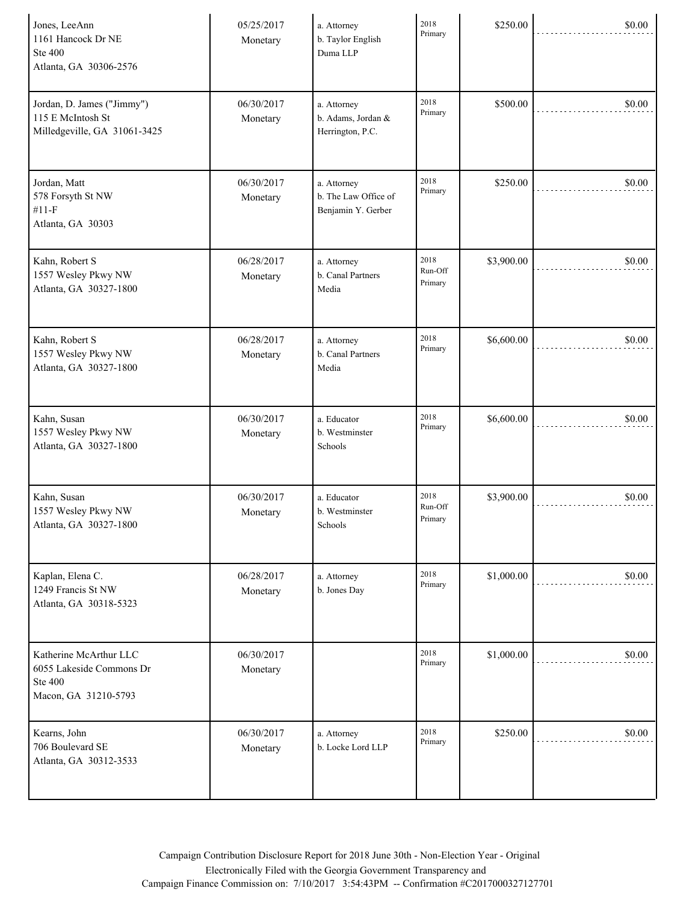| | | | | | |
|---|---|---|---|---|---|
| Jones, LeeAnn<br>1161 Hancock Dr NE<br>Ste 400<br>Atlanta, GA 30306-2576 | 05/25/2017<br>Monetary | a. Attorney<br>b. Taylor English Duma LLP | 2018 Primary | $250.00 | $0.00 |
| Jordan, D. James ("Jimmy")<br>115 E McIntosh St<br>Milledgeville, GA 31061-3425 | 06/30/2017<br>Monetary | a. Attorney<br>b. Adams, Jordan & Herrington, P.C. | 2018 Primary | $500.00 | $0.00 |
| Jordan, Matt<br>578 Forsyth St NW<br>#11-F<br>Atlanta, GA 30303 | 06/30/2017<br>Monetary | a. Attorney<br>b. The Law Office of Benjamin Y. Gerber | 2018 Primary | $250.00 | $0.00 |
| Kahn, Robert S<br>1557 Wesley Pkwy NW<br>Atlanta, GA 30327-1800 | 06/28/2017<br>Monetary | a. Attorney<br>b. Canal Partners Media | 2018 Run-Off Primary | $3,900.00 | $0.00 |
| Kahn, Robert S<br>1557 Wesley Pkwy NW<br>Atlanta, GA 30327-1800 | 06/28/2017<br>Monetary | a. Attorney<br>b. Canal Partners Media | 2018 Primary | $6,600.00 | $0.00 |
| Kahn, Susan<br>1557 Wesley Pkwy NW<br>Atlanta, GA 30327-1800 | 06/30/2017<br>Monetary | a. Educator<br>b. Westminster Schools | 2018 Primary | $6,600.00 | $0.00 |
| Kahn, Susan<br>1557 Wesley Pkwy NW<br>Atlanta, GA 30327-1800 | 06/30/2017<br>Monetary | a. Educator<br>b. Westminster Schools | 2018 Run-Off Primary | $3,900.00 | $0.00 |
| Kaplan, Elena C.<br>1249 Francis St NW<br>Atlanta, GA 30318-5323 | 06/28/2017<br>Monetary | a. Attorney<br>b. Jones Day | 2018 Primary | $1,000.00 | $0.00 |
| Katherine McArthur LLC<br>6055 Lakeside Commons Dr<br>Ste 400<br>Macon, GA 31210-5793 | 06/30/2017<br>Monetary | | 2018 Primary | $1,000.00 | $0.00 |
| Kearns, John<br>706 Boulevard SE<br>Atlanta, GA 30312-3533 | 06/30/2017<br>Monetary | a. Attorney<br>b. Locke Lord LLP | 2018 Primary | $250.00 | $0.00 |

Campaign Contribution Disclosure Report for 2018 June 30th - Non-Election Year - Original
Electronically Filed with the Georgia Government Transparency and
Campaign Finance Commission on: 7/10/2017 3:54:43PM -- Confirmation #C2017000327127701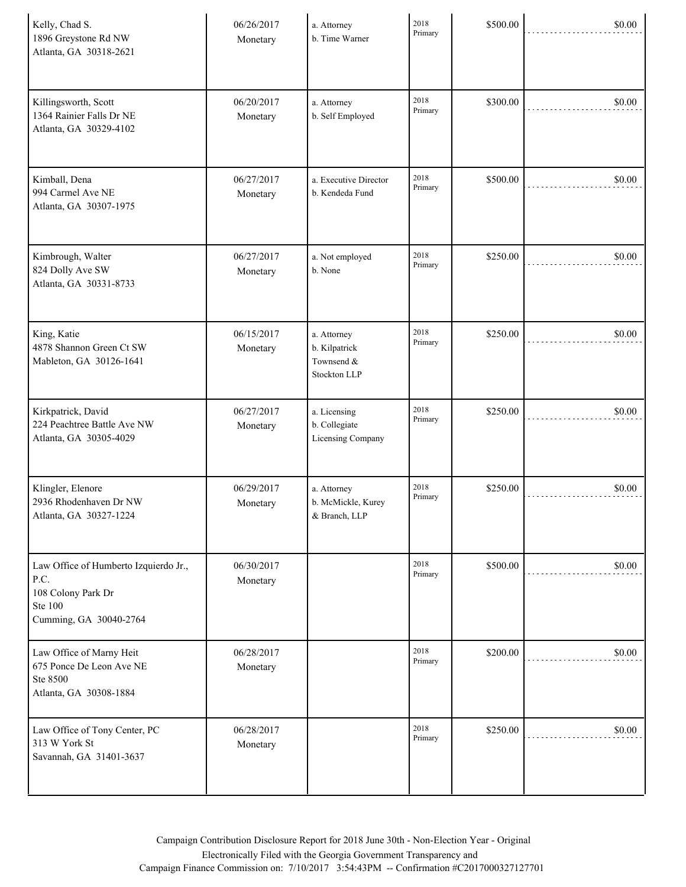| Name / Address | Date / Type | Occupation / Employer | Election | Amount | |
|---|---|---|---|---|---|
| Kelly, Chad S.<br>1896 Greystone Rd NW<br>Atlanta, GA 30318-2621 | 06/26/2017<br>Monetary | a. Attorney<br>b. Time Warner | 2018 Primary | $500.00 | $0.00 |
| Killingsworth, Scott<br>1364 Rainier Falls Dr NE<br>Atlanta, GA 30329-4102 | 06/20/2017<br>Monetary | a. Attorney<br>b. Self Employed | 2018 Primary | $300.00 | $0.00 |
| Kimball, Dena<br>994 Carmel Ave NE<br>Atlanta, GA 30307-1975 | 06/27/2017<br>Monetary | a. Executive Director<br>b. Kendeda Fund | 2018 Primary | $500.00 | $0.00 |
| Kimbrough, Walter<br>824 Dolly Ave SW<br>Atlanta, GA 30331-8733 | 06/27/2017<br>Monetary | a. Not employed<br>b. None | 2018 Primary | $250.00 | $0.00 |
| King, Katie<br>4878 Shannon Green Ct SW<br>Mableton, GA 30126-1641 | 06/15/2017<br>Monetary | a. Attorney<br>b. Kilpatrick Townsend & Stockton LLP | 2018 Primary | $250.00 | $0.00 |
| Kirkpatrick, David<br>224 Peachtree Battle Ave NW<br>Atlanta, GA 30305-4029 | 06/27/2017<br>Monetary | a. Licensing<br>b. Collegiate Licensing Company | 2018 Primary | $250.00 | $0.00 |
| Klingler, Elenore<br>2936 Rhodenhaven Dr NW<br>Atlanta, GA 30327-1224 | 06/29/2017<br>Monetary | a. Attorney<br>b. McMickle, Kurey & Branch, LLP | 2018 Primary | $250.00 | $0.00 |
| Law Office of Humberto Izquierdo Jr., P.C.<br>108 Colony Park Dr<br>Ste 100<br>Cumming, GA 30040-2764 | 06/30/2017<br>Monetary | | 2018 Primary | $500.00 | $0.00 |
| Law Office of Marny Heit<br>675 Ponce De Leon Ave NE<br>Ste 8500<br>Atlanta, GA 30308-1884 | 06/28/2017<br>Monetary | | 2018 Primary | $200.00 | $0.00 |
| Law Office of Tony Center, PC<br>313 W York St<br>Savannah, GA 31401-3637 | 06/28/2017<br>Monetary | | 2018 Primary | $250.00 | $0.00 |

Campaign Contribution Disclosure Report for 2018 June 30th - Non-Election Year - Original
Electronically Filed with the Georgia Government Transparency and
Campaign Finance Commission on: 7/10/2017 3:54:43PM -- Confirmation #C2017000327127701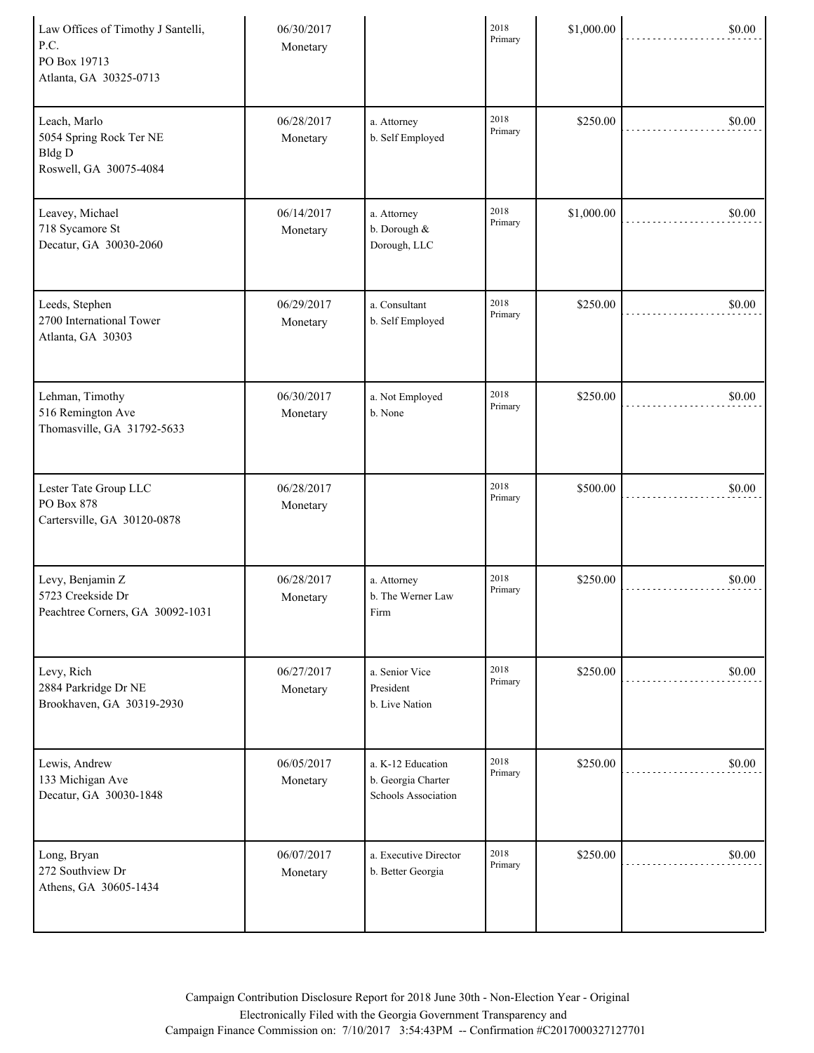| | | | | | |
|---|---|---|---|---|---|
| Law Offices of Timothy J Santelli, P.C.<br>PO Box 19713<br>Atlanta, GA 30325-0713 | 06/30/2017<br>Monetary | | 2018 Primary | $1,000.00 | $0.00 |
| Leach, Marlo<br>5054 Spring Rock Ter NE<br>Bldg D<br>Roswell, GA 30075-4084 | 06/28/2017<br>Monetary | a. Attorney<br>b. Self Employed | 2018 Primary | $250.00 | $0.00 |
| Leavey, Michael<br>718 Sycamore St<br>Decatur, GA 30030-2060 | 06/14/2017<br>Monetary | a. Attorney<br>b. Dorough & Dorough, LLC | 2018 Primary | $1,000.00 | $0.00 |
| Leeds, Stephen<br>2700 International Tower<br>Atlanta, GA 30303 | 06/29/2017<br>Monetary | a. Consultant<br>b. Self Employed | 2018 Primary | $250.00 | $0.00 |
| Lehman, Timothy<br>516 Remington Ave<br>Thomasville, GA 31792-5633 | 06/30/2017<br>Monetary | a. Not Employed<br>b. None | 2018 Primary | $250.00 | $0.00 |
| Lester Tate Group LLC<br>PO Box 878<br>Cartersville, GA 30120-0878 | 06/28/2017<br>Monetary | | 2018 Primary | $500.00 | $0.00 |
| Levy, Benjamin Z<br>5723 Creekside Dr<br>Peachtree Corners, GA 30092-1031 | 06/28/2017<br>Monetary | a. Attorney<br>b. The Werner Law Firm | 2018 Primary | $250.00 | $0.00 |
| Levy, Rich<br>2884 Parkridge Dr NE<br>Brookhaven, GA 30319-2930 | 06/27/2017<br>Monetary | a. Senior Vice President<br>b. Live Nation | 2018 Primary | $250.00 | $0.00 |
| Lewis, Andrew<br>133 Michigan Ave<br>Decatur, GA 30030-1848 | 06/05/2017<br>Monetary | a. K-12 Education<br>b. Georgia Charter Schools Association | 2018 Primary | $250.00 | $0.00 |
| Long, Bryan<br>272 Southview Dr<br>Athens, GA 30605-1434 | 06/07/2017<br>Monetary | a. Executive Director<br>b. Better Georgia | 2018 Primary | $250.00 | $0.00 |

Campaign Contribution Disclosure Report for 2018 June 30th - Non-Election Year - Original
Electronically Filed with the Georgia Government Transparency and
Campaign Finance Commission on: 7/10/2017 3:54:43PM -- Confirmation #C2017000327127701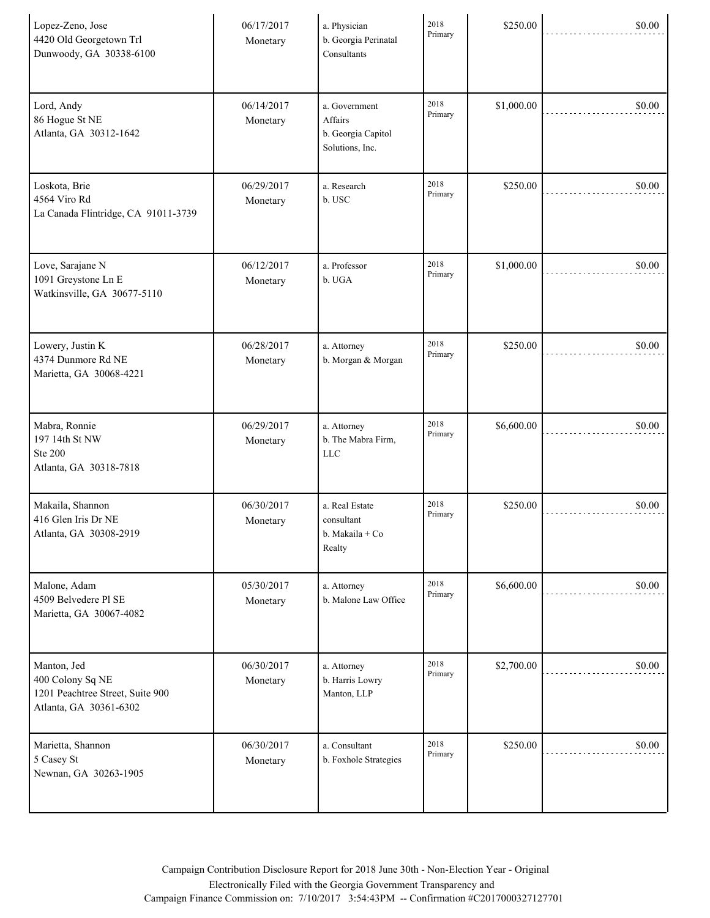| | | | | | |
|---|---|---|---|---|---|
| Lopez-Zeno, Jose<br>4420 Old Georgetown Trl<br>Dunwoody, GA 30338-6100 | 06/17/2017<br>Monetary | a. Physician<br>b. Georgia Perinatal Consultants | 2018 Primary | $250.00 | $0.00 |
| Lord, Andy<br>86 Hogue St NE<br>Atlanta, GA 30312-1642 | 06/14/2017<br>Monetary | a. Government Affairs<br>b. Georgia Capitol Solutions, Inc. | 2018 Primary | $1,000.00 | $0.00 |
| Loskota, Brie<br>4564 Viro Rd<br>La Canada Flintridge, CA 91011-3739 | 06/29/2017<br>Monetary | a. Research<br>b. USC | 2018 Primary | $250.00 | $0.00 |
| Love, Sarajane N<br>1091 Greystone Ln E<br>Watkinsville, GA 30677-5110 | 06/12/2017<br>Monetary | a. Professor<br>b. UGA | 2018 Primary | $1,000.00 | $0.00 |
| Lowery, Justin K<br>4374 Dunmore Rd NE<br>Marietta, GA 30068-4221 | 06/28/2017<br>Monetary | a. Attorney<br>b. Morgan & Morgan | 2018 Primary | $250.00 | $0.00 |
| Mabra, Ronnie<br>197 14th St NW<br>Ste 200<br>Atlanta, GA 30318-7818 | 06/29/2017<br>Monetary | a. Attorney<br>b. The Mabra Firm, LLC | 2018 Primary | $6,600.00 | $0.00 |
| Makaila, Shannon<br>416 Glen Iris Dr NE<br>Atlanta, GA 30308-2919 | 06/30/2017<br>Monetary | a. Real Estate consultant<br>b. Makaila + Co Realty | 2018 Primary | $250.00 | $0.00 |
| Malone, Adam<br>4509 Belvedere Pl SE<br>Marietta, GA 30067-4082 | 05/30/2017<br>Monetary | a. Attorney<br>b. Malone Law Office | 2018 Primary | $6,600.00 | $0.00 |
| Manton, Jed<br>400 Colony Sq NE<br>1201 Peachtree Street, Suite 900<br>Atlanta, GA 30361-6302 | 06/30/2017<br>Monetary | a. Attorney<br>b. Harris Lowry Manton, LLP | 2018 Primary | $2,700.00 | $0.00 |
| Marietta, Shannon<br>5 Casey St<br>Newnan, GA 30263-1905 | 06/30/2017<br>Monetary | a. Consultant<br>b. Foxhole Strategies | 2018 Primary | $250.00 | $0.00 |

Campaign Contribution Disclosure Report for 2018 June 30th - Non-Election Year - Original
Electronically Filed with the Georgia Government Transparency and
Campaign Finance Commission on: 7/10/2017 3:54:43PM -- Confirmation #C2017000327127701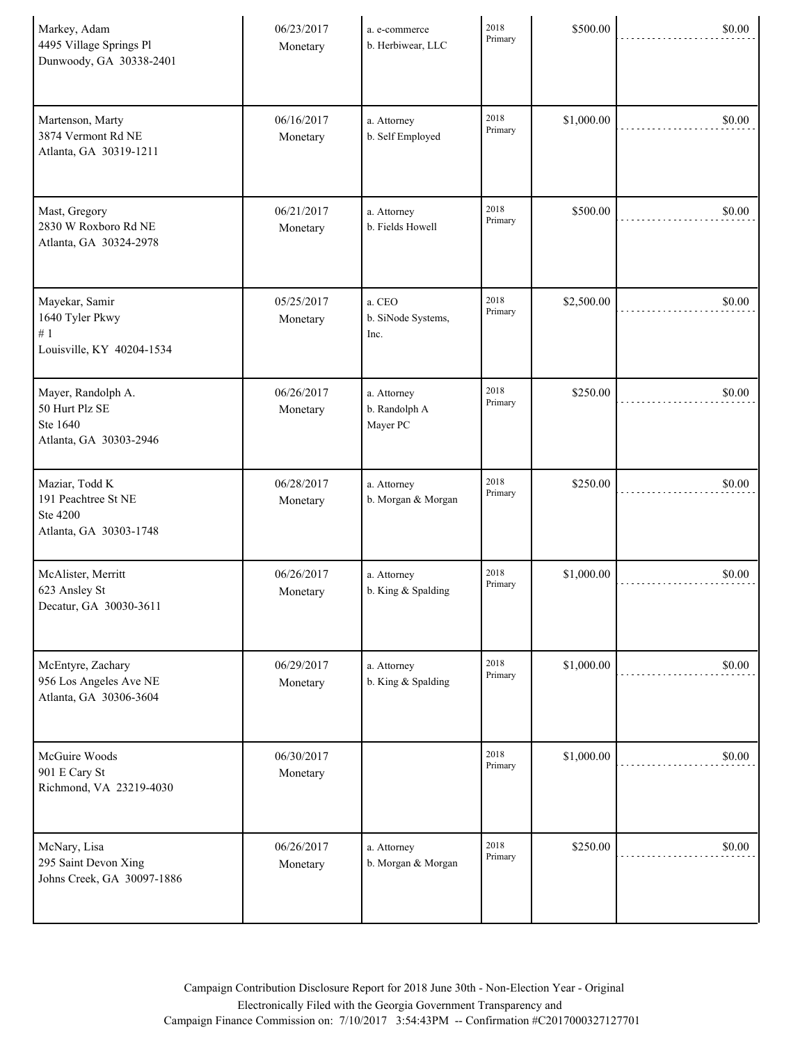| | | | | | |
|---|---|---|---|---|---|
| Markey, Adam<br>4495 Village Springs Pl<br>Dunwoody, GA 30338-2401 | 06/23/2017<br>Monetary | a. e-commerce<br>b. Herbiwear, LLC | 2018 Primary | $500.00 | $0.00 |
| Martenson, Marty<br>3874 Vermont Rd NE<br>Atlanta, GA 30319-1211 | 06/16/2017<br>Monetary | a. Attorney<br>b. Self Employed | 2018 Primary | $1,000.00 | $0.00 |
| Mast, Gregory<br>2830 W Roxboro Rd NE<br>Atlanta, GA 30324-2978 | 06/21/2017<br>Monetary | a. Attorney<br>b. Fields Howell | 2018 Primary | $500.00 | $0.00 |
| Mayekar, Samir<br>1640 Tyler Pkwy<br># 1<br>Louisville, KY 40204-1534 | 05/25/2017<br>Monetary | a. CEO<br>b. SiNode Systems, Inc. | 2018 Primary | $2,500.00 | $0.00 |
| Mayer, Randolph A.<br>50 Hurt Plz SE<br>Ste 1640<br>Atlanta, GA 30303-2946 | 06/26/2017<br>Monetary | a. Attorney<br>b. Randolph A Mayer PC | 2018 Primary | $250.00 | $0.00 |
| Maziar, Todd K<br>191 Peachtree St NE<br>Ste 4200<br>Atlanta, GA 30303-1748 | 06/28/2017<br>Monetary | a. Attorney<br>b. Morgan & Morgan | 2018 Primary | $250.00 | $0.00 |
| McAlister, Merritt<br>623 Ansley St<br>Decatur, GA 30030-3611 | 06/26/2017<br>Monetary | a. Attorney<br>b. King & Spalding | 2018 Primary | $1,000.00 | $0.00 |
| McEntyre, Zachary<br>956 Los Angeles Ave NE<br>Atlanta, GA 30306-3604 | 06/29/2017<br>Monetary | a. Attorney<br>b. King & Spalding | 2018 Primary | $1,000.00 | $0.00 |
| McGuire Woods<br>901 E Cary St<br>Richmond, VA 23219-4030 | 06/30/2017<br>Monetary | | 2018 Primary | $1,000.00 | $0.00 |
| McNary, Lisa<br>295 Saint Devon Xing<br>Johns Creek, GA 30097-1886 | 06/26/2017<br>Monetary | a. Attorney<br>b. Morgan & Morgan | 2018 Primary | $250.00 | $0.00 |

Campaign Contribution Disclosure Report for 2018 June 30th - Non-Election Year - Original
Electronically Filed with the Georgia Government Transparency and
Campaign Finance Commission on: 7/10/2017 3:54:43PM -- Confirmation #C2017000327127701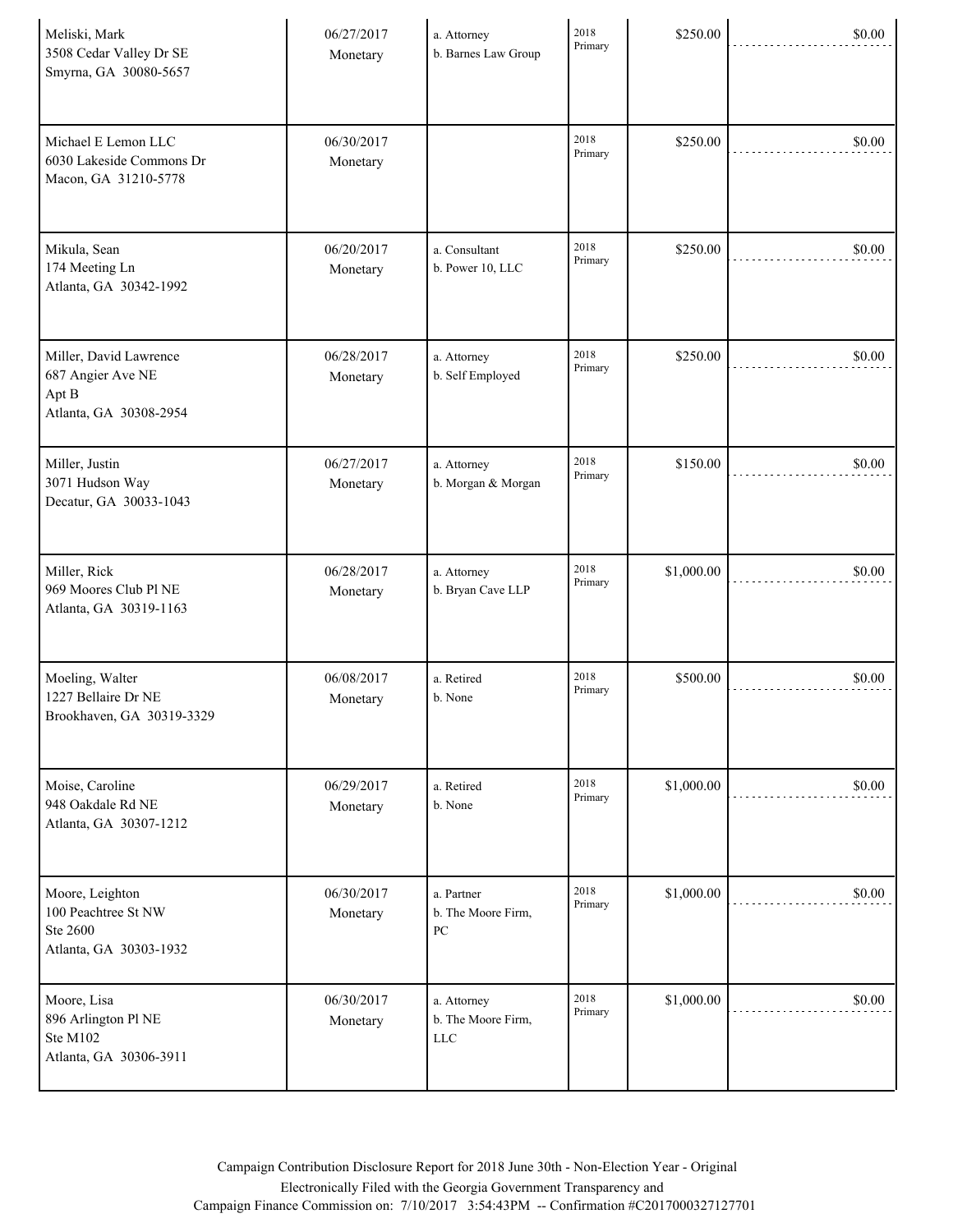| | | | | | |
|---|---|---|---|---|---|
| Meliski, Mark<br>3508 Cedar Valley Dr SE<br>Smyrna, GA 30080-5657 | 06/27/2017<br>Monetary | a. Attorney<br>b. Barnes Law Group | 2018<br>Primary | $250.00 | $0.00 |
| Michael E Lemon LLC<br>6030 Lakeside Commons Dr<br>Macon, GA 31210-5778 | 06/30/2017<br>Monetary | | 2018<br>Primary | $250.00 | $0.00 |
| Mikula, Sean<br>174 Meeting Ln<br>Atlanta, GA 30342-1992 | 06/20/2017<br>Monetary | a. Consultant<br>b. Power 10, LLC | 2018<br>Primary | $250.00 | $0.00 |
| Miller, David Lawrence<br>687 Angier Ave NE<br>Apt B<br>Atlanta, GA 30308-2954 | 06/28/2017<br>Monetary | a. Attorney<br>b. Self Employed | 2018<br>Primary | $250.00 | $0.00 |
| Miller, Justin<br>3071 Hudson Way<br>Decatur, GA 30033-1043 | 06/27/2017<br>Monetary | a. Attorney<br>b. Morgan & Morgan | 2018<br>Primary | $150.00 | $0.00 |
| Miller, Rick<br>969 Moores Club Pl NE<br>Atlanta, GA 30319-1163 | 06/28/2017<br>Monetary | a. Attorney<br>b. Bryan Cave LLP | 2018<br>Primary | $1,000.00 | $0.00 |
| Moeling, Walter<br>1227 Bellaire Dr NE<br>Brookhaven, GA 30319-3329 | 06/08/2017<br>Monetary | a. Retired<br>b. None | 2018<br>Primary | $500.00 | $0.00 |
| Moise, Caroline<br>948 Oakdale Rd NE<br>Atlanta, GA 30307-1212 | 06/29/2017<br>Monetary | a. Retired<br>b. None | 2018<br>Primary | $1,000.00 | $0.00 |
| Moore, Leighton<br>100 Peachtree St NW<br>Ste 2600<br>Atlanta, GA 30303-1932 | 06/30/2017<br>Monetary | a. Partner<br>b. The Moore Firm, PC | 2018<br>Primary | $1,000.00 | $0.00 |
| Moore, Lisa<br>896 Arlington Pl NE<br>Ste M102<br>Atlanta, GA 30306-3911 | 06/30/2017<br>Monetary | a. Attorney<br>b. The Moore Firm, LLC | 2018<br>Primary | $1,000.00 | $0.00 |

Campaign Contribution Disclosure Report for 2018 June 30th - Non-Election Year - Original
Electronically Filed with the Georgia Government Transparency and
Campaign Finance Commission on: 7/10/2017 3:54:43PM -- Confirmation #C2017000327127701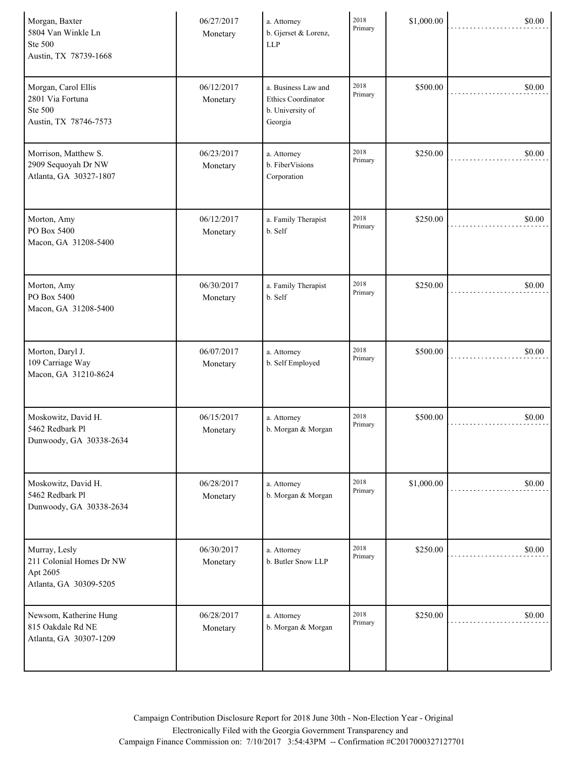| | | | | | |
|---|---|---|---|---|---|
| Morgan, Baxter<br>5804 Van Winkle Ln<br>Ste 500<br>Austin, TX 78739-1668 | 06/27/2017<br>Monetary | a. Attorney<br>b. Gjerset & Lorenz, LLP | 2018 Primary | $1,000.00 | $0.00 |
| Morgan, Carol Ellis<br>2801 Via Fortuna<br>Ste 500<br>Austin, TX 78746-7573 | 06/12/2017<br>Monetary | a. Business Law and Ethics Coordinator<br>b. University of Georgia | 2018 Primary | $500.00 | $0.00 |
| Morrison, Matthew S.<br>2909 Sequoyah Dr NW<br>Atlanta, GA 30327-1807 | 06/23/2017<br>Monetary | a. Attorney<br>b. FiberVisions Corporation | 2018 Primary | $250.00 | $0.00 |
| Morton, Amy<br>PO Box 5400<br>Macon, GA 31208-5400 | 06/12/2017<br>Monetary | a. Family Therapist<br>b. Self | 2018 Primary | $250.00 | $0.00 |
| Morton, Amy<br>PO Box 5400<br>Macon, GA 31208-5400 | 06/30/2017<br>Monetary | a. Family Therapist<br>b. Self | 2018 Primary | $250.00 | $0.00 |
| Morton, Daryl J.<br>109 Carriage Way<br>Macon, GA 31210-8624 | 06/07/2017<br>Monetary | a. Attorney<br>b. Self Employed | 2018 Primary | $500.00 | $0.00 |
| Moskowitz, David H.<br>5462 Redbark Pl<br>Dunwoody, GA 30338-2634 | 06/15/2017<br>Monetary | a. Attorney<br>b. Morgan & Morgan | 2018 Primary | $500.00 | $0.00 |
| Moskowitz, David H.<br>5462 Redbark Pl<br>Dunwoody, GA 30338-2634 | 06/28/2017<br>Monetary | a. Attorney<br>b. Morgan & Morgan | 2018 Primary | $1,000.00 | $0.00 |
| Murray, Lesly<br>211 Colonial Homes Dr NW<br>Apt 2605<br>Atlanta, GA 30309-5205 | 06/30/2017<br>Monetary | a. Attorney<br>b. Butler Snow LLP | 2018 Primary | $250.00 | $0.00 |
| Newsom, Katherine Hung<br>815 Oakdale Rd NE<br>Atlanta, GA 30307-1209 | 06/28/2017<br>Monetary | a. Attorney<br>b. Morgan & Morgan | 2018 Primary | $250.00 | $0.00 |

Campaign Contribution Disclosure Report for 2018 June 30th - Non-Election Year - Original
Electronically Filed with the Georgia Government Transparency and
Campaign Finance Commission on: 7/10/2017 3:54:43PM -- Confirmation #C2017000327127701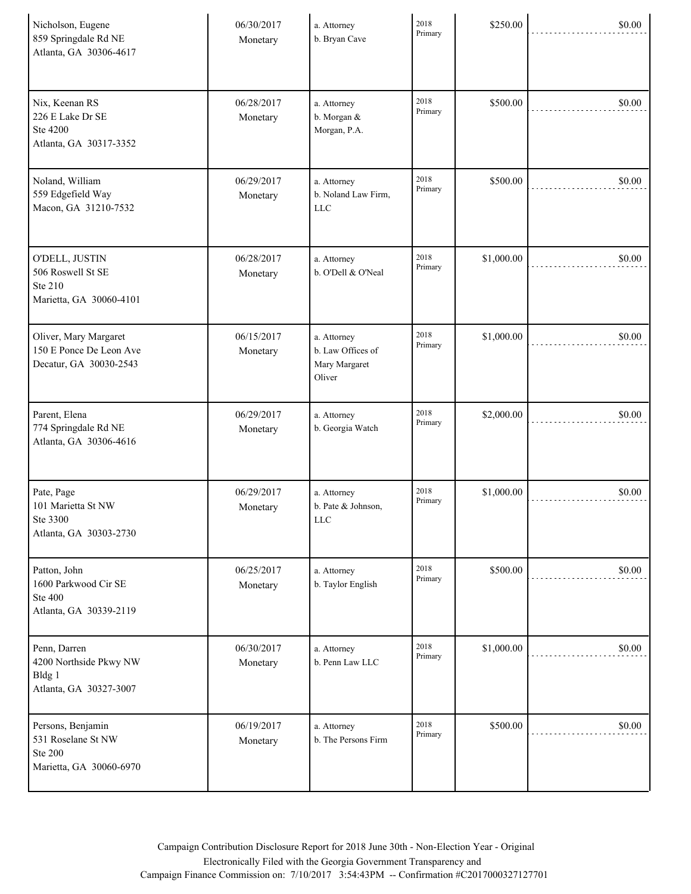| | | | | | |
|---|---|---|---|---|---|
| Nicholson, Eugene<br>859 Springdale Rd NE<br>Atlanta, GA 30306-4617 | 06/30/2017<br>Monetary | a. Attorney<br>b. Bryan Cave | 2018<br>Primary | $250.00 | $0.00 |
| Nix, Keenan RS<br>226 E Lake Dr SE<br>Ste 4200<br>Atlanta, GA 30317-3352 | 06/28/2017<br>Monetary | a. Attorney<br>b. Morgan & Morgan, P.A. | 2018<br>Primary | $500.00 | $0.00 |
| Noland, William<br>559 Edgefield Way<br>Macon, GA 31210-7532 | 06/29/2017<br>Monetary | a. Attorney<br>b. Noland Law Firm, LLC | 2018<br>Primary | $500.00 | $0.00 |
| O'DELL, JUSTIN<br>506 Roswell St SE<br>Ste 210<br>Marietta, GA 30060-4101 | 06/28/2017<br>Monetary | a. Attorney<br>b. O'Dell & O'Neal | 2018<br>Primary | $1,000.00 | $0.00 |
| Oliver, Mary Margaret<br>150 E Ponce De Leon Ave<br>Decatur, GA 30030-2543 | 06/15/2017<br>Monetary | a. Attorney<br>b. Law Offices of Mary Margaret Oliver | 2018<br>Primary | $1,000.00 | $0.00 |
| Parent, Elena<br>774 Springdale Rd NE<br>Atlanta, GA 30306-4616 | 06/29/2017<br>Monetary | a. Attorney<br>b. Georgia Watch | 2018<br>Primary | $2,000.00 | $0.00 |
| Pate, Page<br>101 Marietta St NW<br>Ste 3300<br>Atlanta, GA 30303-2730 | 06/29/2017<br>Monetary | a. Attorney<br>b. Pate & Johnson, LLC | 2018<br>Primary | $1,000.00 | $0.00 |
| Patton, John<br>1600 Parkwood Cir SE<br>Ste 400<br>Atlanta, GA 30339-2119 | 06/25/2017<br>Monetary | a. Attorney<br>b. Taylor English | 2018<br>Primary | $500.00 | $0.00 |
| Penn, Darren<br>4200 Northside Pkwy NW<br>Bldg 1<br>Atlanta, GA 30327-3007 | 06/30/2017<br>Monetary | a. Attorney<br>b. Penn Law LLC | 2018<br>Primary | $1,000.00 | $0.00 |
| Persons, Benjamin<br>531 Roselane St NW<br>Ste 200<br>Marietta, GA 30060-6970 | 06/19/2017<br>Monetary | a. Attorney<br>b. The Persons Firm | 2018<br>Primary | $500.00 | $0.00 |

Campaign Contribution Disclosure Report for 2018 June 30th - Non-Election Year - Original
Electronically Filed with the Georgia Government Transparency and
Campaign Finance Commission on: 7/10/2017 3:54:43PM -- Confirmation #C2017000327127701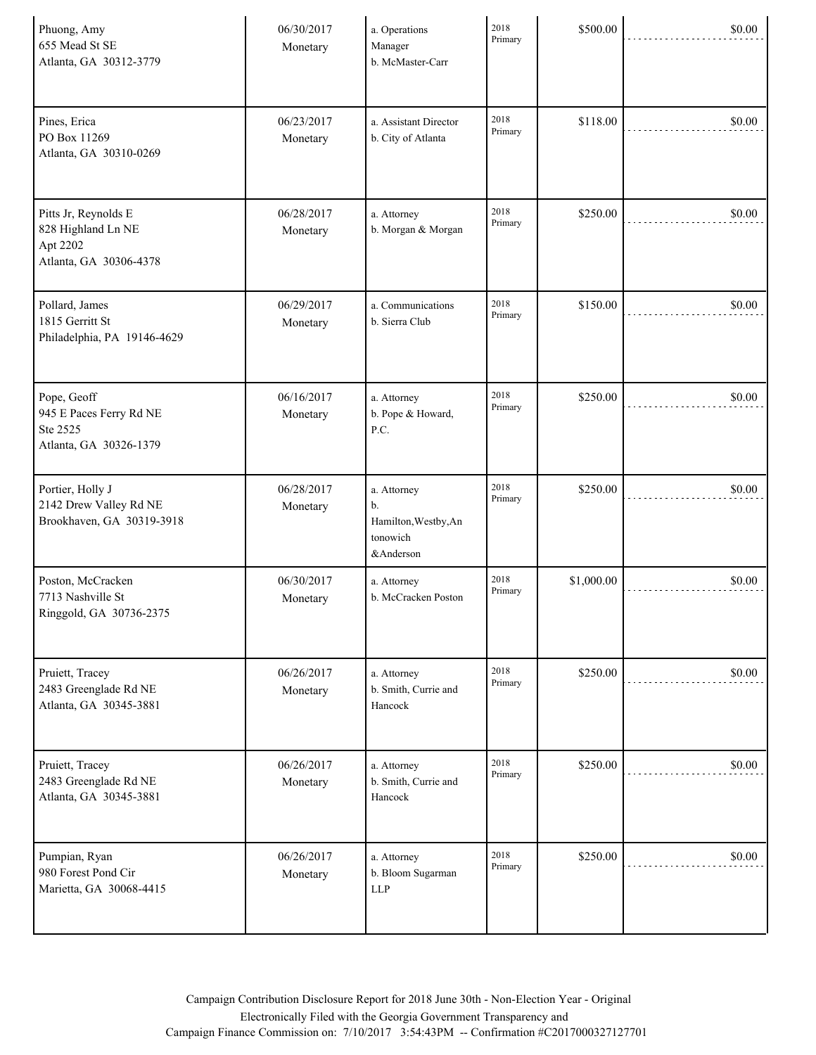| | | | | | |
|---|---|---|---|---|---|
| Phuong, Amy<br>655 Mead St SE<br>Atlanta, GA 30312-3779 | 06/30/2017<br>Monetary | a. Operations Manager<br>b. McMaster-Carr | 2018 Primary | $500.00 | $0.00 |
| Pines, Erica<br>PO Box 11269<br>Atlanta, GA 30310-0269 | 06/23/2017<br>Monetary | a. Assistant Director<br>b. City of Atlanta | 2018 Primary | $118.00 | $0.00 |
| Pitts Jr, Reynolds E<br>828 Highland Ln NE<br>Apt 2202<br>Atlanta, GA 30306-4378 | 06/28/2017<br>Monetary | a. Attorney<br>b. Morgan & Morgan | 2018 Primary | $250.00 | $0.00 |
| Pollard, James<br>1815 Gerritt St<br>Philadelphia, PA 19146-4629 | 06/29/2017<br>Monetary | a. Communications<br>b. Sierra Club | 2018 Primary | $150.00 | $0.00 |
| Pope, Geoff<br>945 E Paces Ferry Rd NE<br>Ste 2525<br>Atlanta, GA 30326-1379 | 06/16/2017<br>Monetary | a. Attorney<br>b. Pope & Howard, P.C. | 2018 Primary | $250.00 | $0.00 |
| Portier, Holly J<br>2142 Drew Valley Rd NE<br>Brookhaven, GA 30319-3918 | 06/28/2017<br>Monetary | a. Attorney<br>b. Hamilton,Westby,Antonowich &Anderson | 2018 Primary | $250.00 | $0.00 |
| Poston, McCracken<br>7713 Nashville St<br>Ringgold, GA 30736-2375 | 06/30/2017<br>Monetary | a. Attorney<br>b. McCracken Poston | 2018 Primary | $1,000.00 | $0.00 |
| Pruiett, Tracey<br>2483 Greenglade Rd NE<br>Atlanta, GA 30345-3881 | 06/26/2017<br>Monetary | a. Attorney<br>b. Smith, Currie and Hancock | 2018 Primary | $250.00 | $0.00 |
| Pruiett, Tracey<br>2483 Greenglade Rd NE<br>Atlanta, GA 30345-3881 | 06/26/2017<br>Monetary | a. Attorney<br>b. Smith, Currie and Hancock | 2018 Primary | $250.00 | $0.00 |
| Pumpian, Ryan<br>980 Forest Pond Cir<br>Marietta, GA 30068-4415 | 06/26/2017<br>Monetary | a. Attorney<br>b. Bloom Sugarman LLP | 2018 Primary | $250.00 | $0.00 |

Campaign Contribution Disclosure Report for 2018 June 30th - Non-Election Year - Original
Electronically Filed with the Georgia Government Transparency and
Campaign Finance Commission on: 7/10/2017 3:54:43PM -- Confirmation #C2017000327127701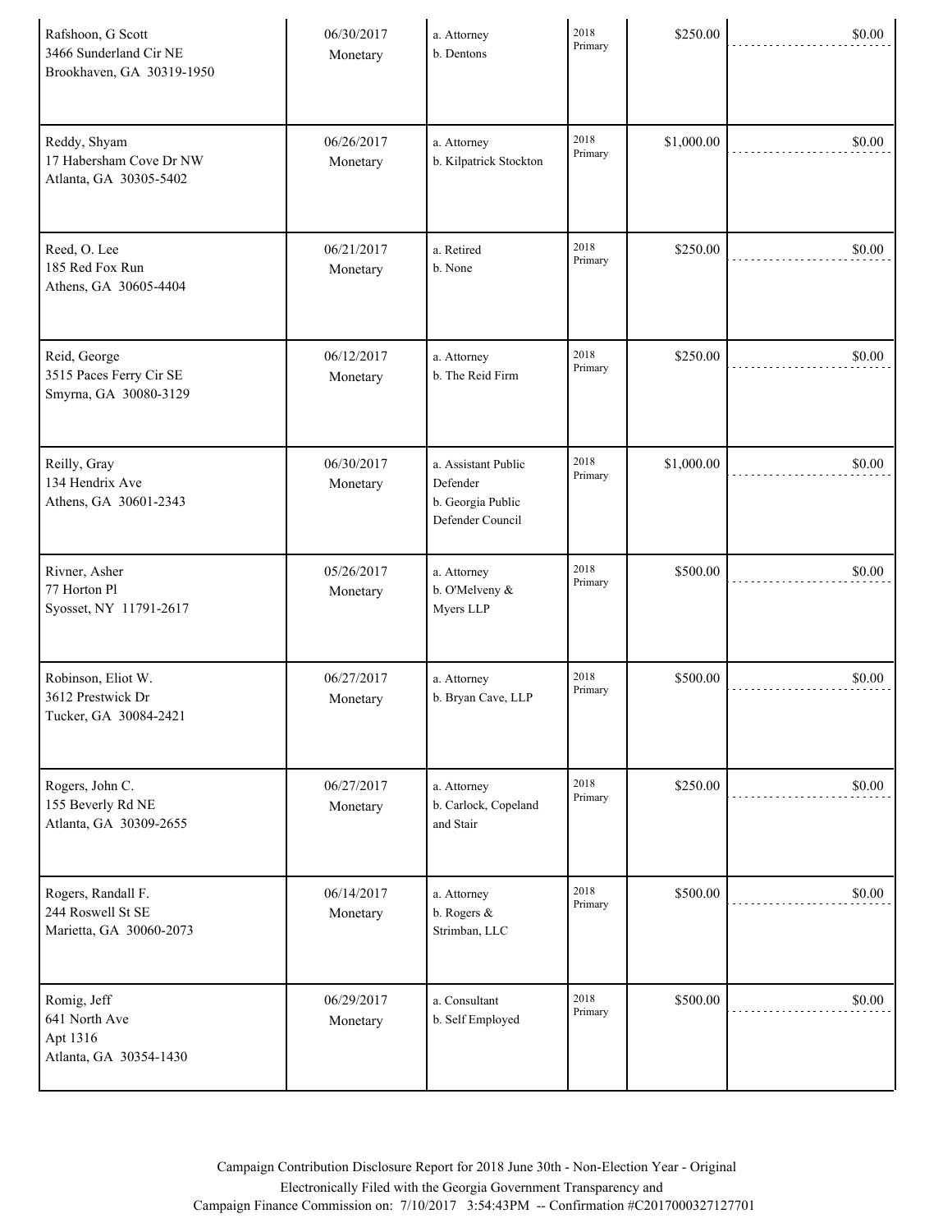| | | | | | |
|---|---|---|---|---|---|
| Rafshoon, G Scott<br>3466 Sunderland Cir NE<br>Brookhaven, GA 30319-1950 | 06/30/2017<br>Monetary | a. Attorney<br>b. Dentons | 2018<br>Primary | $250.00 | $0.00 |
| Reddy, Shyam<br>17 Habersham Cove Dr NW<br>Atlanta, GA 30305-5402 | 06/26/2017<br>Monetary | a. Attorney<br>b. Kilpatrick Stockton | 2018<br>Primary | $1,000.00 | $0.00 |
| Reed, O. Lee<br>185 Red Fox Run<br>Athens, GA 30605-4404 | 06/21/2017<br>Monetary | a. Retired<br>b. None | 2018<br>Primary | $250.00 | $0.00 |
| Reid, George<br>3515 Paces Ferry Cir SE<br>Smyrna, GA 30080-3129 | 06/12/2017<br>Monetary | a. Attorney<br>b. The Reid Firm | 2018<br>Primary | $250.00 | $0.00 |
| Reilly, Gray<br>134 Hendrix Ave<br>Athens, GA 30601-2343 | 06/30/2017<br>Monetary | a. Assistant Public Defender<br>b. Georgia Public Defender Council | 2018<br>Primary | $1,000.00 | $0.00 |
| Rivner, Asher<br>77 Horton Pl<br>Syosset, NY 11791-2617 | 05/26/2017<br>Monetary | a. Attorney<br>b. O'Melveny & Myers LLP | 2018<br>Primary | $500.00 | $0.00 |
| Robinson, Eliot W.<br>3612 Prestwick Dr<br>Tucker, GA 30084-2421 | 06/27/2017<br>Monetary | a. Attorney<br>b. Bryan Cave, LLP | 2018<br>Primary | $500.00 | $0.00 |
| Rogers, John C.<br>155 Beverly Rd NE<br>Atlanta, GA 30309-2655 | 06/27/2017<br>Monetary | a. Attorney<br>b. Carlock, Copeland and Stair | 2018<br>Primary | $250.00 | $0.00 |
| Rogers, Randall F.<br>244 Roswell St SE<br>Marietta, GA 30060-2073 | 06/14/2017<br>Monetary | a. Attorney<br>b. Rogers & Strimban, LLC | 2018<br>Primary | $500.00 | $0.00 |
| Romig, Jeff<br>641 North Ave<br>Apt 1316<br>Atlanta, GA 30354-1430 | 06/29/2017<br>Monetary | a. Consultant<br>b. Self Employed | 2018<br>Primary | $500.00 | $0.00 |

Campaign Contribution Disclosure Report for 2018 June 30th - Non-Election Year - Original
Electronically Filed with the Georgia Government Transparency and
Campaign Finance Commission on: 7/10/2017 3:54:43PM -- Confirmation #C2017000327127701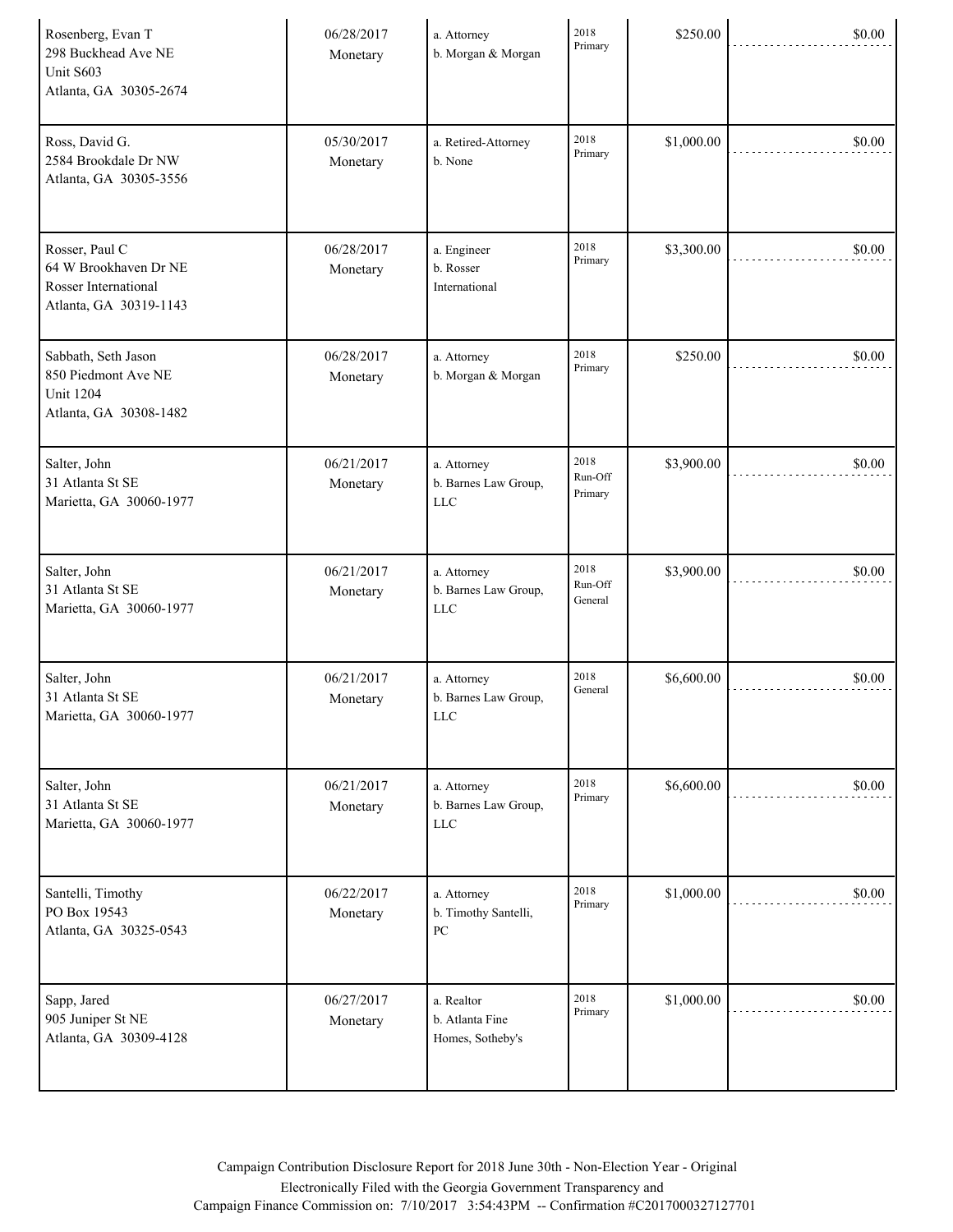| | | | | | |
|---|---|---|---|---|---|
| Rosenberg, Evan T<br>298 Buckhead Ave NE<br>Unit S603<br>Atlanta, GA 30305-2674 | 06/28/2017<br>Monetary | a. Attorney<br>b. Morgan & Morgan | 2018 Primary | $250.00 | $0.00 |
| Ross, David G.<br>2584 Brookdale Dr NW<br>Atlanta, GA 30305-3556 | 05/30/2017<br>Monetary | a. Retired-Attorney<br>b. None | 2018 Primary | $1,000.00 | $0.00 |
| Rosser, Paul C<br>64 W Brookhaven Dr NE<br>Rosser International<br>Atlanta, GA 30319-1143 | 06/28/2017<br>Monetary | a. Engineer<br>b. Rosser International | 2018 Primary | $3,300.00 | $0.00 |
| Sabbath, Seth Jason<br>850 Piedmont Ave NE<br>Unit 1204<br>Atlanta, GA 30308-1482 | 06/28/2017<br>Monetary | a. Attorney<br>b. Morgan & Morgan | 2018 Primary | $250.00 | $0.00 |
| Salter, John<br>31 Atlanta St SE<br>Marietta, GA 30060-1977 | 06/21/2017<br>Monetary | a. Attorney<br>b. Barnes Law Group, LLC | 2018 Run-Off Primary | $3,900.00 | $0.00 |
| Salter, John<br>31 Atlanta St SE<br>Marietta, GA 30060-1977 | 06/21/2017<br>Monetary | a. Attorney<br>b. Barnes Law Group, LLC | 2018 Run-Off General | $3,900.00 | $0.00 |
| Salter, John<br>31 Atlanta St SE<br>Marietta, GA 30060-1977 | 06/21/2017<br>Monetary | a. Attorney<br>b. Barnes Law Group, LLC | 2018 General | $6,600.00 | $0.00 |
| Salter, John<br>31 Atlanta St SE<br>Marietta, GA 30060-1977 | 06/21/2017<br>Monetary | a. Attorney<br>b. Barnes Law Group, LLC | 2018 Primary | $6,600.00 | $0.00 |
| Santelli, Timothy<br>PO Box 19543<br>Atlanta, GA 30325-0543 | 06/22/2017<br>Monetary | a. Attorney<br>b. Timothy Santelli, PC | 2018 Primary | $1,000.00 | $0.00 |
| Sapp, Jared<br>905 Juniper St NE<br>Atlanta, GA 30309-4128 | 06/27/2017<br>Monetary | a. Realtor<br>b. Atlanta Fine Homes, Sotheby's | 2018 Primary | $1,000.00 | $0.00 |

Campaign Contribution Disclosure Report for 2018 June 30th - Non-Election Year - Original
Electronically Filed with the Georgia Government Transparency and
Campaign Finance Commission on: 7/10/2017 3:54:43PM -- Confirmation #C2017000327127701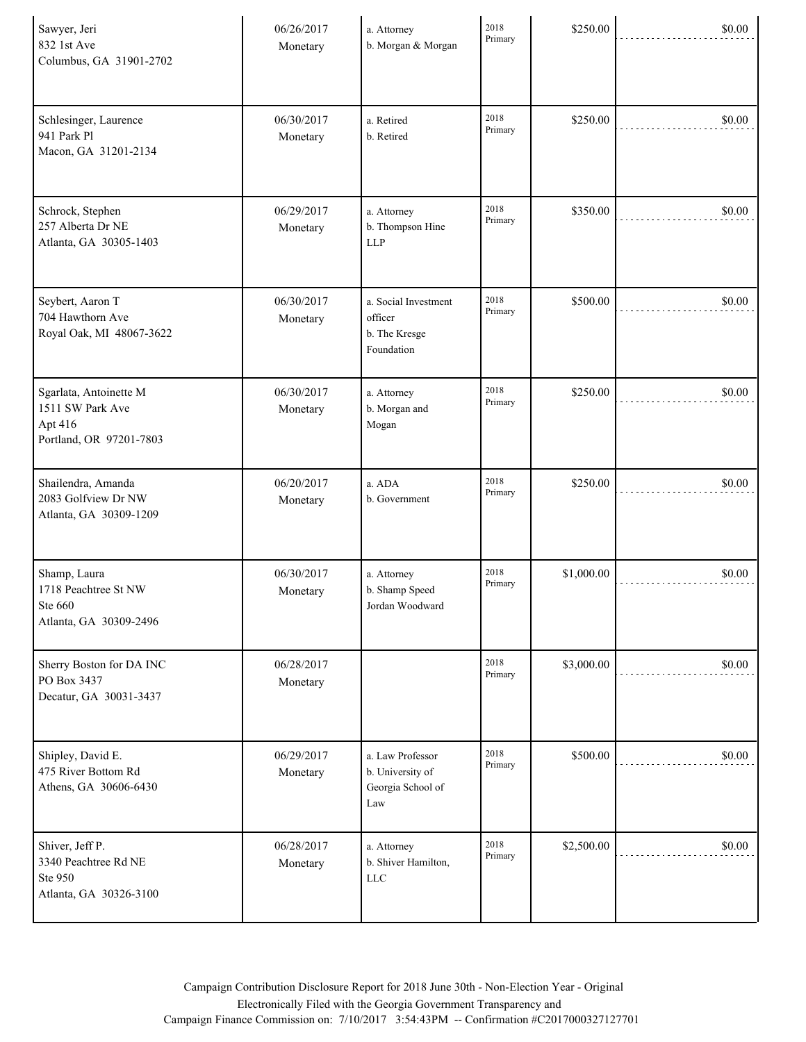| | | | | | |
|---|---|---|---|---|---|
| Sawyer, Jeri<br>832 1st Ave<br>Columbus, GA 31901-2702 | 06/26/2017<br>Monetary | a. Attorney<br>b. Morgan & Morgan | 2018 Primary | $250.00 | $0.00 |
| Schlesinger, Laurence<br>941 Park Pl<br>Macon, GA 31201-2134 | 06/30/2017<br>Monetary | a. Retired<br>b. Retired | 2018 Primary | $250.00 | $0.00 |
| Schrock, Stephen<br>257 Alberta Dr NE<br>Atlanta, GA 30305-1403 | 06/29/2017<br>Monetary | a. Attorney<br>b. Thompson Hine LLP | 2018 Primary | $350.00 | $0.00 |
| Seybert, Aaron T<br>704 Hawthorn Ave<br>Royal Oak, MI 48067-3622 | 06/30/2017<br>Monetary | a. Social Investment officer<br>b. The Kresge Foundation | 2018 Primary | $500.00 | $0.00 |
| Sgarlata, Antoinette M<br>1511 SW Park Ave<br>Apt 416<br>Portland, OR 97201-7803 | 06/30/2017<br>Monetary | a. Attorney<br>b. Morgan and Mogan | 2018 Primary | $250.00 | $0.00 |
| Shailendra, Amanda<br>2083 Golfview Dr NW<br>Atlanta, GA 30309-1209 | 06/20/2017<br>Monetary | a. ADA<br>b. Government | 2018 Primary | $250.00 | $0.00 |
| Shamp, Laura<br>1718 Peachtree St NW<br>Ste 660<br>Atlanta, GA 30309-2496 | 06/30/2017<br>Monetary | a. Attorney<br>b. Shamp Speed Jordan Woodward | 2018 Primary | $1,000.00 | $0.00 |
| Sherry Boston for DA INC<br>PO Box 3437<br>Decatur, GA 30031-3437 | 06/28/2017<br>Monetary | | 2018 Primary | $3,000.00 | $0.00 |
| Shipley, David E.<br>475 River Bottom Rd<br>Athens, GA 30606-6430 | 06/29/2017<br>Monetary | a. Law Professor<br>b. University of Georgia School of Law | 2018 Primary | $500.00 | $0.00 |
| Shiver, Jeff P.<br>3340 Peachtree Rd NE<br>Ste 950<br>Atlanta, GA 30326-3100 | 06/28/2017<br>Monetary | a. Attorney<br>b. Shiver Hamilton, LLC | 2018 Primary | $2,500.00 | $0.00 |

Campaign Contribution Disclosure Report for 2018 June 30th - Non-Election Year - Original
Electronically Filed with the Georgia Government Transparency and
Campaign Finance Commission on: 7/10/2017 3:54:43PM -- Confirmation #C2017000327127701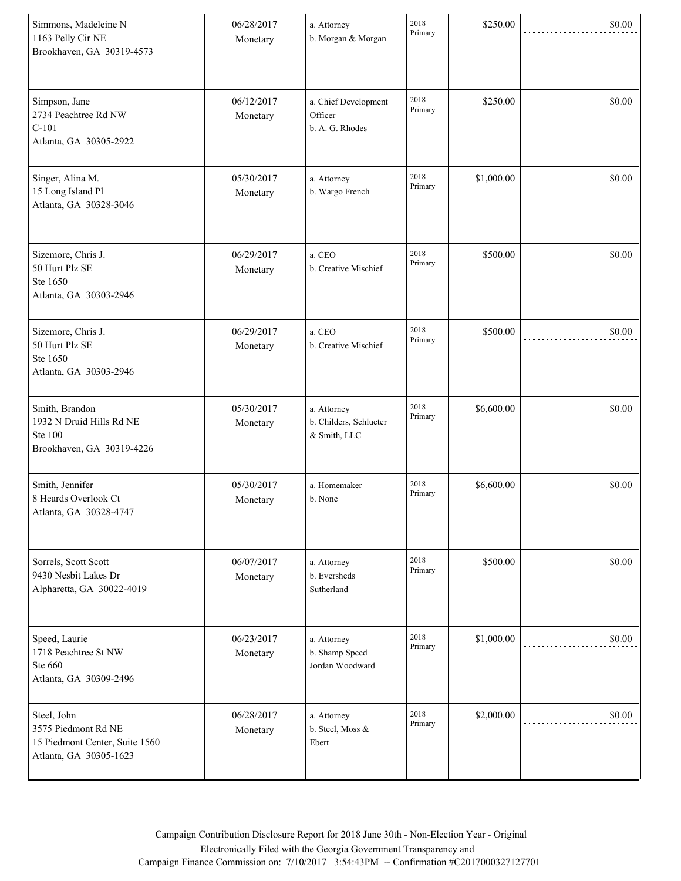| | | | | | |
|---|---|---|---|---|---|
| Simmons, Madeleine N<br>1163 Pelly Cir NE<br>Brookhaven, GA 30319-4573 | 06/28/2017<br>Monetary | a. Attorney<br>b. Morgan & Morgan | 2018<br>Primary | $250.00 | $0.00 |
| Simpson, Jane<br>2734 Peachtree Rd NW<br>C-101<br>Atlanta, GA 30305-2922 | 06/12/2017<br>Monetary | a. Chief Development Officer<br>b. A. G. Rhodes | 2018<br>Primary | $250.00 | $0.00 |
| Singer, Alina M.<br>15 Long Island Pl<br>Atlanta, GA 30328-3046 | 05/30/2017<br>Monetary | a. Attorney<br>b. Wargo French | 2018<br>Primary | $1,000.00 | $0.00 |
| Sizemore, Chris J.<br>50 Hurt Plz SE<br>Ste 1650<br>Atlanta, GA 30303-2946 | 06/29/2017<br>Monetary | a. CEO<br>b. Creative Mischief | 2018<br>Primary | $500.00 | $0.00 |
| Sizemore, Chris J.<br>50 Hurt Plz SE<br>Ste 1650<br>Atlanta, GA 30303-2946 | 06/29/2017<br>Monetary | a. CEO<br>b. Creative Mischief | 2018<br>Primary | $500.00 | $0.00 |
| Smith, Brandon<br>1932 N Druid Hills Rd NE<br>Ste 100<br>Brookhaven, GA 30319-4226 | 05/30/2017<br>Monetary | a. Attorney<br>b. Childers, Schlueter & Smith, LLC | 2018<br>Primary | $6,600.00 | $0.00 |
| Smith, Jennifer<br>8 Heards Overlook Ct<br>Atlanta, GA 30328-4747 | 05/30/2017<br>Monetary | a. Homemaker<br>b. None | 2018<br>Primary | $6,600.00 | $0.00 |
| Sorrels, Scott Scott<br>9430 Nesbit Lakes Dr<br>Alpharetta, GA 30022-4019 | 06/07/2017<br>Monetary | a. Attorney<br>b. Eversheds Sutherland | 2018<br>Primary | $500.00 | $0.00 |
| Speed, Laurie<br>1718 Peachtree St NW<br>Ste 660<br>Atlanta, GA 30309-2496 | 06/23/2017<br>Monetary | a. Attorney<br>b. Shamp Speed Jordan Woodward | 2018<br>Primary | $1,000.00 | $0.00 |
| Steel, John<br>3575 Piedmont Rd NE<br>15 Piedmont Center, Suite 1560<br>Atlanta, GA 30305-1623 | 06/28/2017<br>Monetary | a. Attorney<br>b. Steel, Moss & Ebert | 2018<br>Primary | $2,000.00 | $0.00 |

Campaign Contribution Disclosure Report for 2018 June 30th - Non-Election Year - Original
Electronically Filed with the Georgia Government Transparency and
Campaign Finance Commission on: 7/10/2017 3:54:43PM -- Confirmation #C2017000327127701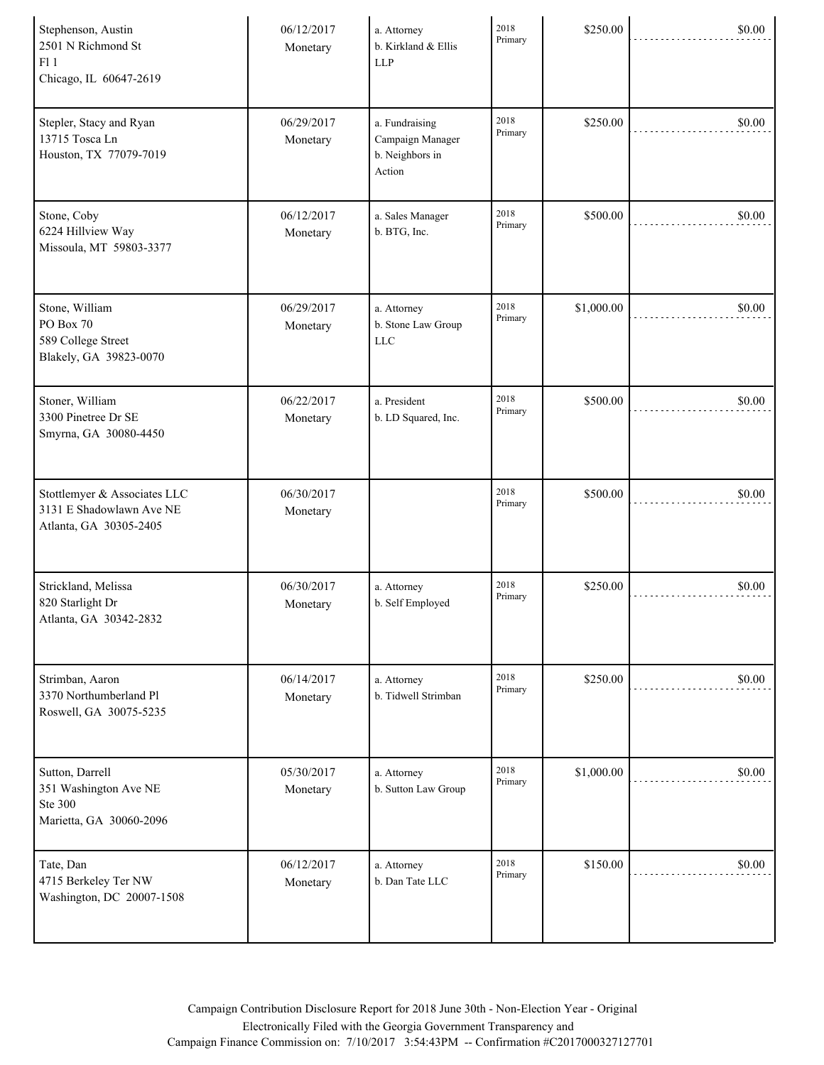| | | | | | |
|---|---|---|---|---|---|
| Stephenson, Austin<br>2501 N Richmond St<br>Fl 1<br>Chicago, IL 60647-2619 | 06/12/2017<br>Monetary | a. Attorney<br>b. Kirkland & Ellis LLP | 2018 Primary | $250.00 | $0.00 |
| Stepler, Stacy and Ryan<br>13715 Tosca Ln<br>Houston, TX 77079-7019 | 06/29/2017<br>Monetary | a. Fundraising Campaign Manager<br>b. Neighbors in Action | 2018 Primary | $250.00 | $0.00 |
| Stone, Coby<br>6224 Hillview Way<br>Missoula, MT 59803-3377 | 06/12/2017<br>Monetary | a. Sales Manager<br>b. BTG, Inc. | 2018 Primary | $500.00 | $0.00 |
| Stone, William<br>PO Box 70<br>589 College Street<br>Blakely, GA 39823-0070 | 06/29/2017<br>Monetary | a. Attorney<br>b. Stone Law Group LLC | 2018 Primary | $1,000.00 | $0.00 |
| Stoner, William<br>3300 Pinetree Dr SE<br>Smyrna, GA 30080-4450 | 06/22/2017<br>Monetary | a. President<br>b. LD Squared, Inc. | 2018 Primary | $500.00 | $0.00 |
| Stottlemyer & Associates LLC<br>3131 E Shadowlawn Ave NE<br>Atlanta, GA 30305-2405 | 06/30/2017<br>Monetary | | 2018 Primary | $500.00 | $0.00 |
| Strickland, Melissa<br>820 Starlight Dr<br>Atlanta, GA 30342-2832 | 06/30/2017<br>Monetary | a. Attorney<br>b. Self Employed | 2018 Primary | $250.00 | $0.00 |
| Strimban, Aaron<br>3370 Northumberland Pl<br>Roswell, GA 30075-5235 | 06/14/2017<br>Monetary | a. Attorney<br>b. Tidwell Strimban | 2018 Primary | $250.00 | $0.00 |
| Sutton, Darrell<br>351 Washington Ave NE<br>Ste 300<br>Marietta, GA 30060-2096 | 05/30/2017<br>Monetary | a. Attorney<br>b. Sutton Law Group | 2018 Primary | $1,000.00 | $0.00 |
| Tate, Dan<br>4715 Berkeley Ter NW<br>Washington, DC 20007-1508 | 06/12/2017<br>Monetary | a. Attorney<br>b. Dan Tate LLC | 2018 Primary | $150.00 | $0.00 |

Campaign Contribution Disclosure Report for 2018 June 30th - Non-Election Year - Original
Electronically Filed with the Georgia Government Transparency and
Campaign Finance Commission on: 7/10/2017 3:54:43PM -- Confirmation #C2017000327127701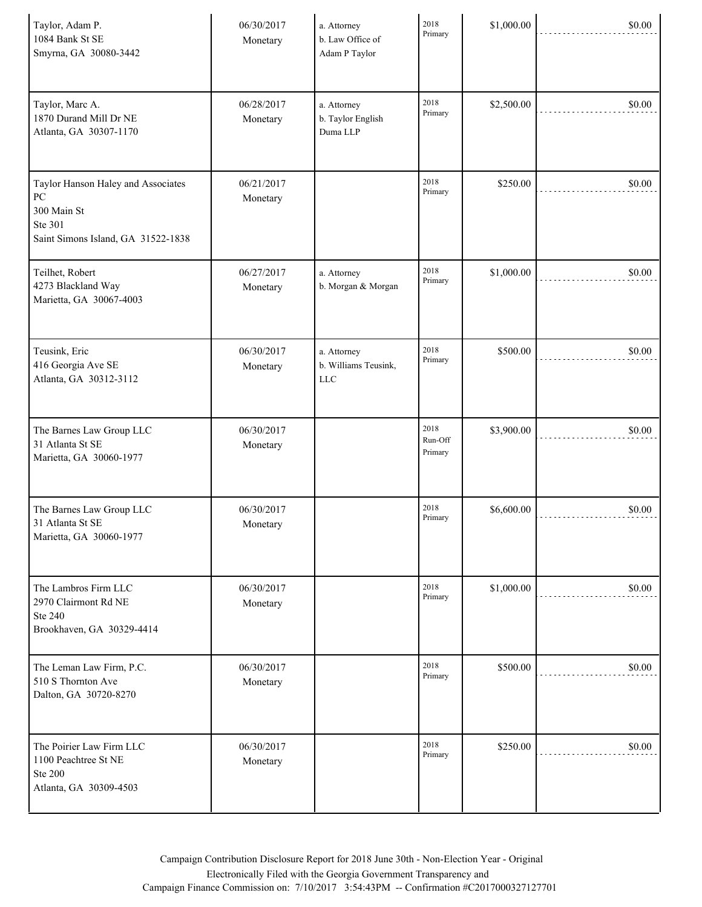| | | | | | |
|---|---|---|---|---|---|
| Taylor, Adam P.<br>1084 Bank St SE<br>Smyrna, GA 30080-3442 | 06/30/2017<br>Monetary | a. Attorney<br>b. Law Office of Adam P Taylor | 2018 Primary | $1,000.00 | $0.00 |
| Taylor, Marc A.<br>1870 Durand Mill Dr NE<br>Atlanta, GA 30307-1170 | 06/28/2017<br>Monetary | a. Attorney<br>b. Taylor English Duma LLP | 2018 Primary | $2,500.00 | $0.00 |
| Taylor Hanson Haley and Associates PC<br>300 Main St<br>Ste 301<br>Saint Simons Island, GA 31522-1838 | 06/21/2017<br>Monetary | | 2018 Primary | $250.00 | $0.00 |
| Teilhet, Robert<br>4273 Blackland Way<br>Marietta, GA 30067-4003 | 06/27/2017<br>Monetary | a. Attorney<br>b. Morgan & Morgan | 2018 Primary | $1,000.00 | $0.00 |
| Teusink, Eric<br>416 Georgia Ave SE<br>Atlanta, GA 30312-3112 | 06/30/2017<br>Monetary | a. Attorney<br>b. Williams Teusink, LLC | 2018 Primary | $500.00 | $0.00 |
| The Barnes Law Group LLC<br>31 Atlanta St SE<br>Marietta, GA 30060-1977 | 06/30/2017<br>Monetary | | 2018 Run-Off Primary | $3,900.00 | $0.00 |
| The Barnes Law Group LLC<br>31 Atlanta St SE<br>Marietta, GA 30060-1977 | 06/30/2017<br>Monetary | | 2018 Primary | $6,600.00 | $0.00 |
| The Lambros Firm LLC<br>2970 Clairmont Rd NE<br>Ste 240<br>Brookhaven, GA 30329-4414 | 06/30/2017<br>Monetary | | 2018 Primary | $1,000.00 | $0.00 |
| The Leman Law Firm, P.C.<br>510 S Thornton Ave<br>Dalton, GA 30720-8270 | 06/30/2017<br>Monetary | | 2018 Primary | $500.00 | $0.00 |
| The Poirier Law Firm LLC<br>1100 Peachtree St NE<br>Ste 200<br>Atlanta, GA 30309-4503 | 06/30/2017<br>Monetary | | 2018 Primary | $250.00 | $0.00 |

Campaign Contribution Disclosure Report for 2018 June 30th - Non-Election Year - Original
Electronically Filed with the Georgia Government Transparency and
Campaign Finance Commission on: 7/10/2017 3:54:43PM -- Confirmation #C2017000327127701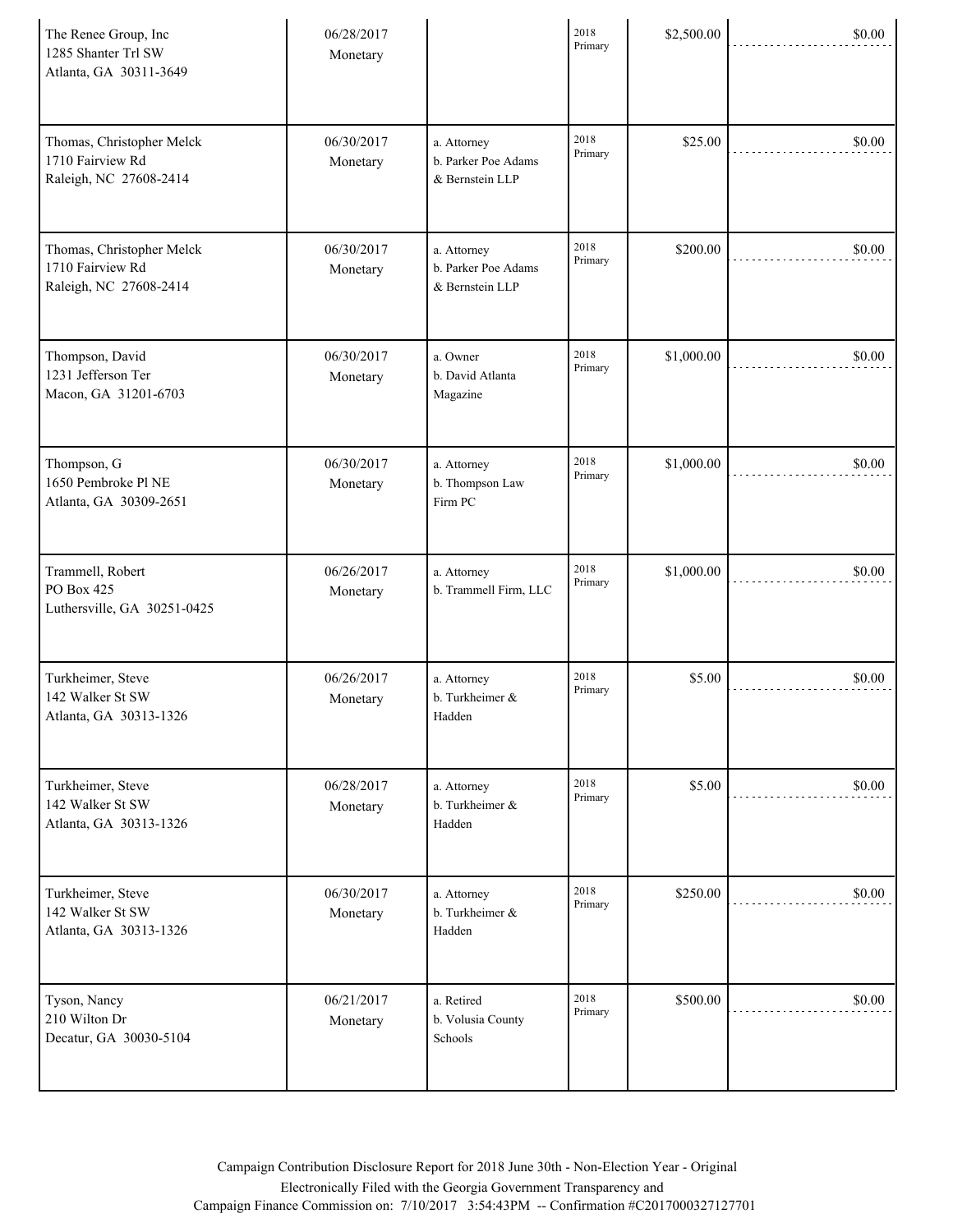| | | | | | |
|---|---|---|---|---|---|
| The Renee Group, Inc<br>1285 Shanter Trl SW<br>Atlanta, GA 30311-3649 | 06/28/2017<br>Monetary | | 2018<br>Primary | $2,500.00 | $0.00 |
| Thomas, Christopher Melck<br>1710 Fairview Rd<br>Raleigh, NC 27608-2414 | 06/30/2017<br>Monetary | a. Attorney<br>b. Parker Poe Adams & Bernstein LLP | 2018<br>Primary | $25.00 | $0.00 |
| Thomas, Christopher Melck<br>1710 Fairview Rd<br>Raleigh, NC 27608-2414 | 06/30/2017<br>Monetary | a. Attorney<br>b. Parker Poe Adams & Bernstein LLP | 2018<br>Primary | $200.00 | $0.00 |
| Thompson, David<br>1231 Jefferson Ter<br>Macon, GA 31201-6703 | 06/30/2017<br>Monetary | a. Owner<br>b. David Atlanta Magazine | 2018<br>Primary | $1,000.00 | $0.00 |
| Thompson, G<br>1650 Pembroke Pl NE<br>Atlanta, GA 30309-2651 | 06/30/2017<br>Monetary | a. Attorney<br>b. Thompson Law Firm PC | 2018<br>Primary | $1,000.00 | $0.00 |
| Trammell, Robert<br>PO Box 425<br>Luthersville, GA 30251-0425 | 06/26/2017<br>Monetary | a. Attorney<br>b. Trammell Firm, LLC | 2018<br>Primary | $1,000.00 | $0.00 |
| Turkheimer, Steve<br>142 Walker St SW<br>Atlanta, GA 30313-1326 | 06/26/2017<br>Monetary | a. Attorney<br>b. Turkheimer & Hadden | 2018<br>Primary | $5.00 | $0.00 |
| Turkheimer, Steve<br>142 Walker St SW<br>Atlanta, GA 30313-1326 | 06/28/2017<br>Monetary | a. Attorney<br>b. Turkheimer & Hadden | 2018<br>Primary | $5.00 | $0.00 |
| Turkheimer, Steve<br>142 Walker St SW<br>Atlanta, GA 30313-1326 | 06/30/2017<br>Monetary | a. Attorney<br>b. Turkheimer & Hadden | 2018<br>Primary | $250.00 | $0.00 |
| Tyson, Nancy<br>210 Wilton Dr<br>Decatur, GA 30030-5104 | 06/21/2017<br>Monetary | a. Retired<br>b. Volusia County Schools | 2018<br>Primary | $500.00 | $0.00 |

Campaign Contribution Disclosure Report for 2018 June 30th - Non-Election Year - Original
Electronically Filed with the Georgia Government Transparency and
Campaign Finance Commission on: 7/10/2017 3:54:43PM -- Confirmation #C2017000327127701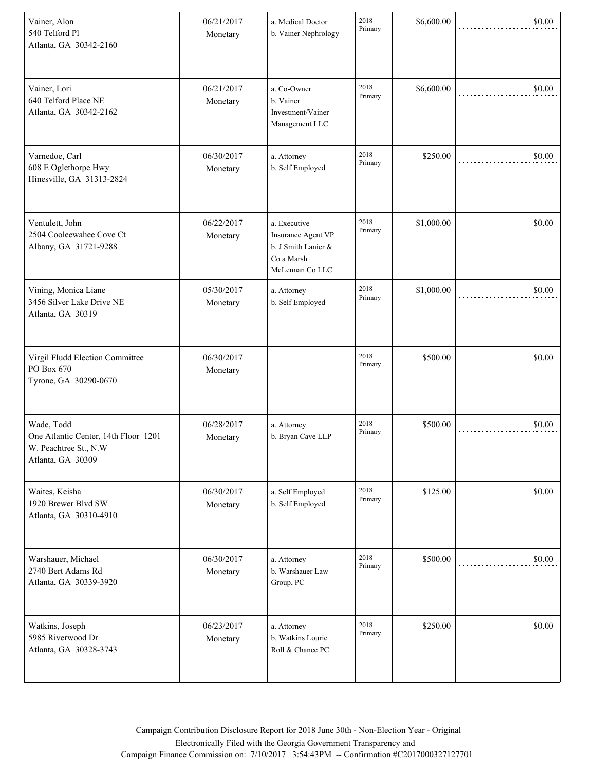| | | | | | |
|---|---|---|---|---|---|
| Vainer, Alon<br>540 Telford Pl<br>Atlanta, GA 30342-2160 | 06/21/2017<br>Monetary | a. Medical Doctor<br>b. Vainer Nephrology | 2018 Primary | $6,600.00 | $0.00 |
| Vainer, Lori<br>640 Telford Place NE<br>Atlanta, GA 30342-2162 | 06/21/2017<br>Monetary | a. Co-Owner<br>b. Vainer Investment/Vainer Management LLC | 2018 Primary | $6,600.00 | $0.00 |
| Varnedoe, Carl<br>608 E Oglethorpe Hwy<br>Hinesville, GA 31313-2824 | 06/30/2017<br>Monetary | a. Attorney<br>b. Self Employed | 2018 Primary | $250.00 | $0.00 |
| Ventulett, John<br>2504 Cooleewahee Cove Ct<br>Albany, GA 31721-9288 | 06/22/2017<br>Monetary | a. Executive Insurance Agent VP<br>b. J Smith Lanier & Co a Marsh McLennan Co LLC | 2018 Primary | $1,000.00 | $0.00 |
| Vining, Monica Liane<br>3456 Silver Lake Drive NE<br>Atlanta, GA 30319 | 05/30/2017<br>Monetary | a. Attorney<br>b. Self Employed | 2018 Primary | $1,000.00 | $0.00 |
| Virgil Fludd Election Committee<br>PO Box 670<br>Tyrone, GA 30290-0670 | 06/30/2017<br>Monetary | | 2018 Primary | $500.00 | $0.00 |
| Wade, Todd<br>One Atlantic Center, 14th Floor 1201 W. Peachtree St., N.W<br>Atlanta, GA 30309 | 06/28/2017<br>Monetary | a. Attorney<br>b. Bryan Cave LLP | 2018 Primary | $500.00 | $0.00 |
| Waites, Keisha<br>1920 Brewer Blvd SW<br>Atlanta, GA 30310-4910 | 06/30/2017<br>Monetary | a. Self Employed<br>b. Self Employed | 2018 Primary | $125.00 | $0.00 |
| Warshauer, Michael<br>2740 Bert Adams Rd<br>Atlanta, GA 30339-3920 | 06/30/2017<br>Monetary | a. Attorney<br>b. Warshauer Law Group, PC | 2018 Primary | $500.00 | $0.00 |
| Watkins, Joseph<br>5985 Riverwood Dr<br>Atlanta, GA 30328-3743 | 06/23/2017<br>Monetary | a. Attorney<br>b. Watkins Lourie Roll & Chance PC | 2018 Primary | $250.00 | $0.00 |

Campaign Contribution Disclosure Report for 2018 June 30th - Non-Election Year - Original
Electronically Filed with the Georgia Government Transparency and
Campaign Finance Commission on: 7/10/2017 3:54:43PM -- Confirmation #C2017000327127701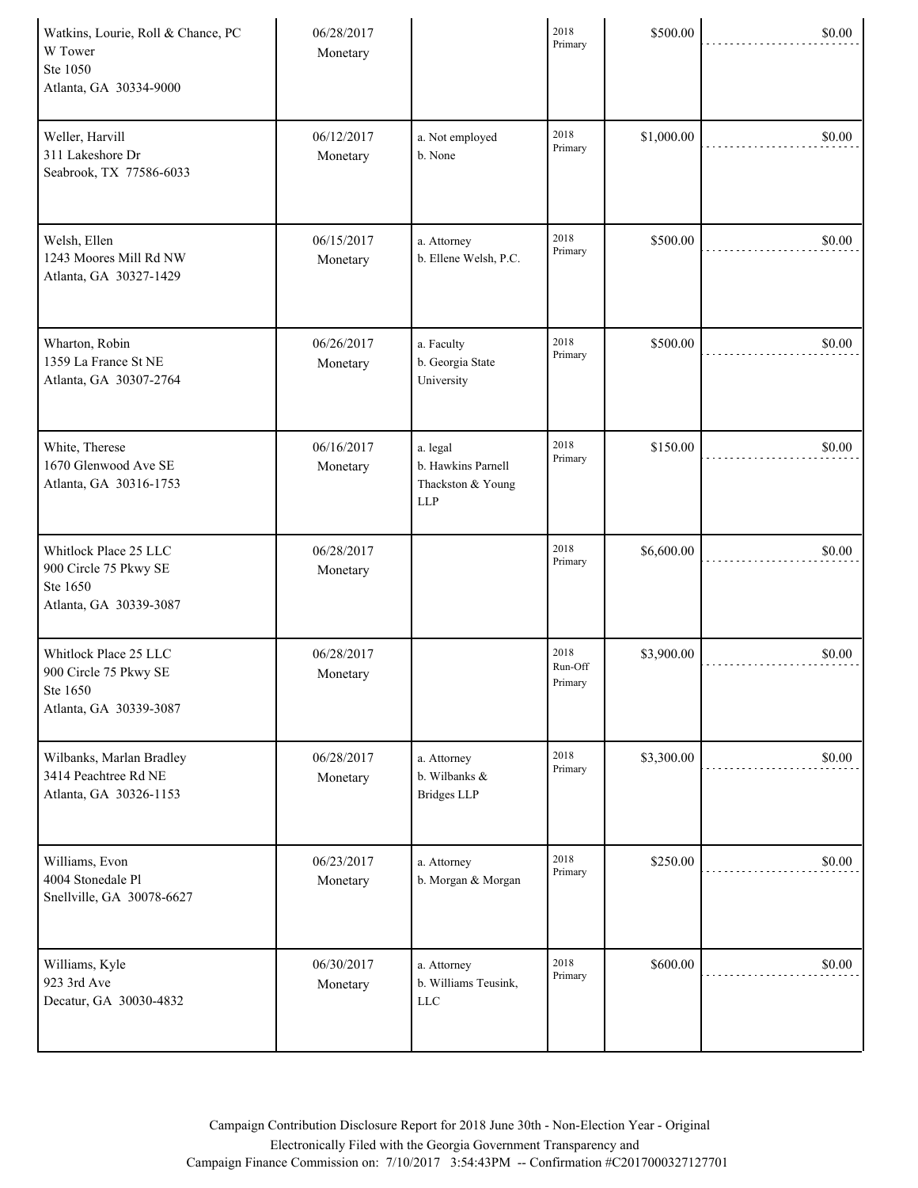| | | | | | |
|---|---|---|---|---|---|
| Watkins, Lourie, Roll & Chance, PC<br>W Tower<br>Ste 1050<br>Atlanta, GA 30334-9000 | 06/28/2017<br>Monetary | | 2018<br>Primary | $500.00 | $0.00 |
| Weller, Harvill<br>311 Lakeshore Dr<br>Seabrook, TX 77586-6033 | 06/12/2017<br>Monetary | a. Not employed<br>b. None | 2018<br>Primary | $1,000.00 | $0.00 |
| Welsh, Ellen<br>1243 Moores Mill Rd NW<br>Atlanta, GA 30327-1429 | 06/15/2017<br>Monetary | a. Attorney<br>b. Ellene Welsh, P.C. | 2018<br>Primary | $500.00 | $0.00 |
| Wharton, Robin<br>1359 La France St NE<br>Atlanta, GA 30307-2764 | 06/26/2017<br>Monetary | a. Faculty<br>b. Georgia State University | 2018<br>Primary | $500.00 | $0.00 |
| White, Therese<br>1670 Glenwood Ave SE<br>Atlanta, GA 30316-1753 | 06/16/2017<br>Monetary | a. legal<br>b. Hawkins Parnell Thackston & Young LLP | 2018<br>Primary | $150.00 | $0.00 |
| Whitlock Place 25 LLC<br>900 Circle 75 Pkwy SE<br>Ste 1650<br>Atlanta, GA 30339-3087 | 06/28/2017<br>Monetary | | 2018<br>Primary | $6,600.00 | $0.00 |
| Whitlock Place 25 LLC<br>900 Circle 75 Pkwy SE<br>Ste 1650<br>Atlanta, GA 30339-3087 | 06/28/2017<br>Monetary | | 2018<br>Run-Off Primary | $3,900.00 | $0.00 |
| Wilbanks, Marlan Bradley<br>3414 Peachtree Rd NE<br>Atlanta, GA 30326-1153 | 06/28/2017<br>Monetary | a. Attorney<br>b. Wilbanks & Bridges LLP | 2018<br>Primary | $3,300.00 | $0.00 |
| Williams, Evon<br>4004 Stonedale Pl<br>Snellville, GA 30078-6627 | 06/23/2017<br>Monetary | a. Attorney<br>b. Morgan & Morgan | 2018<br>Primary | $250.00 | $0.00 |
| Williams, Kyle<br>923 3rd Ave<br>Decatur, GA 30030-4832 | 06/30/2017<br>Monetary | a. Attorney<br>b. Williams Teusink, LLC | 2018<br>Primary | $600.00 | $0.00 |

Campaign Contribution Disclosure Report for 2018 June 30th - Non-Election Year - Original
Electronically Filed with the Georgia Government Transparency and
Campaign Finance Commission on: 7/10/2017 3:54:43PM -- Confirmation #C2017000327127701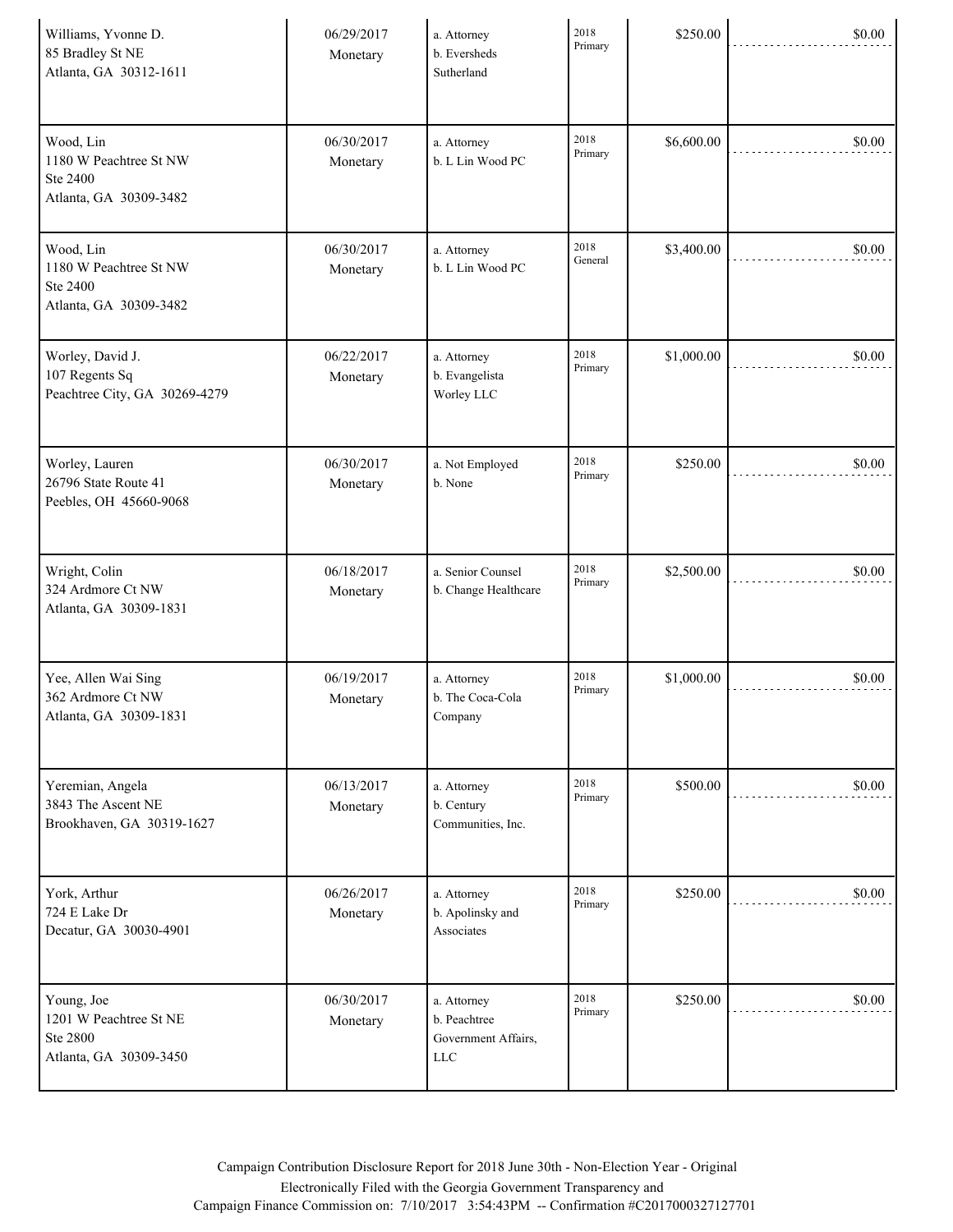| | | | | | |
|---|---|---|---|---|---|
| Williams, Yvonne D.<br>85 Bradley St NE<br>Atlanta, GA 30312-1611 | 06/29/2017<br>Monetary | a. Attorney<br>b. Eversheds Sutherland | 2018 Primary | $250.00 | $0.00 |
| Wood, Lin<br>1180 W Peachtree St NW<br>Ste 2400<br>Atlanta, GA 30309-3482 | 06/30/2017<br>Monetary | a. Attorney<br>b. L Lin Wood PC | 2018 Primary | $6,600.00 | $0.00 |
| Wood, Lin<br>1180 W Peachtree St NW<br>Ste 2400<br>Atlanta, GA 30309-3482 | 06/30/2017<br>Monetary | a. Attorney<br>b. L Lin Wood PC | 2018 General | $3,400.00 | $0.00 |
| Worley, David J.<br>107 Regents Sq<br>Peachtree City, GA 30269-4279 | 06/22/2017<br>Monetary | a. Attorney<br>b. Evangelista Worley LLC | 2018 Primary | $1,000.00 | $0.00 |
| Worley, Lauren<br>26796 State Route 41<br>Peebles, OH 45660-9068 | 06/30/2017<br>Monetary | a. Not Employed<br>b. None | 2018 Primary | $250.00 | $0.00 |
| Wright, Colin<br>324 Ardmore Ct NW<br>Atlanta, GA 30309-1831 | 06/18/2017<br>Monetary | a. Senior Counsel<br>b. Change Healthcare | 2018 Primary | $2,500.00 | $0.00 |
| Yee, Allen Wai Sing<br>362 Ardmore Ct NW<br>Atlanta, GA 30309-1831 | 06/19/2017<br>Monetary | a. Attorney<br>b. The Coca-Cola Company | 2018 Primary | $1,000.00 | $0.00 |
| Yeremian, Angela<br>3843 The Ascent NE<br>Brookhaven, GA 30319-1627 | 06/13/2017<br>Monetary | a. Attorney<br>b. Century Communities, Inc. | 2018 Primary | $500.00 | $0.00 |
| York, Arthur<br>724 E Lake Dr<br>Decatur, GA 30030-4901 | 06/26/2017<br>Monetary | a. Attorney<br>b. Apolinsky and Associates | 2018 Primary | $250.00 | $0.00 |
| Young, Joe<br>1201 W Peachtree St NE<br>Ste 2800<br>Atlanta, GA 30309-3450 | 06/30/2017<br>Monetary | a. Attorney<br>b. Peachtree Government Affairs, LLC | 2018 Primary | $250.00 | $0.00 |

Campaign Contribution Disclosure Report for 2018 June 30th - Non-Election Year - Original
Electronically Filed with the Georgia Government Transparency and
Campaign Finance Commission on: 7/10/2017 3:54:43PM -- Confirmation #C2017000327127701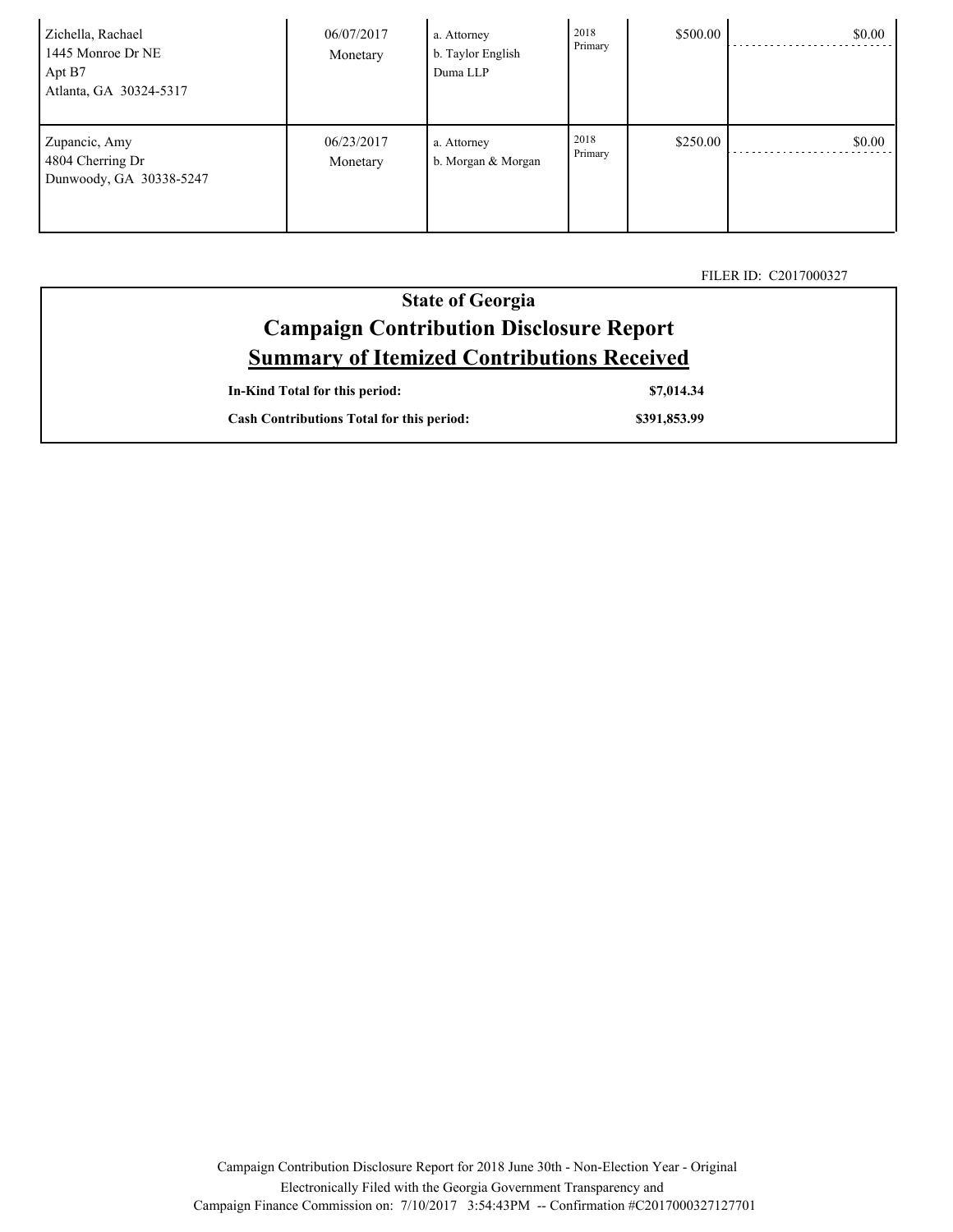| | | | | | |
|---|---|---|---|---|---|
| Zichella, Rachael<br>1445 Monroe Dr NE<br>Apt B7<br>Atlanta, GA 30324-5317 | 06/07/2017<br>Monetary | a. Attorney<br>b. Taylor English Duma LLP | 2018 Primary | $500.00 | $0.00 |
| Zupancic, Amy<br>4804 Cherring Dr<br>Dunwoody, GA 30338-5247 | 06/23/2017<br>Monetary | a. Attorney<br>b. Morgan & Morgan | 2018 Primary | $250.00 | $0.00 |

FILER ID: C2017000327

## State of Georgia
## Campaign Contribution Disclosure Report
## Summary of Itemized Contributions Received

| | |
|---|---|
| **In-Kind Total for this period:** | **$7,014.34** |
| **Cash Contributions Total for this period:** | **$391,853.99** |

Campaign Contribution Disclosure Report for 2018 June 30th - Non-Election Year - Original
Electronically Filed with the Georgia Government Transparency and
Campaign Finance Commission on: 7/10/2017 3:54:43PM -- Confirmation #C2017000327127701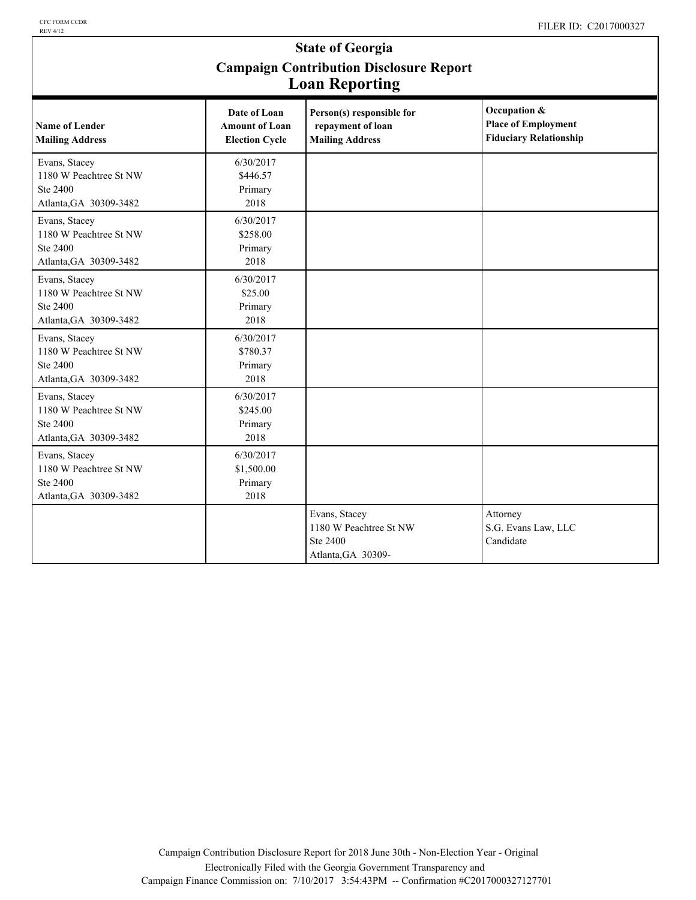# State of Georgia

## Campaign Contribution Disclosure Report

## Loan Reporting

| Name of Lender<br>Mailing Address | Date of Loan<br>Amount of Loan<br>Election Cycle | Person(s) responsible for repayment of loan<br>Mailing Address | Occupation &<br>Place of Employment<br>Fiduciary Relationship |
|---|---|---|---|
| Evans, Stacey<br>1180 W Peachtree St NW<br>Ste 2400<br>Atlanta,GA 30309-3482 | 6/30/2017<br>$446.57<br>Primary<br>2018 | | |
| Evans, Stacey<br>1180 W Peachtree St NW<br>Ste 2400<br>Atlanta,GA 30309-3482 | 6/30/2017<br>$258.00<br>Primary<br>2018 | | |
| Evans, Stacey<br>1180 W Peachtree St NW<br>Ste 2400<br>Atlanta,GA 30309-3482 | 6/30/2017<br>$25.00<br>Primary<br>2018 | | |
| Evans, Stacey<br>1180 W Peachtree St NW<br>Ste 2400<br>Atlanta,GA 30309-3482 | 6/30/2017<br>$780.37<br>Primary<br>2018 | | |
| Evans, Stacey<br>1180 W Peachtree St NW<br>Ste 2400<br>Atlanta,GA 30309-3482 | 6/30/2017<br>$245.00<br>Primary<br>2018 | | |
| Evans, Stacey<br>1180 W Peachtree St NW<br>Ste 2400<br>Atlanta,GA 30309-3482 | 6/30/2017<br>$1,500.00<br>Primary<br>2018 | | |
| | | Evans, Stacey<br>1180 W Peachtree St NW<br>Ste 2400<br>Atlanta,GA 30309- | Attorney<br>S.G. Evans Law, LLC<br>Candidate |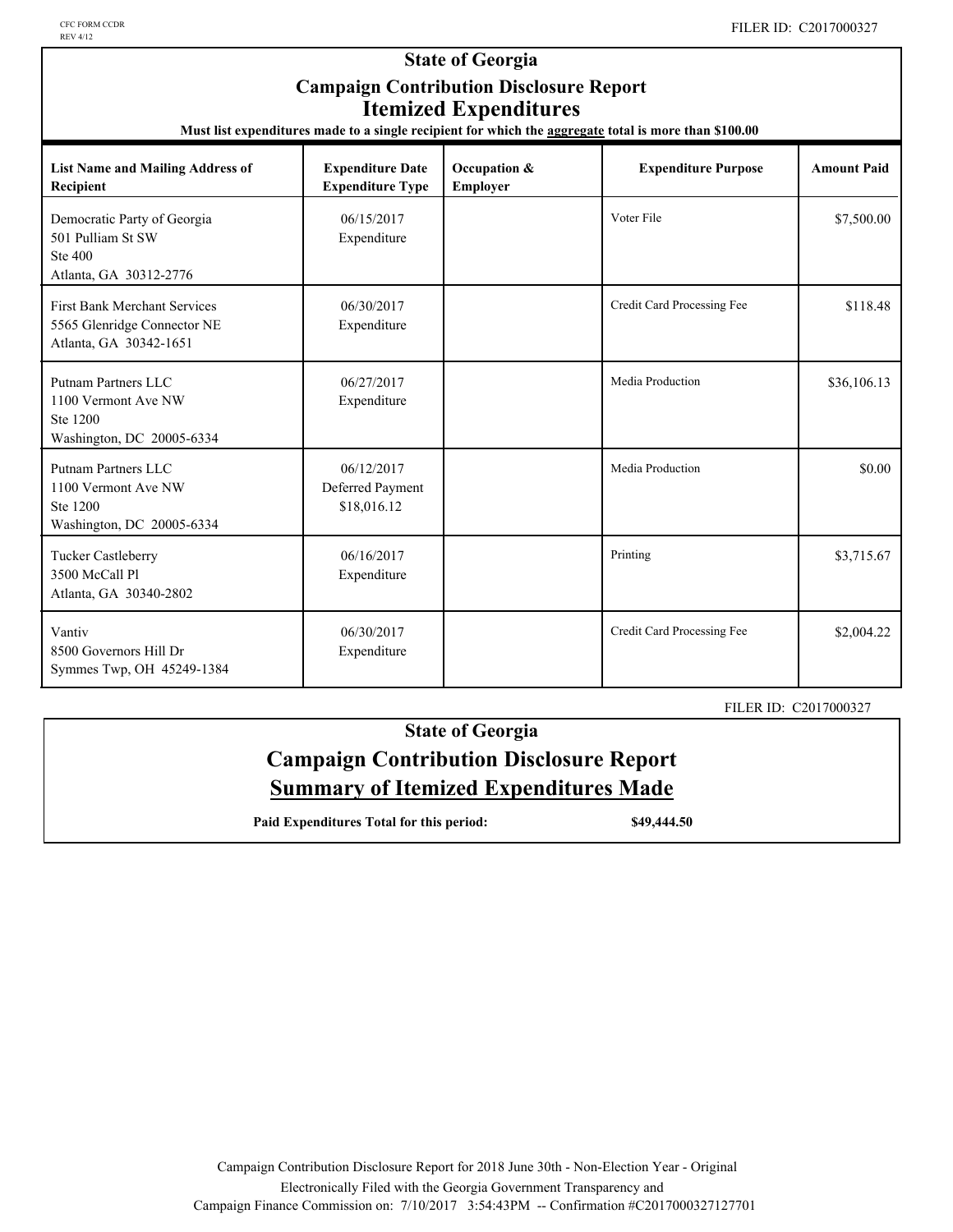CFC FORM CCDR
REV 4/12

FILER ID: C2017000327

# State of Georgia
## Campaign Contribution Disclosure Report
## Itemized Expenditures

**Must list expenditures made to a single recipient for which the aggregate total is more than $100.00**

| List Name and Mailing Address of Recipient | Expenditure Date Expenditure Type | Occupation & Employer | Expenditure Purpose | Amount Paid |
|---|---|---|---|---|
| Democratic Party of Georgia<br>501 Pulliam St SW<br>Ste 400<br>Atlanta, GA 30312-2776 | 06/15/2017<br>Expenditure | | Voter File | $7,500.00 |
| First Bank Merchant Services<br>5565 Glenridge Connector NE<br>Atlanta, GA 30342-1651 | 06/30/2017<br>Expenditure | | Credit Card Processing Fee | $118.48 |
| Putnam Partners LLC<br>1100 Vermont Ave NW<br>Ste 1200<br>Washington, DC 20005-6334 | 06/27/2017<br>Expenditure | | Media Production | $36,106.13 |
| Putnam Partners LLC<br>1100 Vermont Ave NW<br>Ste 1200<br>Washington, DC 20005-6334 | 06/12/2017<br>Deferred Payment<br>$18,016.12 | | Media Production | $0.00 |
| Tucker Castleberry<br>3500 McCall Pl<br>Atlanta, GA 30340-2802 | 06/16/2017<br>Expenditure | | Printing | $3,715.67 |
| Vantiv<br>8500 Governors Hill Dr<br>Symmes Twp, OH 45249-1384 | 06/30/2017<br>Expenditure | | Credit Card Processing Fee | $2,004.22 |

FILER ID: C2017000327

# State of Georgia
## Campaign Contribution Disclosure Report
## Summary of Itemized Expenditures Made

**Paid Expenditures Total for this period:** **$49,444.50**

Campaign Contribution Disclosure Report for 2018 June 30th - Non-Election Year - Original
Electronically Filed with the Georgia Government Transparency and
Campaign Finance Commission on: 7/10/2017 3:54:43PM -- Confirmation #C2017000327127701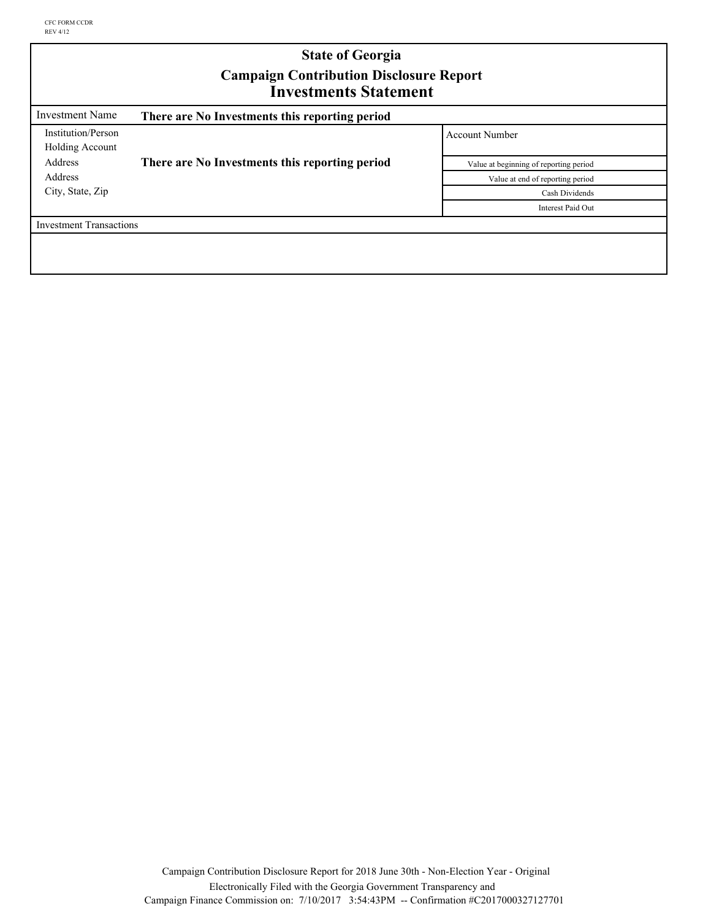CFC FORM CCDR
REV 4/12

# State of Georgia

## Campaign Contribution Disclosure Report

## Investments Statement

| | | |
|---|---|---|
| Investment Name | **There are No Investments this reporting period** | |
| Institution/Person Holding Account | | Account Number |
| Address | **There are No Investments this reporting period** | Value at beginning of reporting period |
| Address | | Value at end of reporting period |
| City, State, Zip | | Cash Dividends |
| | | Interest Paid Out |
| Investment Transactions | | |

Campaign Contribution Disclosure Report for 2018 June 30th - Non-Election Year - Original
Electronically Filed with the Georgia Government Transparency and
Campaign Finance Commission on: 7/10/2017 3:54:43PM -- Confirmation #C2017000327127701